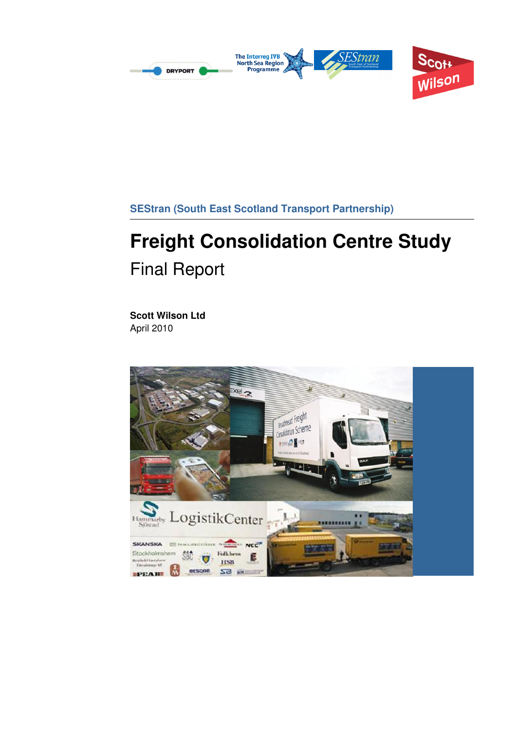SEStran (South East Scotland Transport Partnership)

# Freight Consolidation Centre Study

## Final Report

**Scott Wilson Ltd**
April 2010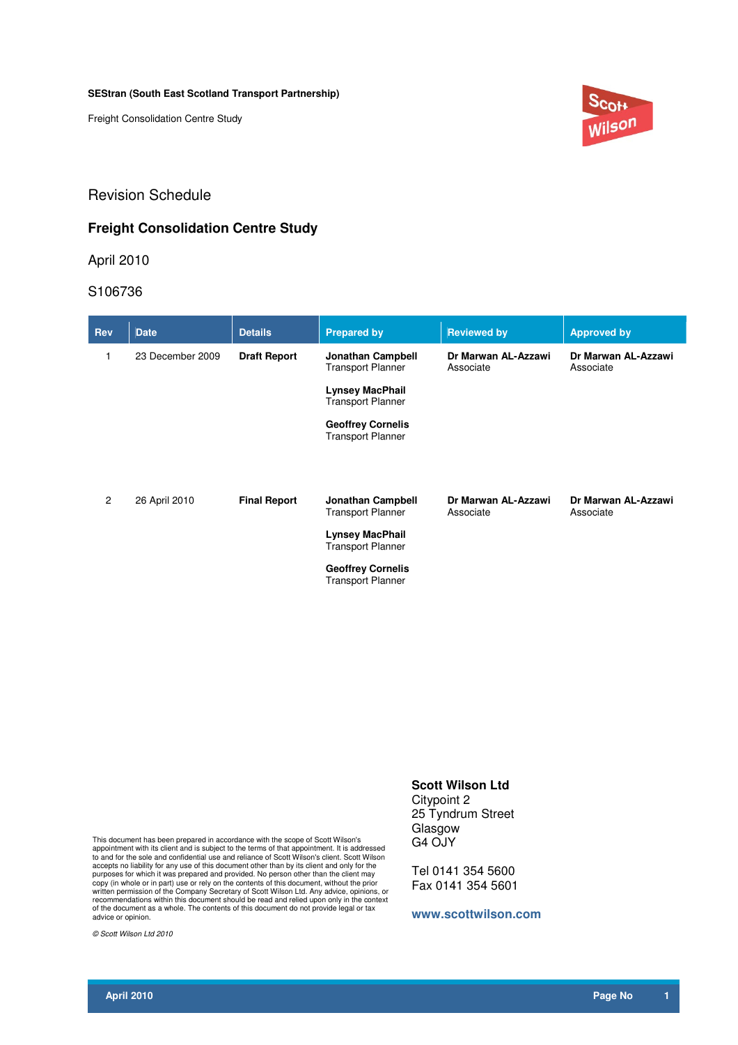**SEStran (South East Scotland Transport Partnership)**

Freight Consolidation Centre Study

## Revision Schedule

### Freight Consolidation Centre Study

April 2010

S106736

| Rev | Date | Details | Prepared by | Reviewed by | Approved by |
|---|---|---|---|---|---|
| 1 | 23 December 2009 | **Draft Report** | **Jonathan Campbell** Transport Planner<br><br>**Lynsey MacPhail** Transport Planner<br><br>**Geoffrey Cornelis** Transport Planner | **Dr Marwan AL-Azzawi** Associate | **Dr Marwan AL-Azzawi** Associate |
| 2 | 26 April 2010 | **Final Report** | **Jonathan Campbell** Transport Planner<br><br>**Lynsey MacPhail** Transport Planner<br><br>**Geoffrey Cornelis** Transport Planner | **Dr Marwan AL-Azzawi** Associate | **Dr Marwan AL-Azzawi** Associate |

This document has been prepared in accordance with the scope of Scott Wilson's appointment with its client and is subject to the terms of that appointment. It is addressed to and for the sole and confidential use and reliance of Scott Wilson's client. Scott Wilson accepts no liability for any use of this document other than by its client and only for the purposes for which it was prepared and provided. No person other than the client may copy (in whole or in part) use or rely on the contents of this document, without the prior written permission of the Company Secretary of Scott Wilson Ltd. Any advice, opinions, or recommendations within this document should be read and relied upon only in the context of the document as a whole. The contents of this document do not provide legal or tax advice or opinion.

*© Scott Wilson Ltd 2010*

**Scott Wilson Ltd**
Citypoint 2
25 Tyndrum Street
Glasgow
G4 OJY

Tel 0141 354 5600
Fax 0141 354 5601

**www.scottwilson.com**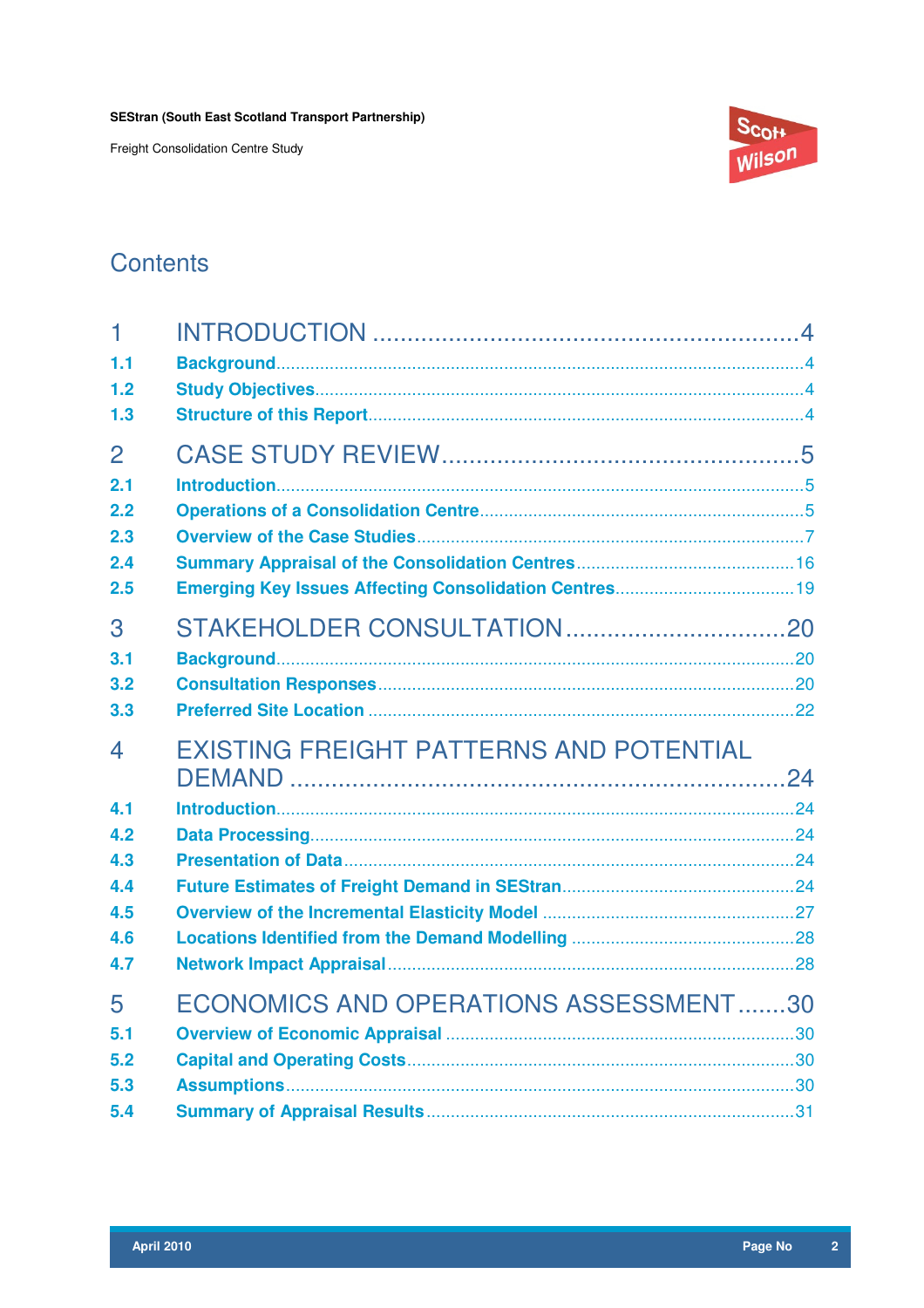# Contents

| | | |
|---|---|---|
| 1 | INTRODUCTION | 4 |
| 1.1 | Background | 4 |
| 1.2 | Study Objectives | 4 |
| 1.3 | Structure of this Report | 4 |
| 2 | CASE STUDY REVIEW | 5 |
| 2.1 | Introduction | 5 |
| 2.2 | Operations of a Consolidation Centre | 5 |
| 2.3 | Overview of the Case Studies | 7 |
| 2.4 | Summary Appraisal of the Consolidation Centres | 16 |
| 2.5 | Emerging Key Issues Affecting Consolidation Centres | 19 |
| 3 | STAKEHOLDER CONSULTATION | 20 |
| 3.1 | Background | 20 |
| 3.2 | Consultation Responses | 20 |
| 3.3 | Preferred Site Location | 22 |
| 4 | EXISTING FREIGHT PATTERNS AND POTENTIAL DEMAND | 24 |
| 4.1 | Introduction | 24 |
| 4.2 | Data Processing | 24 |
| 4.3 | Presentation of Data | 24 |
| 4.4 | Future Estimates of Freight Demand in SEStran | 24 |
| 4.5 | Overview of the Incremental Elasticity Model | 27 |
| 4.6 | Locations Identified from the Demand Modelling | 28 |
| 4.7 | Network Impact Appraisal | 28 |
| 5 | ECONOMICS AND OPERATIONS ASSESSMENT | 30 |
| 5.1 | Overview of Economic Appraisal | 30 |
| 5.2 | Capital and Operating Costs | 30 |
| 5.3 | Assumptions | 30 |
| 5.4 | Summary of Appraisal Results | 31 |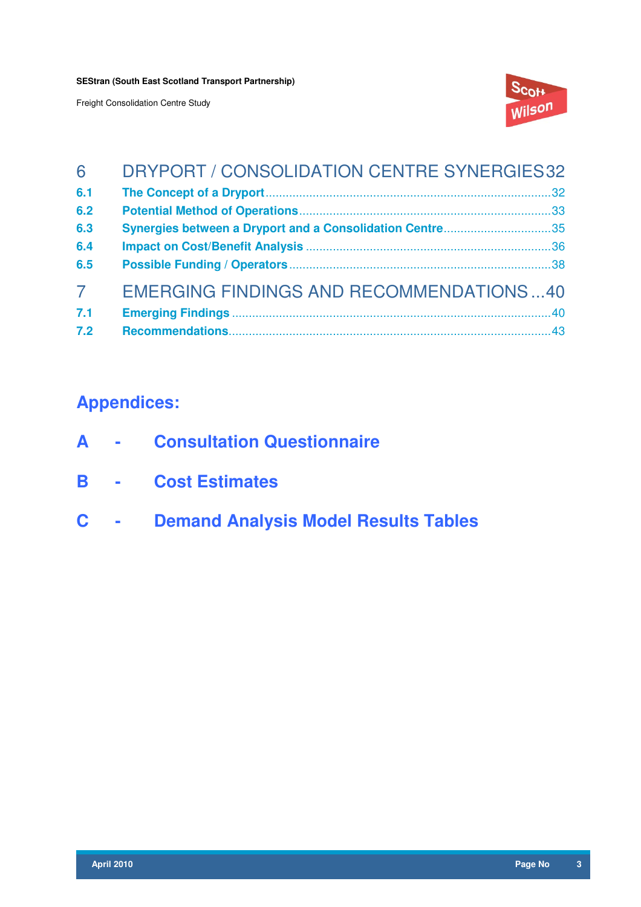6 DRYPORT / CONSOLIDATION CENTRE SYNERGIES 32

6.1 The Concept of a Dryport ........ 32

6.2 Potential Method of Operations ........ 33

6.3 Synergies between a Dryport and a Consolidation Centre ........ 35

6.4 Impact on Cost/Benefit Analysis ........ 36

6.5 Possible Funding / Operators ........ 38

7 EMERGING FINDINGS AND RECOMMENDATIONS ... 40

7.1 Emerging Findings ........ 40

7.2 Recommendations ........ 43

## Appendices:

**A - Consultation Questionnaire**

**B - Cost Estimates**

**C - Demand Analysis Model Results Tables**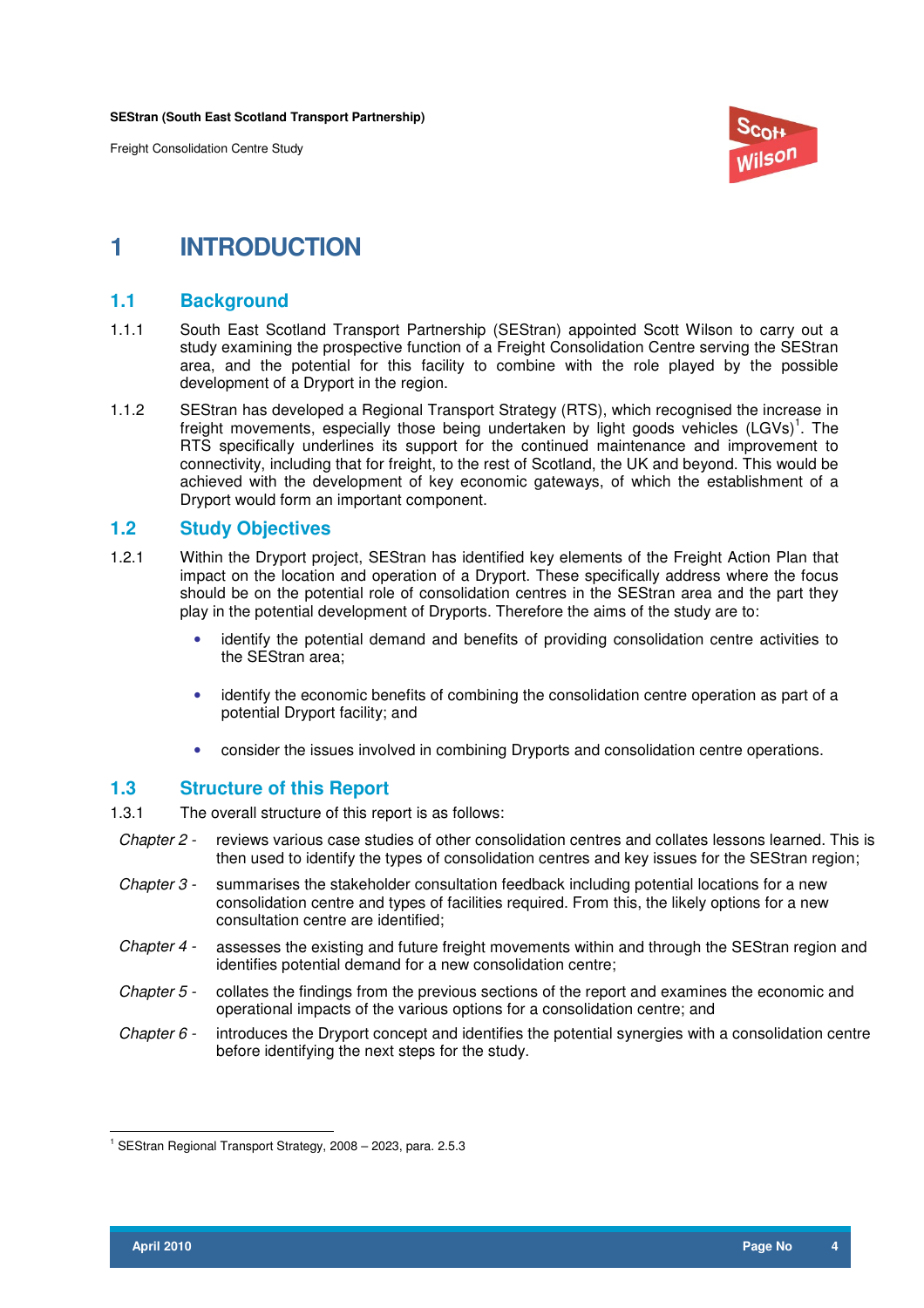# 1 INTRODUCTION

## 1.1 Background

1.1.1 South East Scotland Transport Partnership (SEStran) appointed Scott Wilson to carry out a study examining the prospective function of a Freight Consolidation Centre serving the SEStran area, and the potential for this facility to combine with the role played by the possible development of a Dryport in the region.

1.1.2 SEStran has developed a Regional Transport Strategy (RTS), which recognised the increase in freight movements, especially those being undertaken by light goods vehicles (LGVs)[1]. The RTS specifically underlines its support for the continued maintenance and improvement to connectivity, including that for freight, to the rest of Scotland, the UK and beyond. This would be achieved with the development of key economic gateways, of which the establishment of a Dryport would form an important component.

## 1.2 Study Objectives

1.2.1 Within the Dryport project, SEStran has identified key elements of the Freight Action Plan that impact on the location and operation of a Dryport. These specifically address where the focus should be on the potential role of consolidation centres in the SEStran area and the part they play in the potential development of Dryports. Therefore the aims of the study are to:

- identify the potential demand and benefits of providing consolidation centre activities to the SEStran area;
- identify the economic benefits of combining the consolidation centre operation as part of a potential Dryport facility; and
- consider the issues involved in combining Dryports and consolidation centre operations.

## 1.3 Structure of this Report

1.3.1 The overall structure of this report is as follows:

*Chapter 2 -* reviews various case studies of other consolidation centres and collates lessons learned. This is then used to identify the types of consolidation centres and key issues for the SEStran region;

*Chapter 3 -* summarises the stakeholder consultation feedback including potential locations for a new consolidation centre and types of facilities required. From this, the likely options for a new consultation centre are identified;

*Chapter 4 -* assesses the existing and future freight movements within and through the SEStran region and identifies potential demand for a new consolidation centre;

*Chapter 5 -* collates the findings from the previous sections of the report and examines the economic and operational impacts of the various options for a consolidation centre; and

*Chapter 6 -* introduces the Dryport concept and identifies the potential synergies with a consolidation centre before identifying the next steps for the study.

---

[1] SEStran Regional Transport Strategy, 2008 – 2023, para. 2.5.3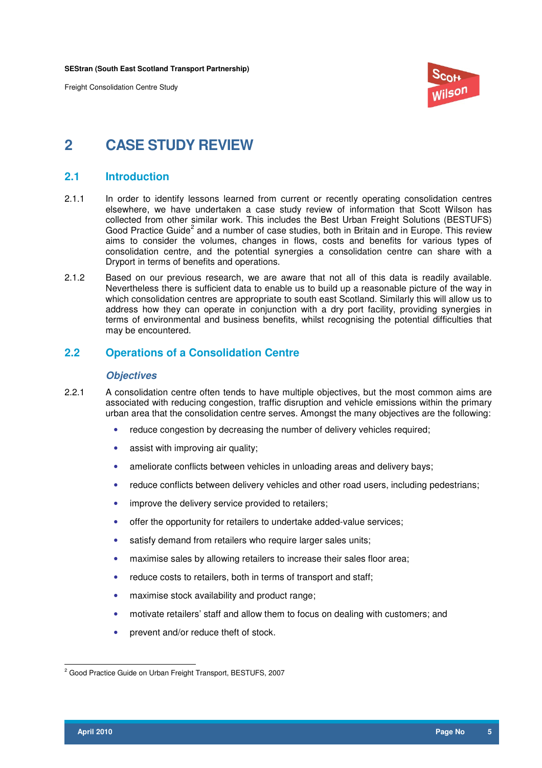# 2 CASE STUDY REVIEW

## 2.1 Introduction

2.1.1 In order to identify lessons learned from current or recently operating consolidation centres elsewhere, we have undertaken a case study review of information that Scott Wilson has collected from other similar work. This includes the Best Urban Freight Solutions (BESTUFS) Good Practice Guide[2] and a number of case studies, both in Britain and in Europe. This review aims to consider the volumes, changes in flows, costs and benefits for various types of consolidation centre, and the potential synergies a consolidation centre can share with a Dryport in terms of benefits and operations.

2.1.2 Based on our previous research, we are aware that not all of this data is readily available. Nevertheless there is sufficient data to enable us to build up a reasonable picture of the way in which consolidation centres are appropriate to south east Scotland. Similarly this will allow us to address how they can operate in conjunction with a dry port facility, providing synergies in terms of environmental and business benefits, whilst recognising the potential difficulties that may be encountered.

## 2.2 Operations of a Consolidation Centre

### *Objectives*

2.2.1 A consolidation centre often tends to have multiple objectives, but the most common aims are associated with reducing congestion, traffic disruption and vehicle emissions within the primary urban area that the consolidation centre serves. Amongst the many objectives are the following:

- reduce congestion by decreasing the number of delivery vehicles required;
- assist with improving air quality;
- ameliorate conflicts between vehicles in unloading areas and delivery bays;
- reduce conflicts between delivery vehicles and other road users, including pedestrians;
- improve the delivery service provided to retailers;
- offer the opportunity for retailers to undertake added-value services;
- satisfy demand from retailers who require larger sales units;
- maximise sales by allowing retailers to increase their sales floor area;
- reduce costs to retailers, both in terms of transport and staff;
- maximise stock availability and product range;
- motivate retailers' staff and allow them to focus on dealing with customers; and
- prevent and/or reduce theft of stock.

---

[2] Good Practice Guide on Urban Freight Transport, BESTUFS, 2007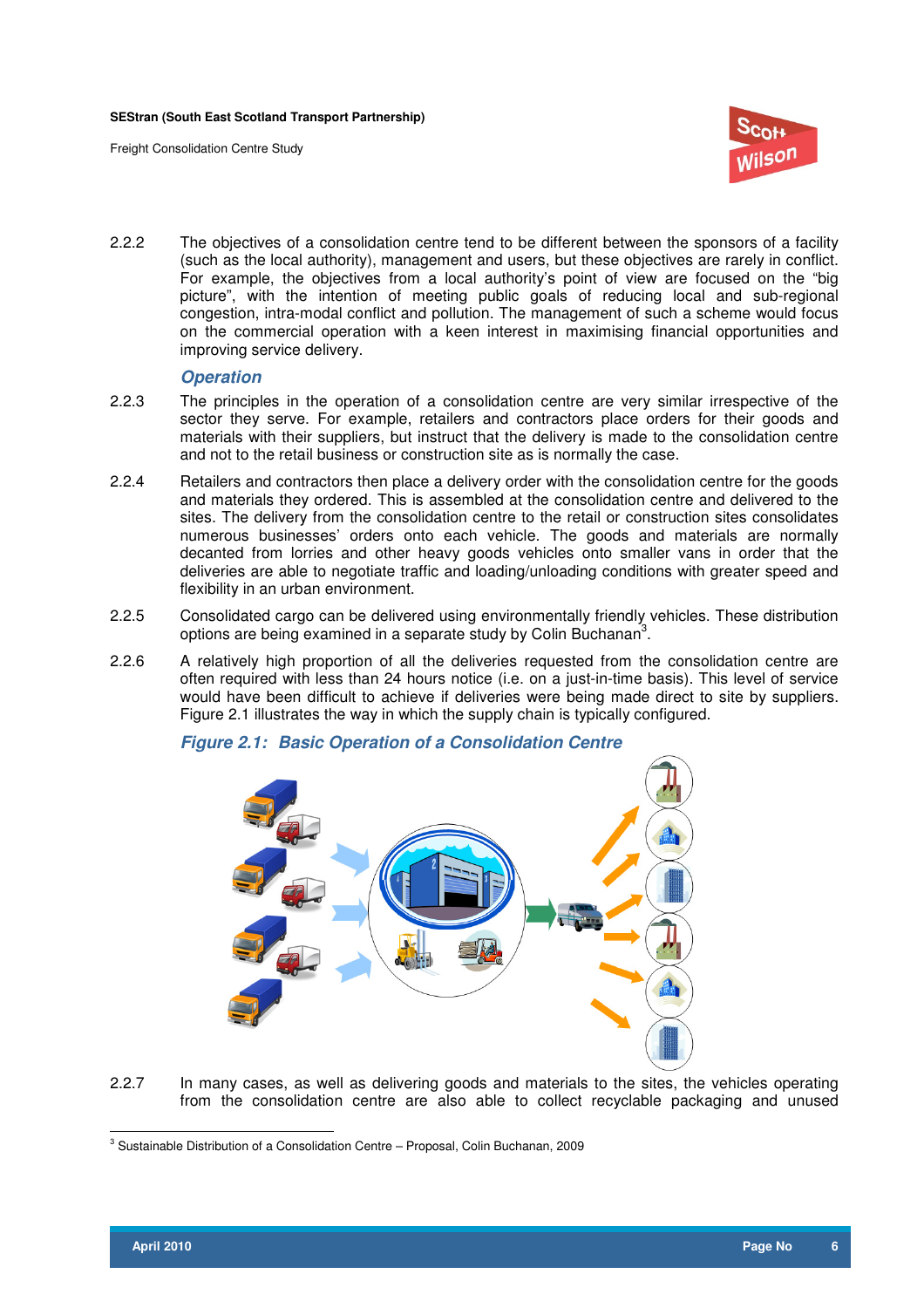2.2.2 The objectives of a consolidation centre tend to be different between the sponsors of a facility (such as the local authority), management and users, but these objectives are rarely in conflict. For example, the objectives from a local authority's point of view are focused on the "big picture", with the intention of meeting public goals of reducing local and sub-regional congestion, intra-modal conflict and pollution. The management of such a scheme would focus on the commercial operation with a keen interest in maximising financial opportunities and improving service delivery.

### *Operation*

2.2.3 The principles in the operation of a consolidation centre are very similar irrespective of the sector they serve. For example, retailers and contractors place orders for their goods and materials with their suppliers, but instruct that the delivery is made to the consolidation centre and not to the retail business or construction site as is normally the case.

2.2.4 Retailers and contractors then place a delivery order with the consolidation centre for the goods and materials they ordered. This is assembled at the consolidation centre and delivered to the sites. The delivery from the consolidation centre to the retail or construction sites consolidates numerous businesses' orders onto each vehicle. The goods and materials are normally decanted from lorries and other heavy goods vehicles onto smaller vans in order that the deliveries are able to negotiate traffic and loading/unloading conditions with greater speed and flexibility in an urban environment.

2.2.5 Consolidated cargo can be delivered using environmentally friendly vehicles. These distribution options are being examined in a separate study by Colin Buchanan[3].

2.2.6 A relatively high proportion of all the deliveries requested from the consolidation centre are often required with less than 24 hours notice (i.e. on a just-in-time basis). This level of service would have been difficult to achieve if deliveries were being made direct to site by suppliers. Figure 2.1 illustrates the way in which the supply chain is typically configured.

***Figure 2.1: Basic Operation of a Consolidation Centre***

2.2.7 In many cases, as well as delivering goods and materials to the sites, the vehicles operating from the consolidation centre are also able to collect recyclable packaging and unused

[3] Sustainable Distribution of a Consolidation Centre – Proposal, Colin Buchanan, 2009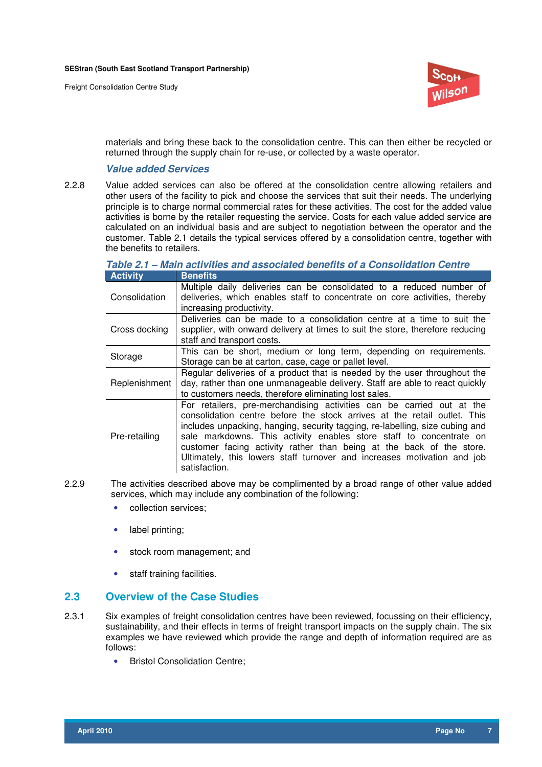materials and bring these back to the consolidation centre. This can then either be recycled or returned through the supply chain for re-use, or collected by a waste operator.

### *Value added Services*

2.2.8 Value added services can also be offered at the consolidation centre allowing retailers and other users of the facility to pick and choose the services that suit their needs. The underlying principle is to charge normal commercial rates for these activities. The cost for the added value activities is borne by the retailer requesting the service. Costs for each value added service are calculated on an individual basis and are subject to negotiation between the operator and the customer. Table 2.1 details the typical services offered by a consolidation centre, together with the benefits to retailers.

*Table 2.1 – Main activities and associated benefits of a Consolidation Centre*

| Activity | Benefits |
|---|---|
| Consolidation | Multiple daily deliveries can be consolidated to a reduced number of deliveries, which enables staff to concentrate on core activities, thereby increasing productivity. |
| Cross docking | Deliveries can be made to a consolidation centre at a time to suit the supplier, with onward delivery at times to suit the store, therefore reducing staff and transport costs. |
| Storage | This can be short, medium or long term, depending on requirements. Storage can be at carton, case, cage or pallet level. |
| Replenishment | Regular deliveries of a product that is needed by the user throughout the day, rather than one unmanageable delivery. Staff are able to react quickly to customers needs, therefore eliminating lost sales. |
| Pre-retailing | For retailers, pre-merchandising activities can be carried out at the consolidation centre before the stock arrives at the retail outlet. This includes unpacking, hanging, security tagging, re-labelling, size cubing and sale markdowns. This activity enables store staff to concentrate on customer facing activity rather than being at the back of the store. Ultimately, this lowers staff turnover and increases motivation and job satisfaction. |

2.2.9 The activities described above may be complimented by a broad range of other value added services, which may include any combination of the following:

- collection services;
- label printing;
- stock room management; and
- staff training facilities.

## 2.3 Overview of the Case Studies

2.3.1 Six examples of freight consolidation centres have been reviewed, focussing on their efficiency, sustainability, and their effects in terms of freight transport impacts on the supply chain. The six examples we have reviewed which provide the range and depth of information required are as follows:

- Bristol Consolidation Centre;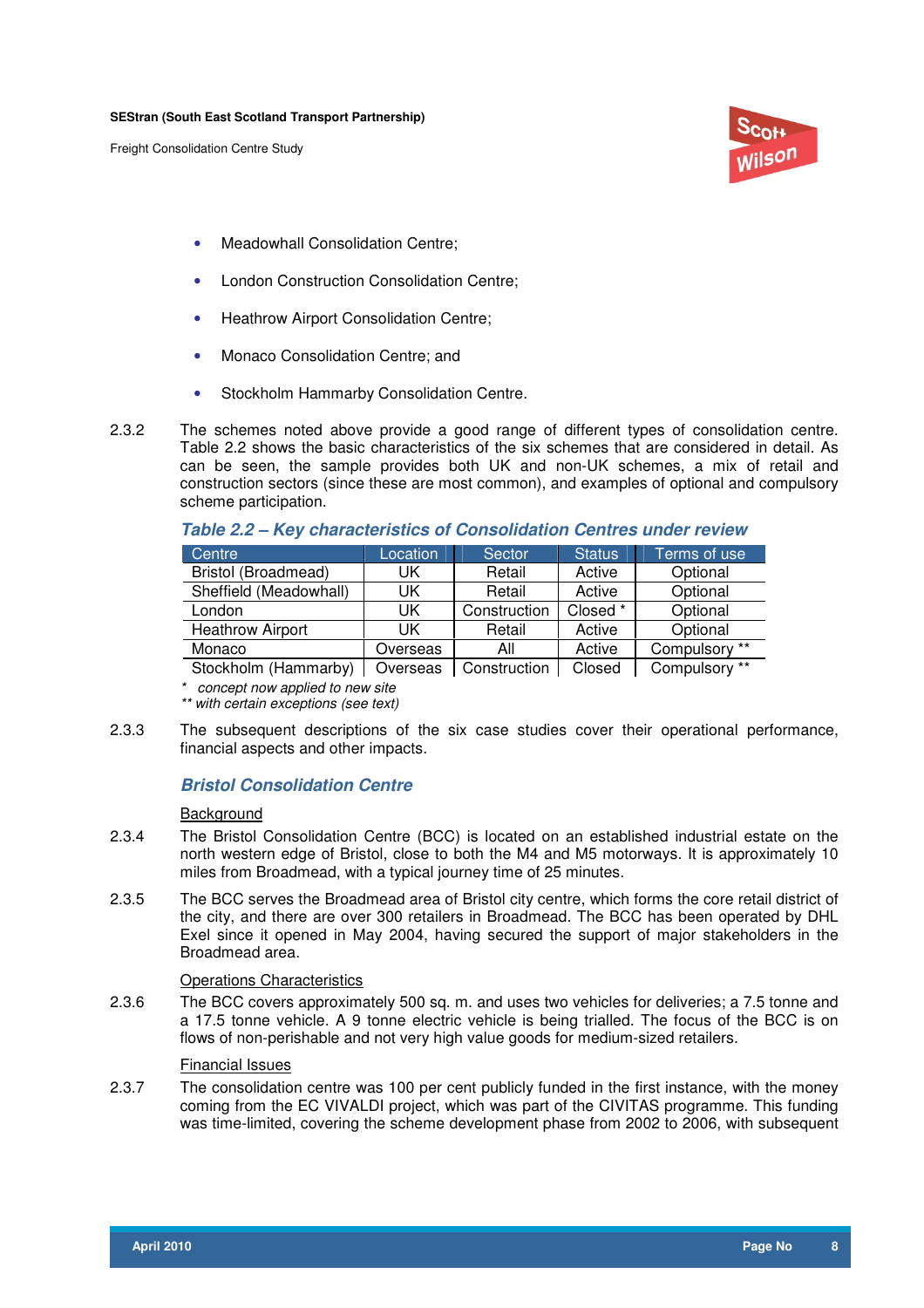- Meadowhall Consolidation Centre;
- London Construction Consolidation Centre;
- Heathrow Airport Consolidation Centre;
- Monaco Consolidation Centre; and
- Stockholm Hammarby Consolidation Centre.

2.3.2 The schemes noted above provide a good range of different types of consolidation centre. Table 2.2 shows the basic characteristics of the six schemes that are considered in detail. As can be seen, the sample provides both UK and non-UK schemes, a mix of retail and construction sectors (since these are most common), and examples of optional and compulsory scheme participation.

***Table 2.2 – Key characteristics of Consolidation Centres under review***

| Centre | Location | Sector | Status | Terms of use |
|---|---|---|---|---|
| Bristol (Broadmead) | UK | Retail | Active | Optional |
| Sheffield (Meadowhall) | UK | Retail | Active | Optional |
| London | UK | Construction | Closed * | Optional |
| Heathrow Airport | UK | Retail | Active | Optional |
| Monaco | Overseas | All | Active | Compulsory ** |
| Stockholm (Hammarby) | Overseas | Construction | Closed | Compulsory ** |

*\* concept now applied to new site*
*\*\* with certain exceptions (see text)*

2.3.3 The subsequent descriptions of the six case studies cover their operational performance, financial aspects and other impacts.

### Bristol Consolidation Centre

Background

2.3.4 The Bristol Consolidation Centre (BCC) is located on an established industrial estate on the north western edge of Bristol, close to both the M4 and M5 motorways. It is approximately 10 miles from Broadmead, with a typical journey time of 25 minutes.

2.3.5 The BCC serves the Broadmead area of Bristol city centre, which forms the core retail district of the city, and there are over 300 retailers in Broadmead. The BCC has been operated by DHL Exel since it opened in May 2004, having secured the support of major stakeholders in the Broadmead area.

Operations Characteristics

2.3.6 The BCC covers approximately 500 sq. m. and uses two vehicles for deliveries; a 7.5 tonne and a 17.5 tonne vehicle. A 9 tonne electric vehicle is being trialled. The focus of the BCC is on flows of non-perishable and not very high value goods for medium-sized retailers.

Financial Issues

2.3.7 The consolidation centre was 100 per cent publicly funded in the first instance, with the money coming from the EC VIVALDI project, which was part of the CIVITAS programme. This funding was time-limited, covering the scheme development phase from 2002 to 2006, with subsequent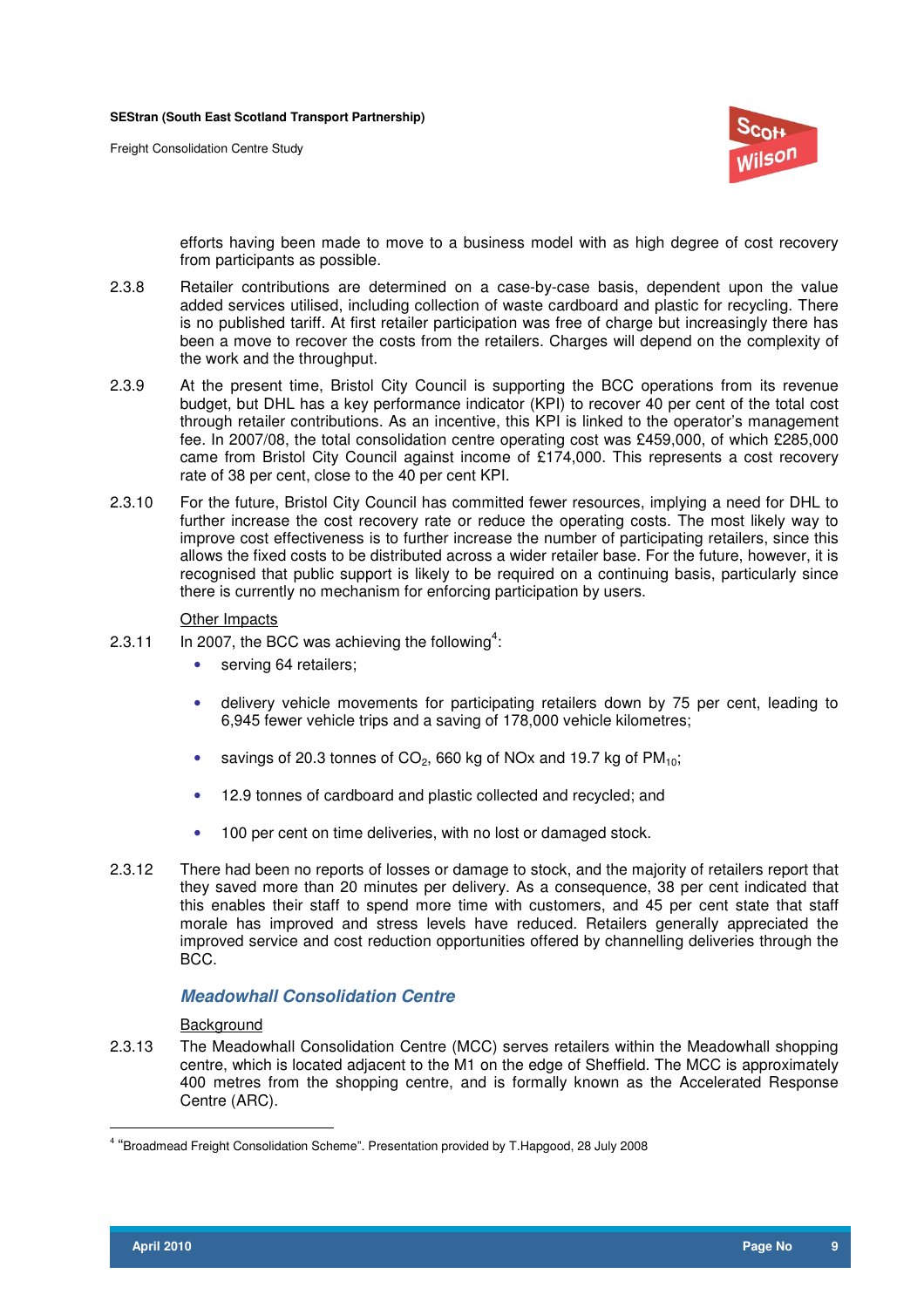efforts having been made to move to a business model with as high degree of cost recovery from participants as possible.

2.3.8 Retailer contributions are determined on a case-by-case basis, dependent upon the value added services utilised, including collection of waste cardboard and plastic for recycling. There is no published tariff. At first retailer participation was free of charge but increasingly there has been a move to recover the costs from the retailers. Charges will depend on the complexity of the work and the throughput.

2.3.9 At the present time, Bristol City Council is supporting the BCC operations from its revenue budget, but DHL has a key performance indicator (KPI) to recover 40 per cent of the total cost through retailer contributions. As an incentive, this KPI is linked to the operator's management fee. In 2007/08, the total consolidation centre operating cost was £459,000, of which £285,000 came from Bristol City Council against income of £174,000. This represents a cost recovery rate of 38 per cent, close to the 40 per cent KPI.

2.3.10 For the future, Bristol City Council has committed fewer resources, implying a need for DHL to further increase the cost recovery rate or reduce the operating costs. The most likely way to improve cost effectiveness is to further increase the number of participating retailers, since this allows the fixed costs to be distributed across a wider retailer base. For the future, however, it is recognised that public support is likely to be required on a continuing basis, particularly since there is currently no mechanism for enforcing participation by users.

Other Impacts

2.3.11 In 2007, the BCC was achieving the following[4]:

- serving 64 retailers;
- delivery vehicle movements for participating retailers down by 75 per cent, leading to 6,945 fewer vehicle trips and a saving of 178,000 vehicle kilometres;
- savings of 20.3 tonnes of $CO_2$, 660 kg of NOx and 19.7 kg of $PM_{10}$;
- 12.9 tonnes of cardboard and plastic collected and recycled; and
- 100 per cent on time deliveries, with no lost or damaged stock.

2.3.12 There had been no reports of losses or damage to stock, and the majority of retailers report that they saved more than 20 minutes per delivery. As a consequence, 38 per cent indicated that this enables their staff to spend more time with customers, and 45 per cent state that staff morale has improved and stress levels have reduced. Retailers generally appreciated the improved service and cost reduction opportunities offered by channelling deliveries through the BCC.

### *Meadowhall Consolidation Centre*

Background

2.3.13 The Meadowhall Consolidation Centre (MCC) serves retailers within the Meadowhall shopping centre, which is located adjacent to the M1 on the edge of Sheffield. The MCC is approximately 400 metres from the shopping centre, and is formally known as the Accelerated Response Centre (ARC).

[4] "Broadmead Freight Consolidation Scheme". Presentation provided by T.Hapgood, 28 July 2008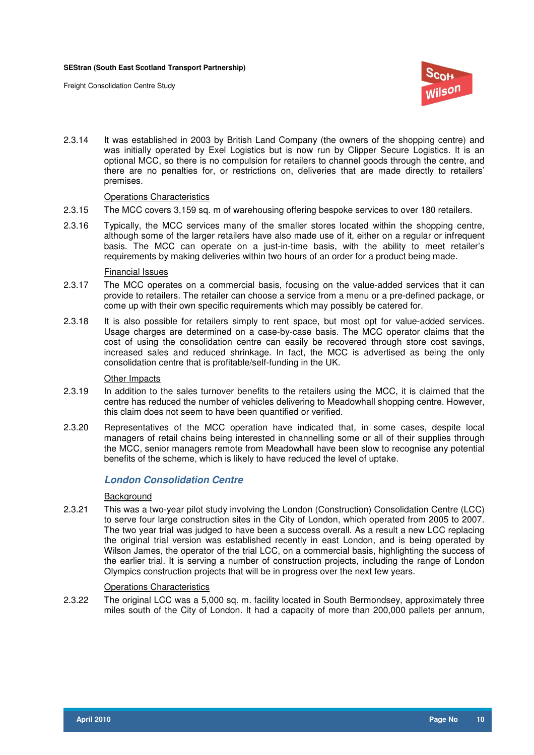2.3.14 It was established in 2003 by British Land Company (the owners of the shopping centre) and was initially operated by Exel Logistics but is now run by Clipper Secure Logistics. It is an optional MCC, so there is no compulsion for retailers to channel goods through the centre, and there are no penalties for, or restrictions on, deliveries that are made directly to retailers' premises.

Operations Characteristics

2.3.15 The MCC covers 3,159 sq. m of warehousing offering bespoke services to over 180 retailers.

2.3.16 Typically, the MCC services many of the smaller stores located within the shopping centre, although some of the larger retailers have also made use of it, either on a regular or infrequent basis. The MCC can operate on a just-in-time basis, with the ability to meet retailer's requirements by making deliveries within two hours of an order for a product being made.

Financial Issues

2.3.17 The MCC operates on a commercial basis, focusing on the value-added services that it can provide to retailers. The retailer can choose a service from a menu or a pre-defined package, or come up with their own specific requirements which may possibly be catered for.

2.3.18 It is also possible for retailers simply to rent space, but most opt for value-added services. Usage charges are determined on a case-by-case basis. The MCC operator claims that the cost of using the consolidation centre can easily be recovered through store cost savings, increased sales and reduced shrinkage. In fact, the MCC is advertised as being the only consolidation centre that is profitable/self-funding in the UK.

Other Impacts

2.3.19 In addition to the sales turnover benefits to the retailers using the MCC, it is claimed that the centre has reduced the number of vehicles delivering to Meadowhall shopping centre. However, this claim does not seem to have been quantified or verified.

2.3.20 Representatives of the MCC operation have indicated that, in some cases, despite local managers of retail chains being interested in channelling some or all of their supplies through the MCC, senior managers remote from Meadowhall have been slow to recognise any potential benefits of the scheme, which is likely to have reduced the level of uptake.

### *London Consolidation Centre*

Background

2.3.21 This was a two-year pilot study involving the London (Construction) Consolidation Centre (LCC) to serve four large construction sites in the City of London, which operated from 2005 to 2007. The two year trial was judged to have been a success overall. As a result a new LCC replacing the original trial version was established recently in east London, and is being operated by Wilson James, the operator of the trial LCC, on a commercial basis, highlighting the success of the earlier trial. It is serving a number of construction projects, including the range of London Olympics construction projects that will be in progress over the next few years.

Operations Characteristics

2.3.22 The original LCC was a 5,000 sq. m. facility located in South Bermondsey, approximately three miles south of the City of London. It had a capacity of more than 200,000 pallets per annum,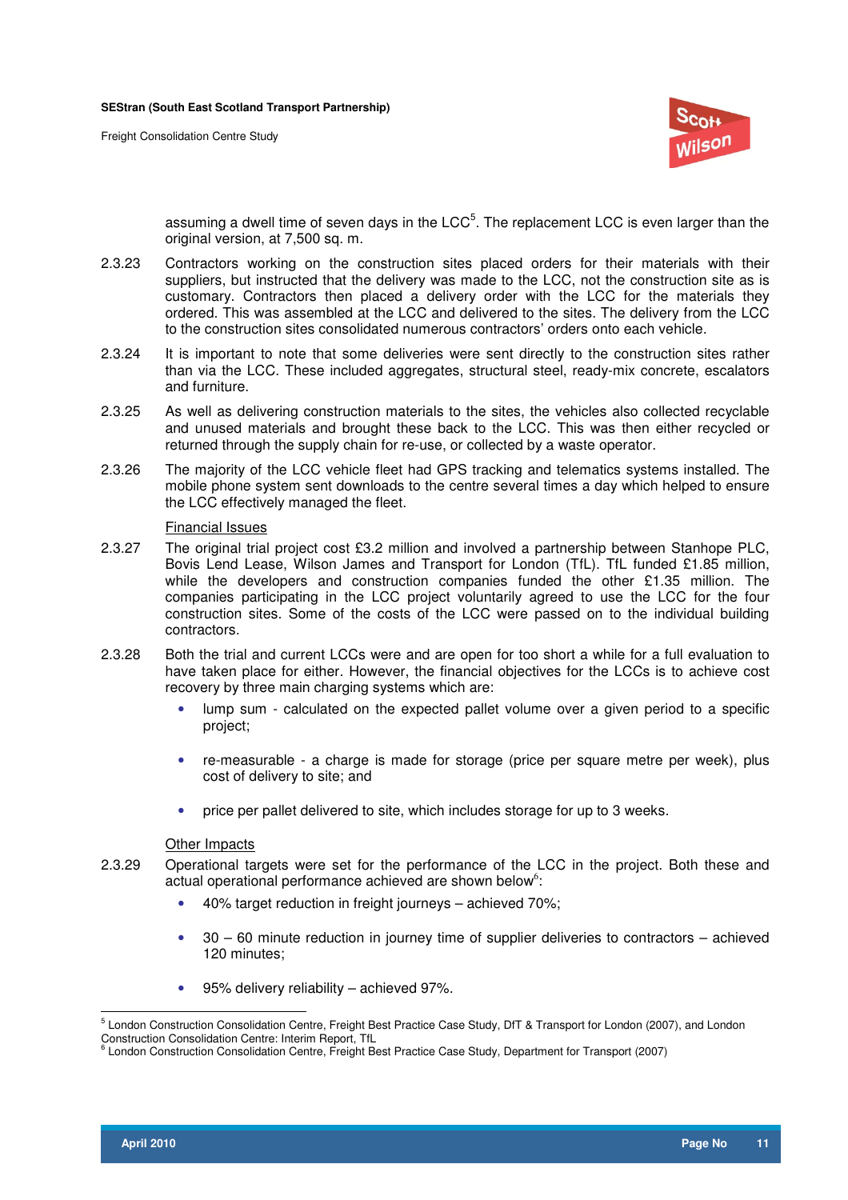assuming a dwell time of seven days in the LCC[5]. The replacement LCC is even larger than the original version, at 7,500 sq. m.

2.3.23 Contractors working on the construction sites placed orders for their materials with their suppliers, but instructed that the delivery was made to the LCC, not the construction site as is customary. Contractors then placed a delivery order with the LCC for the materials they ordered. This was assembled at the LCC and delivered to the sites. The delivery from the LCC to the construction sites consolidated numerous contractors' orders onto each vehicle.

2.3.24 It is important to note that some deliveries were sent directly to the construction sites rather than via the LCC. These included aggregates, structural steel, ready-mix concrete, escalators and furniture.

2.3.25 As well as delivering construction materials to the sites, the vehicles also collected recyclable and unused materials and brought these back to the LCC. This was then either recycled or returned through the supply chain for re-use, or collected by a waste operator.

2.3.26 The majority of the LCC vehicle fleet had GPS tracking and telematics systems installed. The mobile phone system sent downloads to the centre several times a day which helped to ensure the LCC effectively managed the fleet.

Financial Issues

2.3.27 The original trial project cost £3.2 million and involved a partnership between Stanhope PLC, Bovis Lend Lease, Wilson James and Transport for London (TfL). TfL funded £1.85 million, while the developers and construction companies funded the other £1.35 million. The companies participating in the LCC project voluntarily agreed to use the LCC for the four construction sites. Some of the costs of the LCC were passed on to the individual building contractors.

2.3.28 Both the trial and current LCCs were and are open for too short a while for a full evaluation to have taken place for either. However, the financial objectives for the LCCs is to achieve cost recovery by three main charging systems which are:

- lump sum - calculated on the expected pallet volume over a given period to a specific project;
- re-measurable - a charge is made for storage (price per square metre per week), plus cost of delivery to site; and
- price per pallet delivered to site, which includes storage for up to 3 weeks.

Other Impacts

2.3.29 Operational targets were set for the performance of the LCC in the project. Both these and actual operational performance achieved are shown below[6]:

- 40% target reduction in freight journeys – achieved 70%;
- 30 – 60 minute reduction in journey time of supplier deliveries to contractors – achieved 120 minutes;
- 95% delivery reliability – achieved 97%.

[5] London Construction Consolidation Centre, Freight Best Practice Case Study, DfT & Transport for London (2007), and London Construction Consolidation Centre: Interim Report, TfL

[6] London Construction Consolidation Centre, Freight Best Practice Case Study, Department for Transport (2007)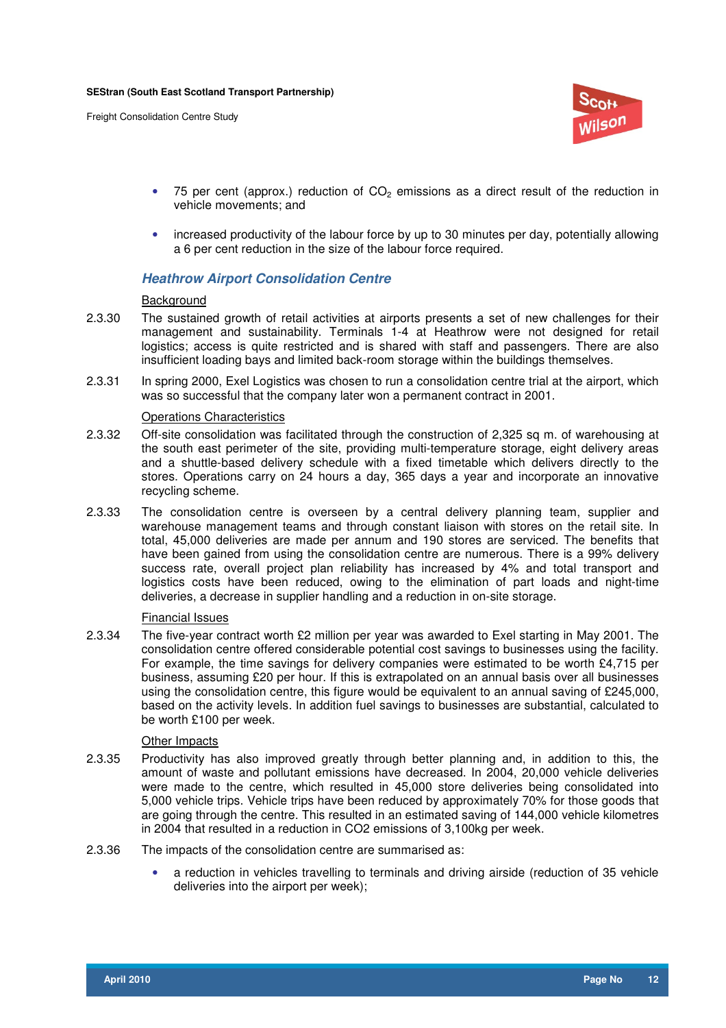- 75 per cent (approx.) reduction of $CO_2$ emissions as a direct result of the reduction in vehicle movements; and

- increased productivity of the labour force by up to 30 minutes per day, potentially allowing a 6 per cent reduction in the size of the labour force required.

### *Heathrow Airport Consolidation Centre*

Background

2.3.30 The sustained growth of retail activities at airports presents a set of new challenges for their management and sustainability. Terminals 1-4 at Heathrow were not designed for retail logistics; access is quite restricted and is shared with staff and passengers. There are also insufficient loading bays and limited back-room storage within the buildings themselves.

2.3.31 In spring 2000, Exel Logistics was chosen to run a consolidation centre trial at the airport, which was so successful that the company later won a permanent contract in 2001.

Operations Characteristics

2.3.32 Off-site consolidation was facilitated through the construction of 2,325 sq m. of warehousing at the south east perimeter of the site, providing multi-temperature storage, eight delivery areas and a shuttle-based delivery schedule with a fixed timetable which delivers directly to the stores. Operations carry on 24 hours a day, 365 days a year and incorporate an innovative recycling scheme.

2.3.33 The consolidation centre is overseen by a central delivery planning team, supplier and warehouse management teams and through constant liaison with stores on the retail site. In total, 45,000 deliveries are made per annum and 190 stores are serviced. The benefits that have been gained from using the consolidation centre are numerous. There is a 99% delivery success rate, overall project plan reliability has increased by 4% and total transport and logistics costs have been reduced, owing to the elimination of part loads and night-time deliveries, a decrease in supplier handling and a reduction in on-site storage.

Financial Issues

2.3.34 The five-year contract worth £2 million per year was awarded to Exel starting in May 2001. The consolidation centre offered considerable potential cost savings to businesses using the facility. For example, the time savings for delivery companies were estimated to be worth £4,715 per business, assuming £20 per hour. If this is extrapolated on an annual basis over all businesses using the consolidation centre, this figure would be equivalent to an annual saving of £245,000, based on the activity levels. In addition fuel savings to businesses are substantial, calculated to be worth £100 per week.

Other Impacts

2.3.35 Productivity has also improved greatly through better planning and, in addition to this, the amount of waste and pollutant emissions have decreased. In 2004, 20,000 vehicle deliveries were made to the centre, which resulted in 45,000 store deliveries being consolidated into 5,000 vehicle trips. Vehicle trips have been reduced by approximately 70% for those goods that are going through the centre. This resulted in an estimated saving of 144,000 vehicle kilometres in 2004 that resulted in a reduction in CO2 emissions of 3,100kg per week.

2.3.36 The impacts of the consolidation centre are summarised as:

- a reduction in vehicles travelling to terminals and driving airside (reduction of 35 vehicle deliveries into the airport per week);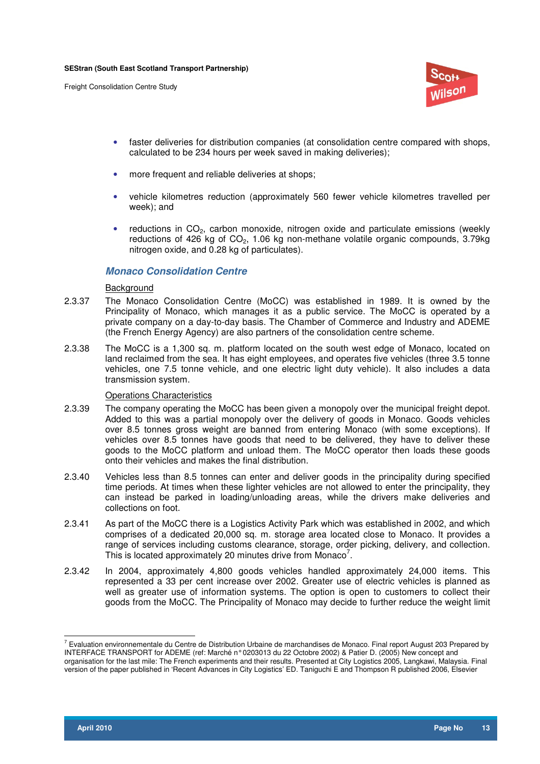- faster deliveries for distribution companies (at consolidation centre compared with shops, calculated to be 234 hours per week saved in making deliveries);

- more frequent and reliable deliveries at shops;

- vehicle kilometres reduction (approximately 560 fewer vehicle kilometres travelled per week); and

- reductions in $CO_2$, carbon monoxide, nitrogen oxide and particulate emissions (weekly reductions of 426 kg of $CO_2$, 1.06 kg non-methane volatile organic compounds, 3.79kg nitrogen oxide, and 0.28 kg of particulates).

### *Monaco Consolidation Centre*

Background

2.3.37 The Monaco Consolidation Centre (MoCC) was established in 1989. It is owned by the Principality of Monaco, which manages it as a public service. The MoCC is operated by a private company on a day-to-day basis. The Chamber of Commerce and Industry and ADEME (the French Energy Agency) are also partners of the consolidation centre scheme.

2.3.38 The MoCC is a 1,300 sq. m. platform located on the south west edge of Monaco, located on land reclaimed from the sea. It has eight employees, and operates five vehicles (three 3.5 tonne vehicles, one 7.5 tonne vehicle, and one electric light duty vehicle). It also includes a data transmission system.

Operations Characteristics

2.3.39 The company operating the MoCC has been given a monopoly over the municipal freight depot. Added to this was a partial monopoly over the delivery of goods in Monaco. Goods vehicles over 8.5 tonnes gross weight are banned from entering Monaco (with some exceptions). If vehicles over 8.5 tonnes have goods that need to be delivered, they have to deliver these goods to the MoCC platform and unload them. The MoCC operator then loads these goods onto their vehicles and makes the final distribution.

2.3.40 Vehicles less than 8.5 tonnes can enter and deliver goods in the principality during specified time periods. At times when these lighter vehicles are not allowed to enter the principality, they can instead be parked in loading/unloading areas, while the drivers make deliveries and collections on foot.

2.3.41 As part of the MoCC there is a Logistics Activity Park which was established in 2002, and which comprises of a dedicated 20,000 sq. m. storage area located close to Monaco. It provides a range of services including customs clearance, storage, order picking, delivery, and collection. This is located approximately 20 minutes drive from Monaco[7].

2.3.42 In 2004, approximately 4,800 goods vehicles handled approximately 24,000 items. This represented a 33 per cent increase over 2002. Greater use of electric vehicles is planned as well as greater use of information systems. The option is open to customers to collect their goods from the MoCC. The Principality of Monaco may decide to further reduce the weight limit

---

[7] Evaluation environnementale du Centre de Distribution Urbaine de marchandises de Monaco. Final report August 203 Prepared by INTERFACE TRANSPORT for ADEME (ref: Marché n° 0203013 du 22 Octobre 2002) & Patier D. (2005) New concept and organisation for the last mile: The French experiments and their results. Presented at City Logistics 2005, Langkawi, Malaysia. Final version of the paper published in 'Recent Advances in City Logistics' ED. Taniguchi E and Thompson R published 2006, Elsevier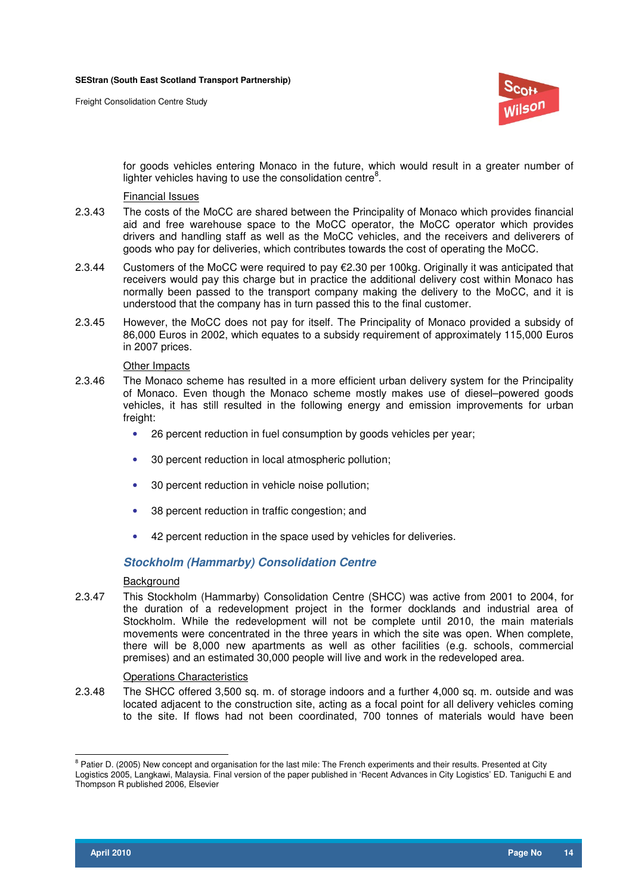for goods vehicles entering Monaco in the future, which would result in a greater number of lighter vehicles having to use the consolidation centre[8].

Financial Issues

2.3.43 The costs of the MoCC are shared between the Principality of Monaco which provides financial aid and free warehouse space to the MoCC operator, the MoCC operator which provides drivers and handling staff as well as the MoCC vehicles, and the receivers and deliverers of goods who pay for deliveries, which contributes towards the cost of operating the MoCC.

2.3.44 Customers of the MoCC were required to pay €2.30 per 100kg. Originally it was anticipated that receivers would pay this charge but in practice the additional delivery cost within Monaco has normally been passed to the transport company making the delivery to the MoCC, and it is understood that the company has in turn passed this to the final customer.

2.3.45 However, the MoCC does not pay for itself. The Principality of Monaco provided a subsidy of 86,000 Euros in 2002, which equates to a subsidy requirement of approximately 115,000 Euros in 2007 prices.

Other Impacts

2.3.46 The Monaco scheme has resulted in a more efficient urban delivery system for the Principality of Monaco. Even though the Monaco scheme mostly makes use of diesel–powered goods vehicles, it has still resulted in the following energy and emission improvements for urban freight:

- 26 percent reduction in fuel consumption by goods vehicles per year;
- 30 percent reduction in local atmospheric pollution;
- 30 percent reduction in vehicle noise pollution;
- 38 percent reduction in traffic congestion; and
- 42 percent reduction in the space used by vehicles for deliveries.

### Stockholm (Hammarby) Consolidation Centre

Background

2.3.47 This Stockholm (Hammarby) Consolidation Centre (SHCC) was active from 2001 to 2004, for the duration of a redevelopment project in the former docklands and industrial area of Stockholm. While the redevelopment will not be complete until 2010, the main materials movements were concentrated in the three years in which the site was open. When complete, there will be 8,000 new apartments as well as other facilities (e.g. schools, commercial premises) and an estimated 30,000 people will live and work in the redeveloped area.

Operations Characteristics

2.3.48 The SHCC offered 3,500 sq. m. of storage indoors and a further 4,000 sq. m. outside and was located adjacent to the construction site, acting as a focal point for all delivery vehicles coming to the site. If flows had not been coordinated, 700 tonnes of materials would have been

---

[8] Patier D. (2005) New concept and organisation for the last mile: The French experiments and their results. Presented at City Logistics 2005, Langkawi, Malaysia. Final version of the paper published in 'Recent Advances in City Logistics' ED. Taniguchi E and Thompson R published 2006, Elsevier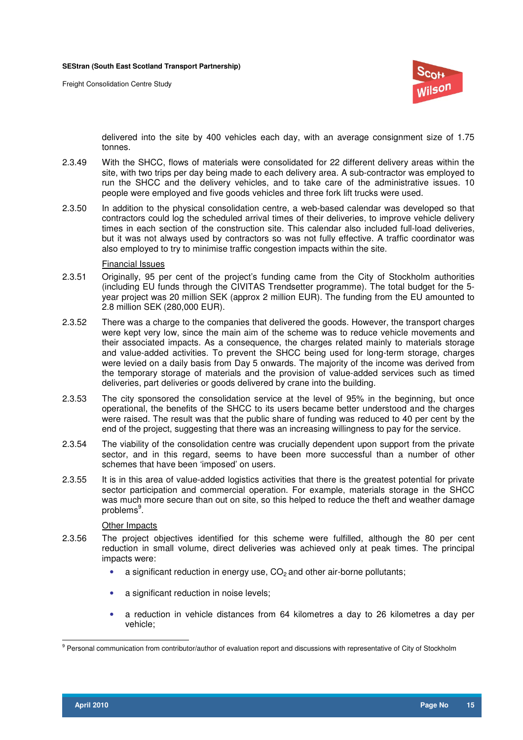delivered into the site by 400 vehicles each day, with an average consignment size of 1.75 tonnes.

2.3.49 With the SHCC, flows of materials were consolidated for 22 different delivery areas within the site, with two trips per day being made to each delivery area. A sub-contractor was employed to run the SHCC and the delivery vehicles, and to take care of the administrative issues. 10 people were employed and five goods vehicles and three fork lift trucks were used.

2.3.50 In addition to the physical consolidation centre, a web-based calendar was developed so that contractors could log the scheduled arrival times of their deliveries, to improve vehicle delivery times in each section of the construction site. This calendar also included full-load deliveries, but it was not always used by contractors so was not fully effective. A traffic coordinator was also employed to try to minimise traffic congestion impacts within the site.

Financial Issues

2.3.51 Originally, 95 per cent of the project's funding came from the City of Stockholm authorities (including EU funds through the CIVITAS Trendsetter programme). The total budget for the 5-year project was 20 million SEK (approx 2 million EUR). The funding from the EU amounted to 2.8 million SEK (280,000 EUR).

2.3.52 There was a charge to the companies that delivered the goods. However, the transport charges were kept very low, since the main aim of the scheme was to reduce vehicle movements and their associated impacts. As a consequence, the charges related mainly to materials storage and value-added activities. To prevent the SHCC being used for long-term storage, charges were levied on a daily basis from Day 5 onwards. The majority of the income was derived from the temporary storage of materials and the provision of value-added services such as timed deliveries, part deliveries or goods delivered by crane into the building.

2.3.53 The city sponsored the consolidation service at the level of 95% in the beginning, but once operational, the benefits of the SHCC to its users became better understood and the charges were raised. The result was that the public share of funding was reduced to 40 per cent by the end of the project, suggesting that there was an increasing willingness to pay for the service.

2.3.54 The viability of the consolidation centre was crucially dependent upon support from the private sector, and in this regard, seems to have been more successful than a number of other schemes that have been 'imposed' on users.

2.3.55 It is in this area of value-added logistics activities that there is the greatest potential for private sector participation and commercial operation. For example, materials storage in the SHCC was much more secure than out on site, so this helped to reduce the theft and weather damage problems[9].

Other Impacts

2.3.56 The project objectives identified for this scheme were fulfilled, although the 80 per cent reduction in small volume, direct deliveries was achieved only at peak times. The principal impacts were:

- a significant reduction in energy use, $CO_2$ and other air-borne pollutants;
- a significant reduction in noise levels;
- a reduction in vehicle distances from 64 kilometres a day to 26 kilometres a day per vehicle;

[9] Personal communication from contributor/author of evaluation report and discussions with representative of City of Stockholm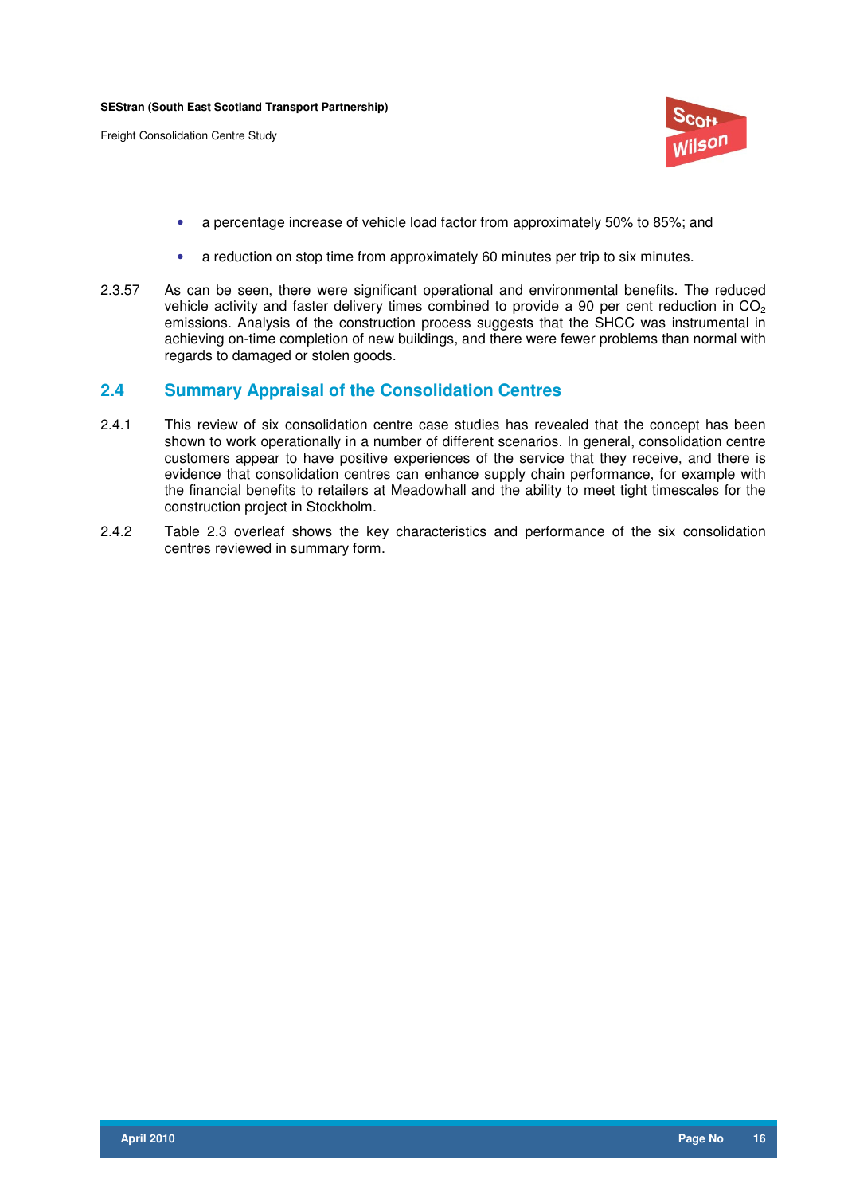- a percentage increase of vehicle load factor from approximately 50% to 85%; and
- a reduction on stop time from approximately 60 minutes per trip to six minutes.

2.3.57 As can be seen, there were significant operational and environmental benefits. The reduced vehicle activity and faster delivery times combined to provide a 90 per cent reduction in $CO_2$ emissions. Analysis of the construction process suggests that the SHCC was instrumental in achieving on-time completion of new buildings, and there were fewer problems than normal with regards to damaged or stolen goods.

## 2.4 Summary Appraisal of the Consolidation Centres

2.4.1 This review of six consolidation centre case studies has revealed that the concept has been shown to work operationally in a number of different scenarios. In general, consolidation centre customers appear to have positive experiences of the service that they receive, and there is evidence that consolidation centres can enhance supply chain performance, for example with the financial benefits to retailers at Meadowhall and the ability to meet tight timescales for the construction project in Stockholm.

2.4.2 Table 2.3 overleaf shows the key characteristics and performance of the six consolidation centres reviewed in summary form.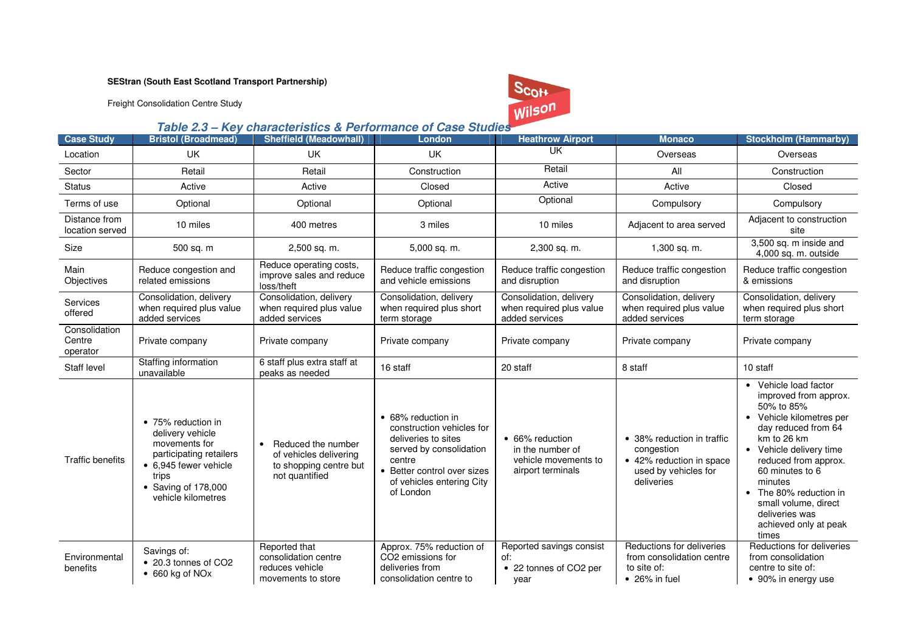**SEStran (South East Scotland Transport Partnership)**

Freight Consolidation Centre Study

### *Table 2.3 – Key characteristics & Performance of Case Studies*

| Case Study | Bristol (Broadmead) | Sheffield (Meadowhall) | London | Heathrow Airport | Monaco | Stockholm (Hammarby) |
|---|---|---|---|---|---|---|
| Location | UK | UK | UK | UK | Overseas | Overseas |
| Sector | Retail | Retail | Construction | Retail | All | Construction |
| Status | Active | Active | Closed | Active | Active | Closed |
| Terms of use | Optional | Optional | Optional | Optional | Compulsory | Compulsory |
| Distance from location served | 10 miles | 400 metres | 3 miles | 10 miles | Adjacent to area served | Adjacent to construction site |
| Size | 500 sq. m | 2,500 sq. m. | 5,000 sq. m. | 2,300 sq. m. | 1,300 sq. m. | 3,500 sq. m inside and 4,000 sq. m. outside |
| Main Objectives | Reduce congestion and related emissions | Reduce operating costs, improve sales and reduce loss/theft | Reduce traffic congestion and vehicle emissions | Reduce traffic congestion and disruption | Reduce traffic congestion and disruption | Reduce traffic congestion & emissions |
| Services offered | Consolidation, delivery when required plus value added services | Consolidation, delivery when required plus value added services | Consolidation, delivery when required plus short term storage | Consolidation, delivery when required plus value added services | Consolidation, delivery when required plus value added services | Consolidation, delivery when required plus short term storage |
| Consolidation Centre operator | Private company | Private company | Private company | Private company | Private company | Private company |
| Staff level | Staffing information unavailable | 6 staff plus extra staff at peaks as needed | 16 staff | 20 staff | 8 staff | 10 staff |
| Traffic benefits | • 75% reduction in delivery vehicle movements for participating retailers<br>• 6,945 fewer vehicle trips<br>• Saving of 178,000 vehicle kilometres | • Reduced the number of vehicles delivering to shopping centre but not quantified | • 68% reduction in construction vehicles for deliveries to sites served by consolidation centre<br>• Better control over sizes of vehicles entering City of London | • 66% reduction in the number of vehicle movements to airport terminals | • 38% reduction in traffic congestion<br>• 42% reduction in space used by vehicles for deliveries | • Vehicle load factor improved from approx. 50% to 85%<br>• Vehicle kilometres per day reduced from 64 km to 26 km<br>• Vehicle delivery time reduced from approx. 60 minutes to 6 minutes<br>• The 80% reduction in small volume, direct deliveries was achieved only at peak times |
| Environmental benefits | Savings of:<br>• 20.3 tonnes of $CO_2$<br>• 660 kg of $NO_x$ | Reported that consolidation centre reduces vehicle movements to store | Approx. 75% reduction of $CO_2$ emissions for deliveries from consolidation centre to | Reported savings consist of:<br>• 22 tonnes of $CO_2$ per year | Reductions for deliveries from consolidation centre to site of:<br>• 26% in fuel | Reductions for deliveries from consolidation centre to site of:<br>• 90% in energy use |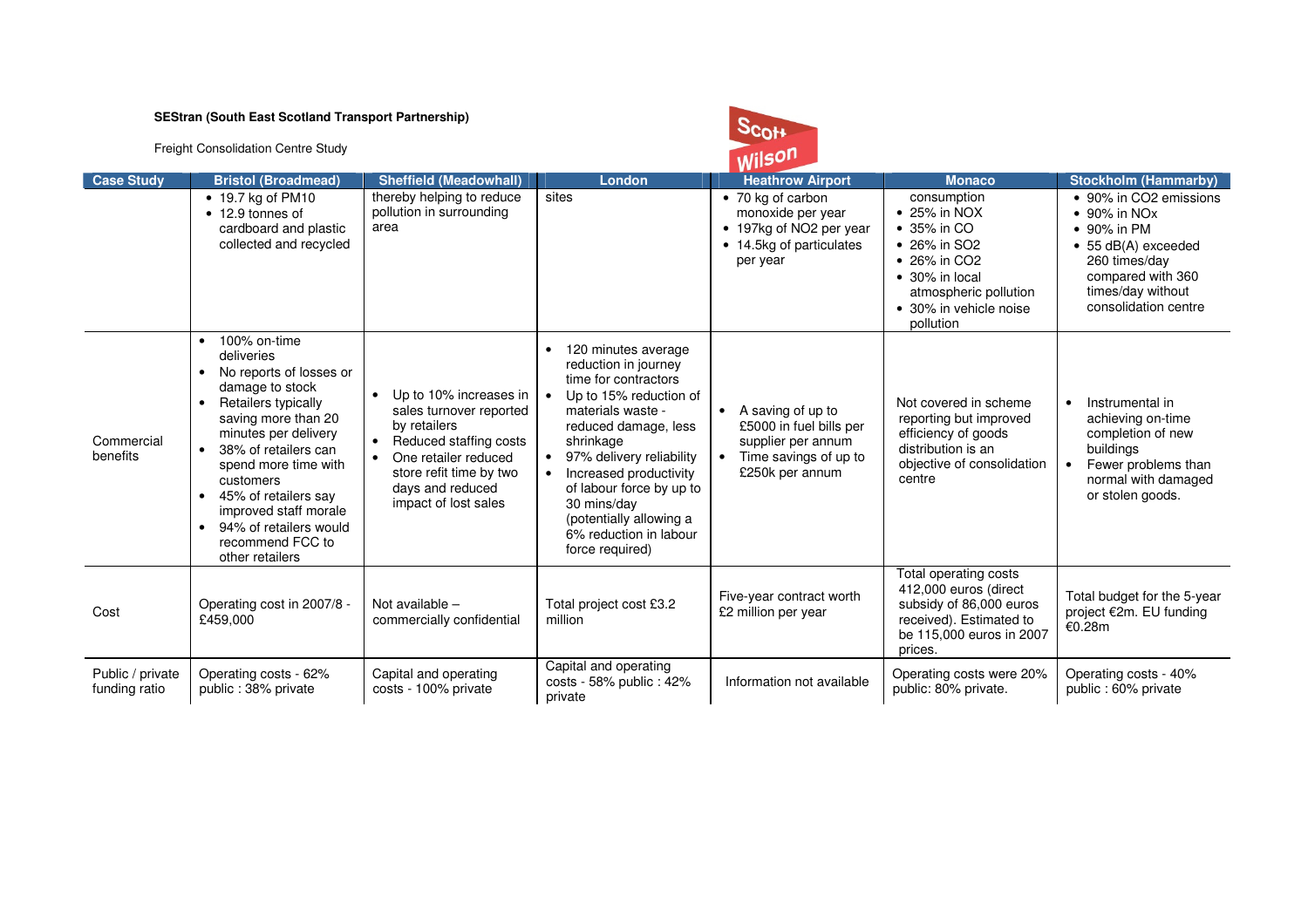**SEStran (South East Scotland Transport Partnership)**

Freight Consolidation Centre Study

| Case Study | Bristol (Broadmead) | Sheffield (Meadowhall) | London | Heathrow Airport | Monaco | Stockholm (Hammarby) |
|---|---|---|---|---|---|---|
| | • 19.7 kg of PM10<br>• 12.9 tonnes of cardboard and plastic collected and recycled | thereby helping to reduce pollution in surrounding area | sites | • 70 kg of carbon monoxide per year<br>• 197kg of NO2 per year<br>• 14.5kg of particulates per year | consumption<br>• 25% in NOX<br>• 35% in CO<br>• 26% in SO2<br>• 26% in CO2<br>• 30% in local atmospheric pollution<br>• 30% in vehicle noise pollution | • 90% in CO2 emissions<br>• 90% in NOx<br>• 90% in PM<br>• 55 dB(A) exceeded 260 times/day compared with 360 times/day without consolidation centre |
| Commercial benefits | • 100% on-time deliveries<br>• No reports of losses or damage to stock<br>• Retailers typically saving more than 20 minutes per delivery<br>• 38% of retailers can spend more time with customers<br>• 45% of retailers say improved staff morale<br>• 94% of retailers would recommend FCC to other retailers | • Up to 10% increases in sales turnover reported by retailers<br>• Reduced staffing costs<br>• One retailer reduced store refit time by two days and reduced impact of lost sales | • 120 minutes average reduction in journey time for contractors<br>• Up to 15% reduction of materials waste - reduced damage, less shrinkage<br>• 97% delivery reliability<br>• Increased productivity of labour force by up to 30 mins/day (potentially allowing a 6% reduction in labour force required) | • A saving of up to £5000 in fuel bills per supplier per annum<br>• Time savings of up to £250k per annum | Not covered in scheme reporting but improved efficiency of goods distribution is an objective of consolidation centre | • Instrumental in achieving on-time completion of new buildings<br>• Fewer problems than normal with damaged or stolen goods. |
| Cost | Operating cost in 2007/8 - £459,000 | Not available – commercially confidential | Total project cost £3.2 million | Five-year contract worth £2 million per year | Total operating costs 412,000 euros (direct subsidy of 86,000 euros received). Estimated to be 115,000 euros in 2007 prices. | Total budget for the 5-year project €2m. EU funding €0.28m |
| Public / private funding ratio | Operating costs - 62% public : 38% private | Capital and operating costs - 100% private | Capital and operating costs - 58% public : 42% private | Information not available | Operating costs were 20% public: 80% private. | Operating costs - 40% public : 60% private |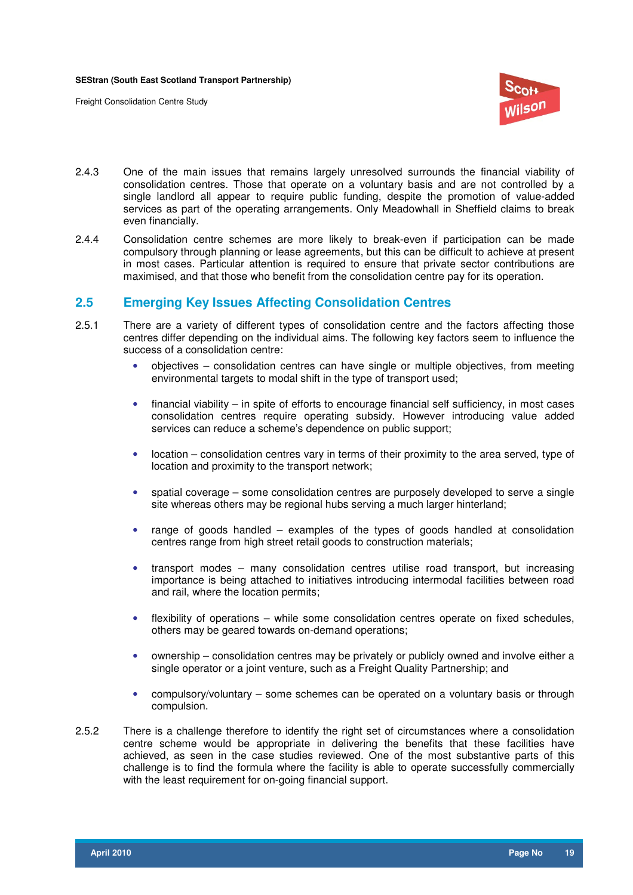2.4.3 One of the main issues that remains largely unresolved surrounds the financial viability of consolidation centres. Those that operate on a voluntary basis and are not controlled by a single landlord all appear to require public funding, despite the promotion of value-added services as part of the operating arrangements. Only Meadowhall in Sheffield claims to break even financially.

2.4.4 Consolidation centre schemes are more likely to break-even if participation can be made compulsory through planning or lease agreements, but this can be difficult to achieve at present in most cases. Particular attention is required to ensure that private sector contributions are maximised, and that those who benefit from the consolidation centre pay for its operation.

## 2.5 Emerging Key Issues Affecting Consolidation Centres

2.5.1 There are a variety of different types of consolidation centre and the factors affecting those centres differ depending on the individual aims. The following key factors seem to influence the success of a consolidation centre:

- objectives – consolidation centres can have single or multiple objectives, from meeting environmental targets to modal shift in the type of transport used;
- financial viability – in spite of efforts to encourage financial self sufficiency, in most cases consolidation centres require operating subsidy. However introducing value added services can reduce a scheme's dependence on public support;
- location – consolidation centres vary in terms of their proximity to the area served, type of location and proximity to the transport network;
- spatial coverage – some consolidation centres are purposely developed to serve a single site whereas others may be regional hubs serving a much larger hinterland;
- range of goods handled – examples of the types of goods handled at consolidation centres range from high street retail goods to construction materials;
- transport modes – many consolidation centres utilise road transport, but increasing importance is being attached to initiatives introducing intermodal facilities between road and rail, where the location permits;
- flexibility of operations – while some consolidation centres operate on fixed schedules, others may be geared towards on-demand operations;
- ownership – consolidation centres may be privately or publicly owned and involve either a single operator or a joint venture, such as a Freight Quality Partnership; and
- compulsory/voluntary – some schemes can be operated on a voluntary basis or through compulsion.

2.5.2 There is a challenge therefore to identify the right set of circumstances where a consolidation centre scheme would be appropriate in delivering the benefits that these facilities have achieved, as seen in the case studies reviewed. One of the most substantive parts of this challenge is to find the formula where the facility is able to operate successfully commercially with the least requirement for on-going financial support.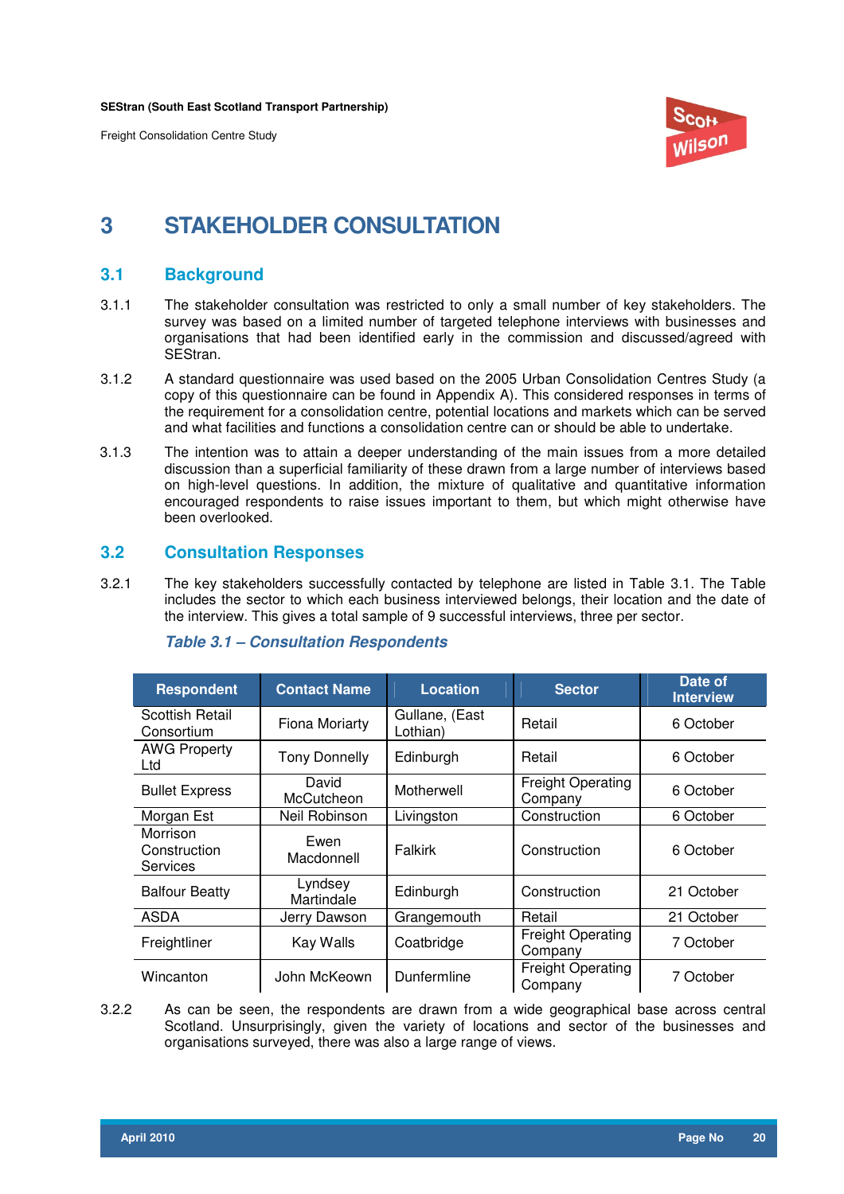# 3 STAKEHOLDER CONSULTATION

## 3.1 Background

3.1.1 The stakeholder consultation was restricted to only a small number of key stakeholders. The survey was based on a limited number of targeted telephone interviews with businesses and organisations that had been identified early in the commission and discussed/agreed with SEStran.

3.1.2 A standard questionnaire was used based on the 2005 Urban Consolidation Centres Study (a copy of this questionnaire can be found in Appendix A). This considered responses in terms of the requirement for a consolidation centre, potential locations and markets which can be served and what facilities and functions a consolidation centre can or should be able to undertake.

3.1.3 The intention was to attain a deeper understanding of the main issues from a more detailed discussion than a superficial familiarity of these drawn from a large number of interviews based on high-level questions. In addition, the mixture of qualitative and quantitative information encouraged respondents to raise issues important to them, but which might otherwise have been overlooked.

## 3.2 Consultation Responses

3.2.1 The key stakeholders successfully contacted by telephone are listed in Table 3.1. The Table includes the sector to which each business interviewed belongs, their location and the date of the interview. This gives a total sample of 9 successful interviews, three per sector.

***Table 3.1 – Consultation Respondents***

| Respondent | Contact Name | Location | Sector | Date of Interview |
|---|---|---|---|---|
| Scottish Retail Consortium | Fiona Moriarty | Gullane, (East Lothian) | Retail | 6 October |
| AWG Property Ltd | Tony Donnelly | Edinburgh | Retail | 6 October |
| Bullet Express | David McCutcheon | Motherwell | Freight Operating Company | 6 October |
| Morgan Est | Neil Robinson | Livingston | Construction | 6 October |
| Morrison Construction Services | Ewen Macdonnell | Falkirk | Construction | 6 October |
| Balfour Beatty | Lyndsey Martindale | Edinburgh | Construction | 21 October |
| ASDA | Jerry Dawson | Grangemouth | Retail | 21 October |
| Freightliner | Kay Walls | Coatbridge | Freight Operating Company | 7 October |
| Wincanton | John McKeown | Dunfermline | Freight Operating Company | 7 October |

3.2.2 As can be seen, the respondents are drawn from a wide geographical base across central Scotland. Unsurprisingly, given the variety of locations and sector of the businesses and organisations surveyed, there was also a large range of views.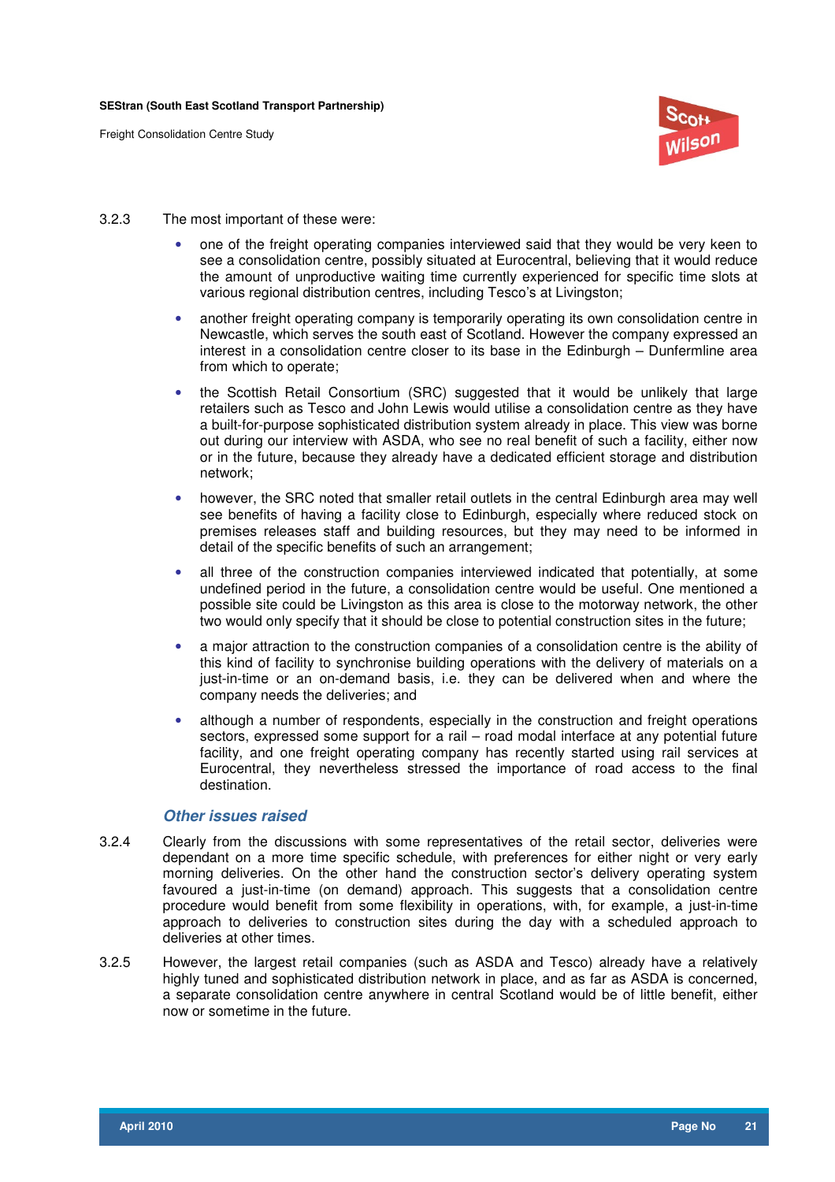3.2.3 The most important of these were:

- one of the freight operating companies interviewed said that they would be very keen to see a consolidation centre, possibly situated at Eurocentral, believing that it would reduce the amount of unproductive waiting time currently experienced for specific time slots at various regional distribution centres, including Tesco's at Livingston;
- another freight operating company is temporarily operating its own consolidation centre in Newcastle, which serves the south east of Scotland. However the company expressed an interest in a consolidation centre closer to its base in the Edinburgh – Dunfermline area from which to operate;
- the Scottish Retail Consortium (SRC) suggested that it would be unlikely that large retailers such as Tesco and John Lewis would utilise a consolidation centre as they have a built-for-purpose sophisticated distribution system already in place. This view was borne out during our interview with ASDA, who see no real benefit of such a facility, either now or in the future, because they already have a dedicated efficient storage and distribution network;
- however, the SRC noted that smaller retail outlets in the central Edinburgh area may well see benefits of having a facility close to Edinburgh, especially where reduced stock on premises releases staff and building resources, but they may need to be informed in detail of the specific benefits of such an arrangement;
- all three of the construction companies interviewed indicated that potentially, at some undefined period in the future, a consolidation centre would be useful. One mentioned a possible site could be Livingston as this area is close to the motorway network, the other two would only specify that it should be close to potential construction sites in the future;
- a major attraction to the construction companies of a consolidation centre is the ability of this kind of facility to synchronise building operations with the delivery of materials on a just-in-time or an on-demand basis, i.e. they can be delivered when and where the company needs the deliveries; and
- although a number of respondents, especially in the construction and freight operations sectors, expressed some support for a rail – road modal interface at any potential future facility, and one freight operating company has recently started using rail services at Eurocentral, they nevertheless stressed the importance of road access to the final destination.

### *Other issues raised*

3.2.4 Clearly from the discussions with some representatives of the retail sector, deliveries were dependant on a more time specific schedule, with preferences for either night or very early morning deliveries. On the other hand the construction sector's delivery operating system favoured a just-in-time (on demand) approach. This suggests that a consolidation centre procedure would benefit from some flexibility in operations, with, for example, a just-in-time approach to deliveries to construction sites during the day with a scheduled approach to deliveries at other times.

3.2.5 However, the largest retail companies (such as ASDA and Tesco) already have a relatively highly tuned and sophisticated distribution network in place, and as far as ASDA is concerned, a separate consolidation centre anywhere in central Scotland would be of little benefit, either now or sometime in the future.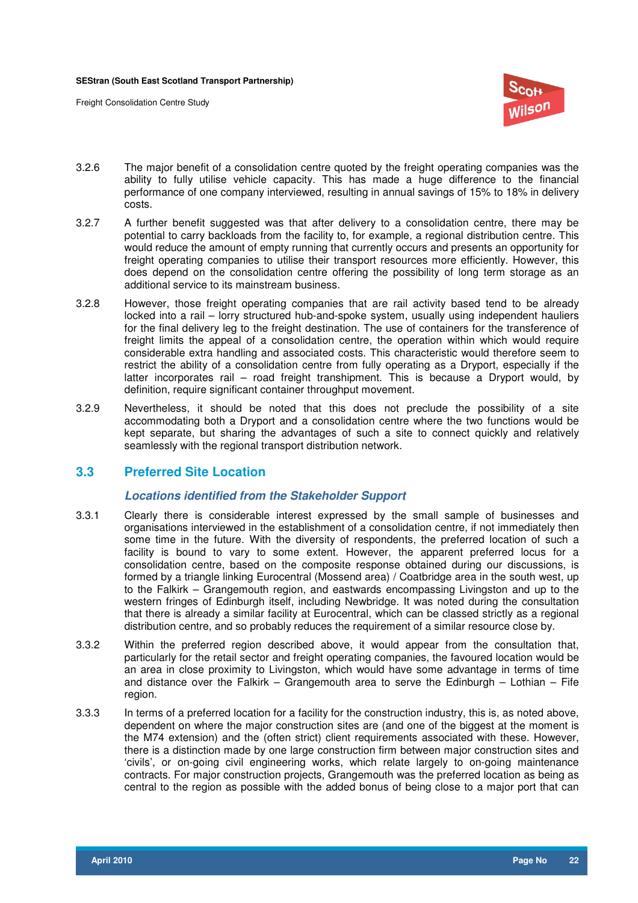3.2.6 The major benefit of a consolidation centre quoted by the freight operating companies was the ability to fully utilise vehicle capacity. This has made a huge difference to the financial performance of one company interviewed, resulting in annual savings of 15% to 18% in delivery costs.

3.2.7 A further benefit suggested was that after delivery to a consolidation centre, there may be potential to carry backloads from the facility to, for example, a regional distribution centre. This would reduce the amount of empty running that currently occurs and presents an opportunity for freight operating companies to utilise their transport resources more efficiently. However, this does depend on the consolidation centre offering the possibility of long term storage as an additional service to its mainstream business.

3.2.8 However, those freight operating companies that are rail activity based tend to be already locked into a rail – lorry structured hub-and-spoke system, usually using independent hauliers for the final delivery leg to the freight destination. The use of containers for the transference of freight limits the appeal of a consolidation centre, the operation within which would require considerable extra handling and associated costs. This characteristic would therefore seem to restrict the ability of a consolidation centre from fully operating as a Dryport, especially if the latter incorporates rail – road freight transhipment. This is because a Dryport would, by definition, require significant container throughput movement.

3.2.9 Nevertheless, it should be noted that this does not preclude the possibility of a site accommodating both a Dryport and a consolidation centre where the two functions would be kept separate, but sharing the advantages of such a site to connect quickly and relatively seamlessly with the regional transport distribution network.

## 3.3 Preferred Site Location

### *Locations identified from the Stakeholder Support*

3.3.1 Clearly there is considerable interest expressed by the small sample of businesses and organisations interviewed in the establishment of a consolidation centre, if not immediately then some time in the future. With the diversity of respondents, the preferred location of such a facility is bound to vary to some extent. However, the apparent preferred locus for a consolidation centre, based on the composite response obtained during our discussions, is formed by a triangle linking Eurocentral (Mossend area) / Coatbridge area in the south west, up to the Falkirk – Grangemouth region, and eastwards encompassing Livingston and up to the western fringes of Edinburgh itself, including Newbridge. It was noted during the consultation that there is already a similar facility at Eurocentral, which can be classed strictly as a regional distribution centre, and so probably reduces the requirement of a similar resource close by.

3.3.2 Within the preferred region described above, it would appear from the consultation that, particularly for the retail sector and freight operating companies, the favoured location would be an area in close proximity to Livingston, which would have some advantage in terms of time and distance over the Falkirk – Grangemouth area to serve the Edinburgh – Lothian – Fife region.

3.3.3 In terms of a preferred location for a facility for the construction industry, this is, as noted above, dependent on where the major construction sites are (and one of the biggest at the moment is the M74 extension) and the (often strict) client requirements associated with these. However, there is a distinction made by one large construction firm between major construction sites and 'civils', or on-going civil engineering works, which relate largely to on-going maintenance contracts. For major construction projects, Grangemouth was the preferred location as being as central to the region as possible with the added bonus of being close to a major port that can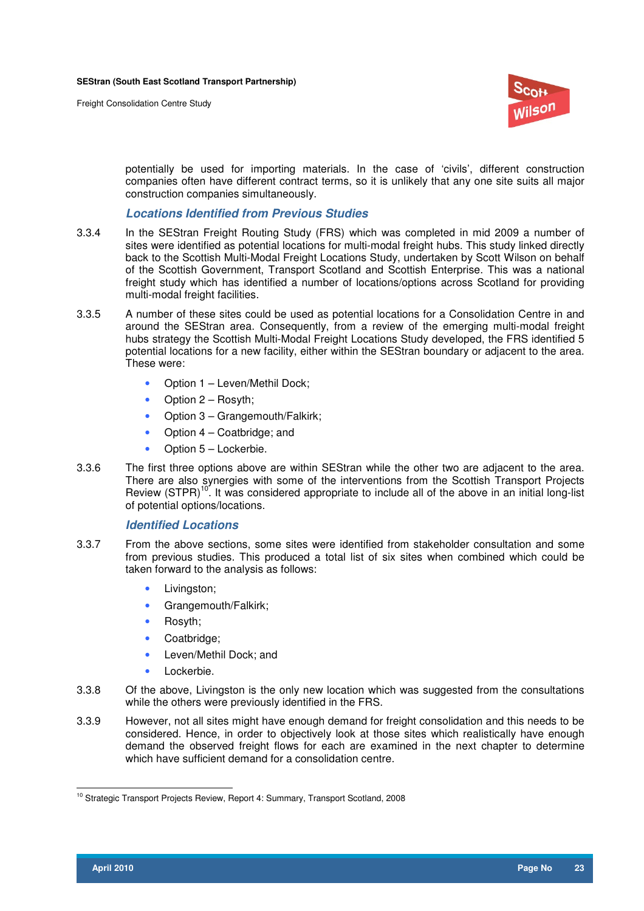potentially be used for importing materials. In the case of 'civils', different construction companies often have different contract terms, so it is unlikely that any one site suits all major construction companies simultaneously.

### *Locations Identified from Previous Studies*

3.3.4 In the SEStran Freight Routing Study (FRS) which was completed in mid 2009 a number of sites were identified as potential locations for multi-modal freight hubs. This study linked directly back to the Scottish Multi-Modal Freight Locations Study, undertaken by Scott Wilson on behalf of the Scottish Government, Transport Scotland and Scottish Enterprise. This was a national freight study which has identified a number of locations/options across Scotland for providing multi-modal freight facilities.

3.3.5 A number of these sites could be used as potential locations for a Consolidation Centre in and around the SEStran area. Consequently, from a review of the emerging multi-modal freight hubs strategy the Scottish Multi-Modal Freight Locations Study developed, the FRS identified 5 potential locations for a new facility, either within the SEStran boundary or adjacent to the area. These were:

- Option 1 – Leven/Methil Dock;
- Option 2 – Rosyth;
- Option 3 – Grangemouth/Falkirk;
- Option 4 – Coatbridge; and
- Option 5 – Lockerbie.

3.3.6 The first three options above are within SEStran while the other two are adjacent to the area. There are also synergies with some of the interventions from the Scottish Transport Projects Review (STPR)[10]. It was considered appropriate to include all of the above in an initial long-list of potential options/locations.

### *Identified Locations*

3.3.7 From the above sections, some sites were identified from stakeholder consultation and some from previous studies. This produced a total list of six sites when combined which could be taken forward to the analysis as follows:

- Livingston;
- Grangemouth/Falkirk;
- Rosyth;
- Coatbridge;
- Leven/Methil Dock; and
- Lockerbie.

3.3.8 Of the above, Livingston is the only new location which was suggested from the consultations while the others were previously identified in the FRS.

3.3.9 However, not all sites might have enough demand for freight consolidation and this needs to be considered. Hence, in order to objectively look at those sites which realistically have enough demand the observed freight flows for each are examined in the next chapter to determine which have sufficient demand for a consolidation centre.

[10] Strategic Transport Projects Review, Report 4: Summary, Transport Scotland, 2008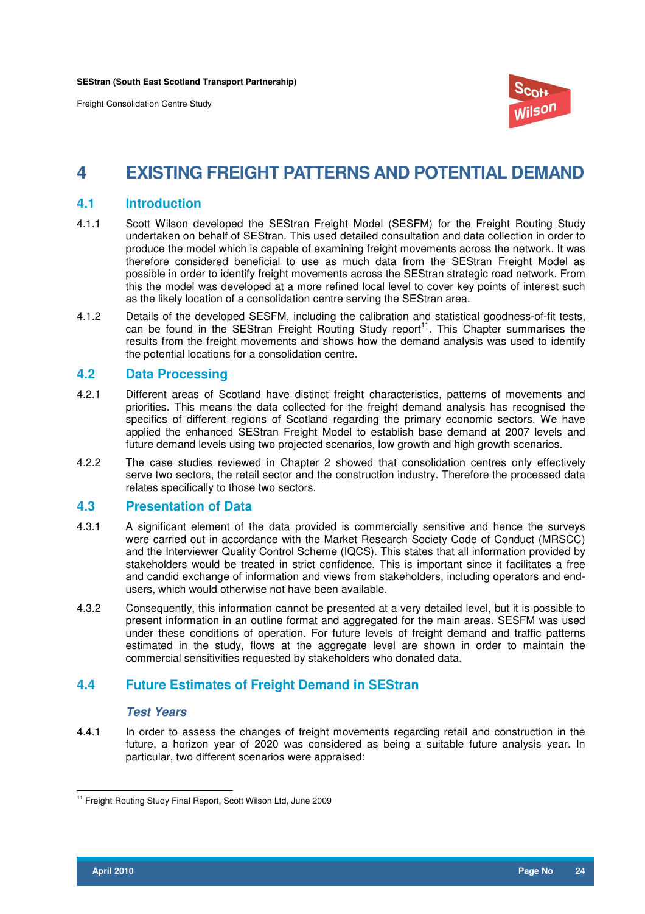# 4 EXISTING FREIGHT PATTERNS AND POTENTIAL DEMAND

## 4.1 Introduction

4.1.1 Scott Wilson developed the SEStran Freight Model (SESFM) for the Freight Routing Study undertaken on behalf of SEStran. This used detailed consultation and data collection in order to produce the model which is capable of examining freight movements across the network. It was therefore considered beneficial to use as much data from the SEStran Freight Model as possible in order to identify freight movements across the SEStran strategic road network. From this the model was developed at a more refined local level to cover key points of interest such as the likely location of a consolidation centre serving the SEStran area.

4.1.2 Details of the developed SESFM, including the calibration and statistical goodness-of-fit tests, can be found in the SEStran Freight Routing Study report[11]. This Chapter summarises the results from the freight movements and shows how the demand analysis was used to identify the potential locations for a consolidation centre.

## 4.2 Data Processing

4.2.1 Different areas of Scotland have distinct freight characteristics, patterns of movements and priorities. This means the data collected for the freight demand analysis has recognised the specifics of different regions of Scotland regarding the primary economic sectors. We have applied the enhanced SEStran Freight Model to establish base demand at 2007 levels and future demand levels using two projected scenarios, low growth and high growth scenarios.

4.2.2 The case studies reviewed in Chapter 2 showed that consolidation centres only effectively serve two sectors, the retail sector and the construction industry. Therefore the processed data relates specifically to those two sectors.

## 4.3 Presentation of Data

4.3.1 A significant element of the data provided is commercially sensitive and hence the surveys were carried out in accordance with the Market Research Society Code of Conduct (MRSCC) and the Interviewer Quality Control Scheme (IQCS). This states that all information provided by stakeholders would be treated in strict confidence. This is important since it facilitates a free and candid exchange of information and views from stakeholders, including operators and end-users, which would otherwise not have been available.

4.3.2 Consequently, this information cannot be presented at a very detailed level, but it is possible to present information in an outline format and aggregated for the main areas. SESFM was used under these conditions of operation. For future levels of freight demand and traffic patterns estimated in the study, flows at the aggregate level are shown in order to maintain the commercial sensitivities requested by stakeholders who donated data.

## 4.4 Future Estimates of Freight Demand in SEStran

### *Test Years*

4.4.1 In order to assess the changes of freight movements regarding retail and construction in the future, a horizon year of 2020 was considered as being a suitable future analysis year. In particular, two different scenarios were appraised:

[11] Freight Routing Study Final Report, Scott Wilson Ltd, June 2009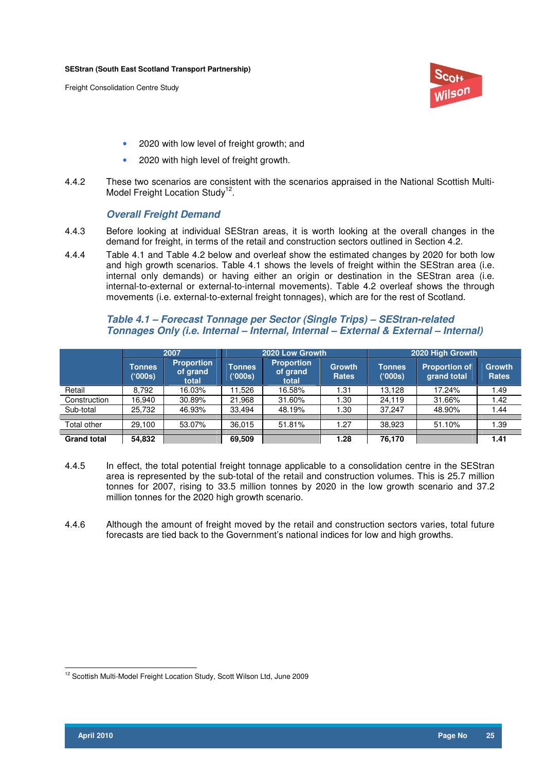- 2020 with low level of freight growth; and
- 2020 with high level of freight growth.

4.4.2 These two scenarios are consistent with the scenarios appraised in the National Scottish Multi-Model Freight Location Study[12].

### *Overall Freight Demand*

4.4.3 Before looking at individual SEStran areas, it is worth looking at the overall changes in the demand for freight, in terms of the retail and construction sectors outlined in Section 4.2.

4.4.4 Table 4.1 and Table 4.2 below and overleaf show the estimated changes by 2020 for both low and high growth scenarios. Table 4.1 shows the levels of freight within the SEStran area (i.e. internal only demands) or having either an origin or destination in the SEStran area (i.e. internal-to-external or external-to-internal movements). Table 4.2 overleaf shows the through movements (i.e. external-to-external freight tonnages), which are for the rest of Scotland.

***Table 4.1 – Forecast Tonnage per Sector (Single Trips) – SEStran-related Tonnages Only (i.e. Internal – Internal, Internal – External & External – Internal)***

| | 2007 | | 2020 Low Growth | | | 2020 High Growth | | |
|---|---|---|---|---|---|---|---|---|
| | Tonnes ('000s) | Proportion of grand total | Tonnes ('000s) | Proportion of grand total | Growth Rates | Tonnes ('000s) | Proportion of grand total | Growth Rates |
| Retail | 8,792 | 16.03% | 11,526 | 16.58% | 1.31 | 13,128 | 17.24% | 1.49 |
| Construction | 16,940 | 30.89% | 21,968 | 31.60% | 1.30 | 24,119 | 31.66% | 1.42 |
| Sub-total | 25,732 | 46.93% | 33,494 | 48.19% | 1.30 | 37,247 | 48.90% | 1.44 |
| Total other | 29,100 | 53.07% | 36,015 | 51.81% | 1.27 | 38,923 | 51.10% | 1.39 |
| **Grand total** | **54,832** | | **69,509** | | **1.28** | **76,170** | | **1.41** |

4.4.5 In effect, the total potential freight tonnage applicable to a consolidation centre in the SEStran area is represented by the sub-total of the retail and construction volumes. This is 25.7 million tonnes for 2007, rising to 33.5 million tonnes by 2020 in the low growth scenario and 37.2 million tonnes for the 2020 high growth scenario.

4.4.6 Although the amount of freight moved by the retail and construction sectors varies, total future forecasts are tied back to the Government's national indices for low and high growths.

[12] Scottish Multi-Model Freight Location Study, Scott Wilson Ltd, June 2009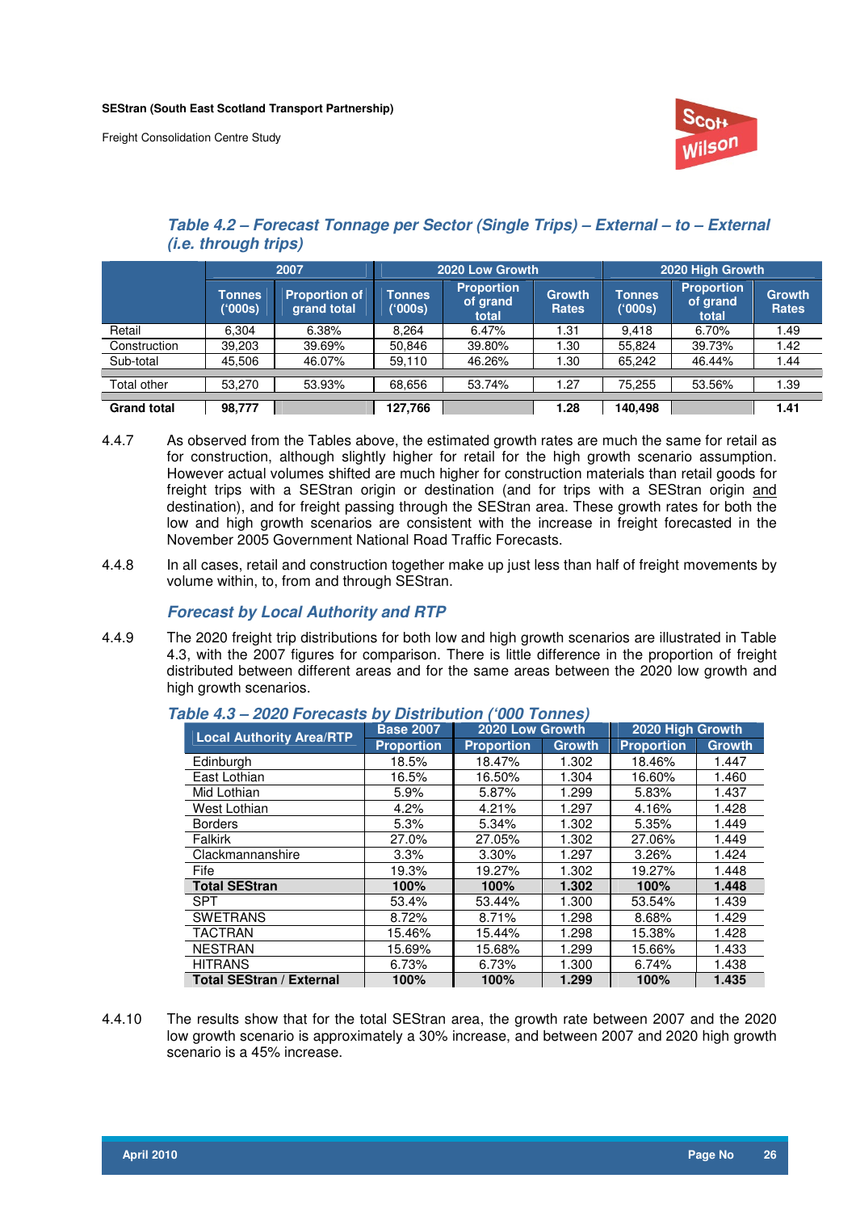*Table 4.2 – Forecast Tonnage per Sector (Single Trips) – External – to – External (i.e. through trips)*

| | 2007 | | 2020 Low Growth | | | 2020 High Growth | | |
|---|---|---|---|---|---|---|---|---|
| | Tonnes ('000s) | Proportion of grand total | Tonnes ('000s) | Proportion of grand total | Growth Rates | Tonnes ('000s) | Proportion of grand total | Growth Rates |
| Retail | 6,304 | 6.38% | 8,264 | 6.47% | 1.31 | 9,418 | 6.70% | 1.49 |
| Construction | 39,203 | 39.69% | 50,846 | 39.80% | 1.30 | 55,824 | 39.73% | 1.42 |
| Sub-total | 45,506 | 46.07% | 59,110 | 46.26% | 1.30 | 65,242 | 46.44% | 1.44 |
| Total other | 53,270 | 53.93% | 68,656 | 53.74% | 1.27 | 75,255 | 53.56% | 1.39 |
| **Grand total** | **98,777** | | **127,766** | | **1.28** | **140,498** | | **1.41** |

4.4.7 As observed from the Tables above, the estimated growth rates are much the same for retail as for construction, although slightly higher for retail for the high growth scenario assumption. However actual volumes shifted are much higher for construction materials than retail goods for freight trips with a SEStran origin or destination (and for trips with a SEStran origin and destination), and for freight passing through the SEStran area. These growth rates for both the low and high growth scenarios are consistent with the increase in freight forecasted in the November 2005 Government National Road Traffic Forecasts.

4.4.8 In all cases, retail and construction together make up just less than half of freight movements by volume within, to, from and through SEStran.

### *Forecast by Local Authority and RTP*

4.4.9 The 2020 freight trip distributions for both low and high growth scenarios are illustrated in Table 4.3, with the 2007 figures for comparison. There is little difference in the proportion of freight distributed between different areas and for the same areas between the 2020 low growth and high growth scenarios.

*Table 4.3 – 2020 Forecasts by Distribution ('000 Tonnes)*

| Local Authority Area/RTP | Base 2007 | 2020 Low Growth | | 2020 High Growth | |
|---|---|---|---|---|---|
| | Proportion | Proportion | Growth | Proportion | Growth |
| Edinburgh | 18.5% | 18.47% | 1.302 | 18.46% | 1.447 |
| East Lothian | 16.5% | 16.50% | 1.304 | 16.60% | 1.460 |
| Mid Lothian | 5.9% | 5.87% | 1.299 | 5.83% | 1.437 |
| West Lothian | 4.2% | 4.21% | 1.297 | 4.16% | 1.428 |
| Borders | 5.3% | 5.34% | 1.302 | 5.35% | 1.449 |
| Falkirk | 27.0% | 27.05% | 1.302 | 27.06% | 1.449 |
| Clackmannanshire | 3.3% | 3.30% | 1.297 | 3.26% | 1.424 |
| Fife | 19.3% | 19.27% | 1.302 | 19.27% | 1.448 |
| **Total SEStran** | **100%** | **100%** | **1.302** | **100%** | **1.448** |
| SPT | 53.4% | 53.44% | 1.300 | 53.54% | 1.439 |
| SWETRANS | 8.72% | 8.71% | 1.298 | 8.68% | 1.429 |
| TACTRAN | 15.46% | 15.44% | 1.298 | 15.38% | 1.428 |
| NESTRAN | 15.69% | 15.68% | 1.299 | 15.66% | 1.433 |
| HITRANS | 6.73% | 6.73% | 1.300 | 6.74% | 1.438 |
| **Total SEStran / External** | **100%** | **100%** | **1.299** | **100%** | **1.435** |

4.4.10 The results show that for the total SEStran area, the growth rate between 2007 and the 2020 low growth scenario is approximately a 30% increase, and between 2007 and 2020 high growth scenario is a 45% increase.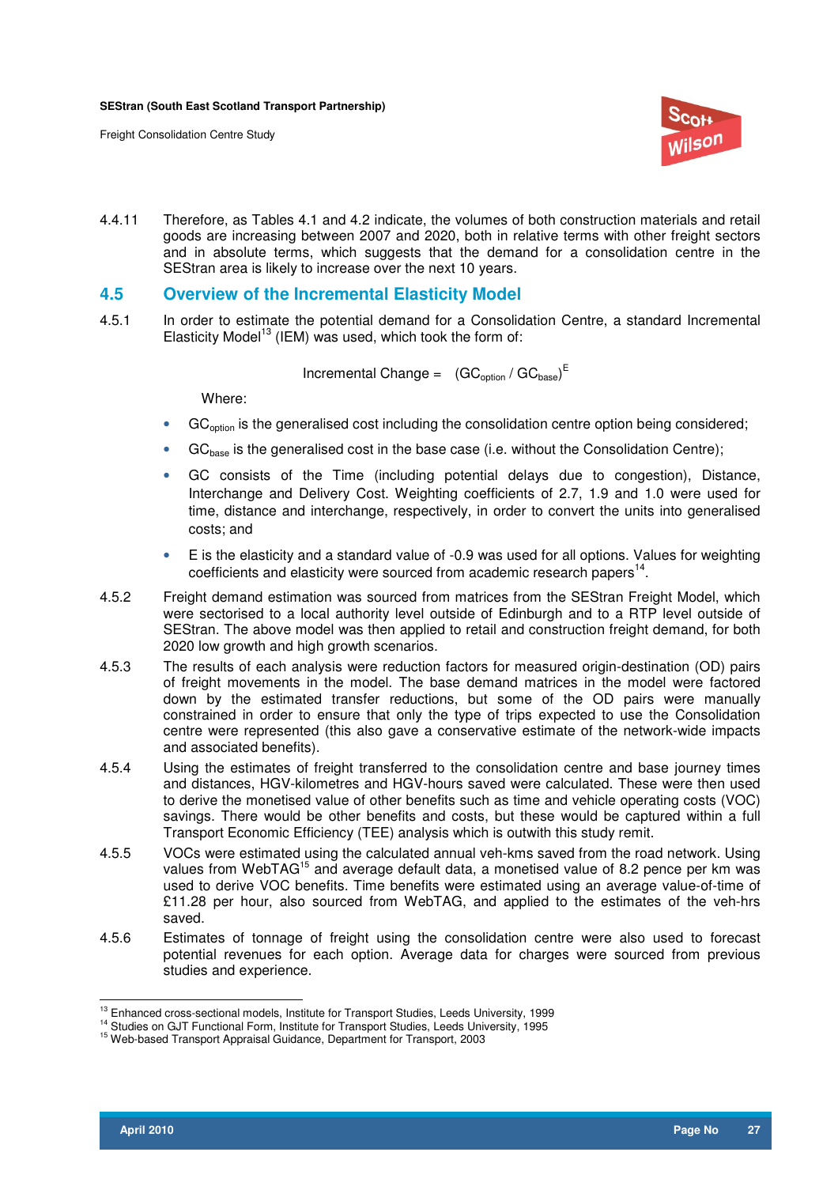4.4.11 Therefore, as Tables 4.1 and 4.2 indicate, the volumes of both construction materials and retail goods are increasing between 2007 and 2020, both in relative terms with other freight sectors and in absolute terms, which suggests that the demand for a consolidation centre in the SEStran area is likely to increase over the next 10 years.

## 4.5 Overview of the Incremental Elasticity Model

4.5.1 In order to estimate the potential demand for a Consolidation Centre, a standard Incremental Elasticity Model[13] (IEM) was used, which took the form of:

$$\text{Incremental Change} = (GC_{option} / GC_{base})^{E}$$

Where:

- $GC_{option}$ is the generalised cost including the consolidation centre option being considered;
- $GC_{base}$ is the generalised cost in the base case (i.e. without the Consolidation Centre);
- GC consists of the Time (including potential delays due to congestion), Distance, Interchange and Delivery Cost. Weighting coefficients of 2.7, 1.9 and 1.0 were used for time, distance and interchange, respectively, in order to convert the units into generalised costs; and
- E is the elasticity and a standard value of -0.9 was used for all options. Values for weighting coefficients and elasticity were sourced from academic research papers[14].

4.5.2 Freight demand estimation was sourced from matrices from the SEStran Freight Model, which were sectorised to a local authority level outside of Edinburgh and to a RTP level outside of SEStran. The above model was then applied to retail and construction freight demand, for both 2020 low growth and high growth scenarios.

4.5.3 The results of each analysis were reduction factors for measured origin-destination (OD) pairs of freight movements in the model. The base demand matrices in the model were factored down by the estimated transfer reductions, but some of the OD pairs were manually constrained in order to ensure that only the type of trips expected to use the Consolidation centre were represented (this also gave a conservative estimate of the network-wide impacts and associated benefits).

4.5.4 Using the estimates of freight transferred to the consolidation centre and base journey times and distances, HGV-kilometres and HGV-hours saved were calculated. These were then used to derive the monetised value of other benefits such as time and vehicle operating costs (VOC) savings. There would be other benefits and costs, but these would be captured within a full Transport Economic Efficiency (TEE) analysis which is outwith this study remit.

4.5.5 VOCs were estimated using the calculated annual veh-kms saved from the road network. Using values from WebTAG[15] and average default data, a monetised value of 8.2 pence per km was used to derive VOC benefits. Time benefits were estimated using an average value-of-time of £11.28 per hour, also sourced from WebTAG, and applied to the estimates of the veh-hrs saved.

4.5.6 Estimates of tonnage of freight using the consolidation centre were also used to forecast potential revenues for each option. Average data for charges were sourced from previous studies and experience.

---

[13] Enhanced cross-sectional models, Institute for Transport Studies, Leeds University, 1999

[14] Studies on GJT Functional Form, Institute for Transport Studies, Leeds University, 1995

[15] Web-based Transport Appraisal Guidance, Department for Transport, 2003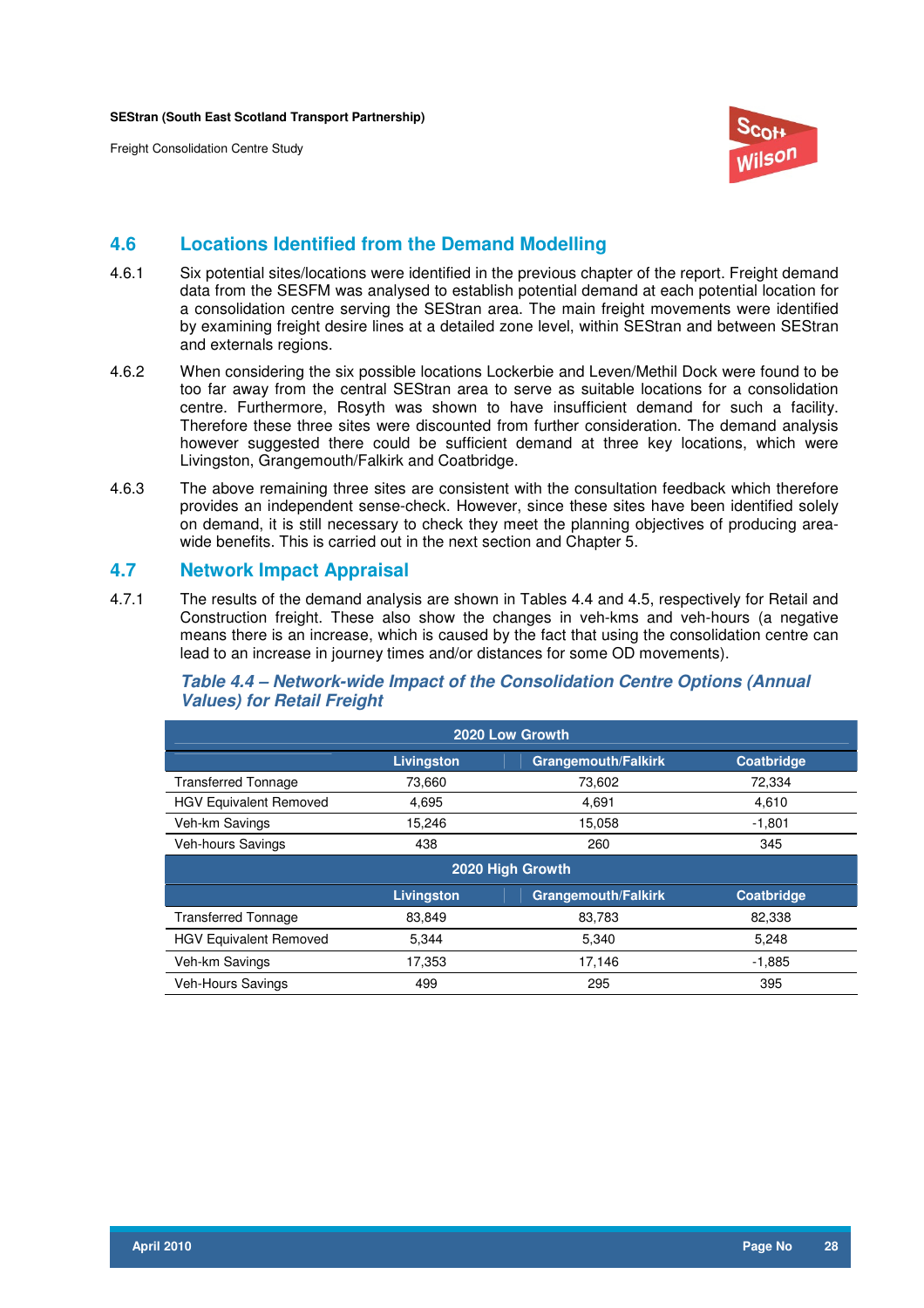## 4.6 Locations Identified from the Demand Modelling

4.6.1 Six potential sites/locations were identified in the previous chapter of the report. Freight demand data from the SESFM was analysed to establish potential demand at each potential location for a consolidation centre serving the SEStran area. The main freight movements were identified by examining freight desire lines at a detailed zone level, within SEStran and between SEStran and externals regions.

4.6.2 When considering the six possible locations Lockerbie and Leven/Methil Dock were found to be too far away from the central SEStran area to serve as suitable locations for a consolidation centre. Furthermore, Rosyth was shown to have insufficient demand for such a facility. Therefore these three sites were discounted from further consideration. The demand analysis however suggested there could be sufficient demand at three key locations, which were Livingston, Grangemouth/Falkirk and Coatbridge.

4.6.3 The above remaining three sites are consistent with the consultation feedback which therefore provides an independent sense-check. However, since these sites have been identified solely on demand, it is still necessary to check they meet the planning objectives of producing area-wide benefits. This is carried out in the next section and Chapter 5.

## 4.7 Network Impact Appraisal

4.7.1 The results of the demand analysis are shown in Tables 4.4 and 4.5, respectively for Retail and Construction freight. These also show the changes in veh-kms and veh-hours (a negative means there is an increase, which is caused by the fact that using the consolidation centre can lead to an increase in journey times and/or distances for some OD movements).

***Table 4.4 – Network-wide Impact of the Consolidation Centre Options (Annual Values) for Retail Freight***

| 2020 Low Growth | | | |
|---|---|---|---|
| | **Livingston** | **Grangemouth/Falkirk** | **Coatbridge** |
| Transferred Tonnage | 73,660 | 73,602 | 72,334 |
| HGV Equivalent Removed | 4,695 | 4,691 | 4,610 |
| Veh-km Savings | 15,246 | 15,058 | -1,801 |
| Veh-hours Savings | 438 | 260 | 345 |
| **2020 High Growth** | | | |
| | **Livingston** | **Grangemouth/Falkirk** | **Coatbridge** |
| Transferred Tonnage | 83,849 | 83,783 | 82,338 |
| HGV Equivalent Removed | 5,344 | 5,340 | 5,248 |
| Veh-km Savings | 17,353 | 17,146 | -1,885 |
| Veh-Hours Savings | 499 | 295 | 395 |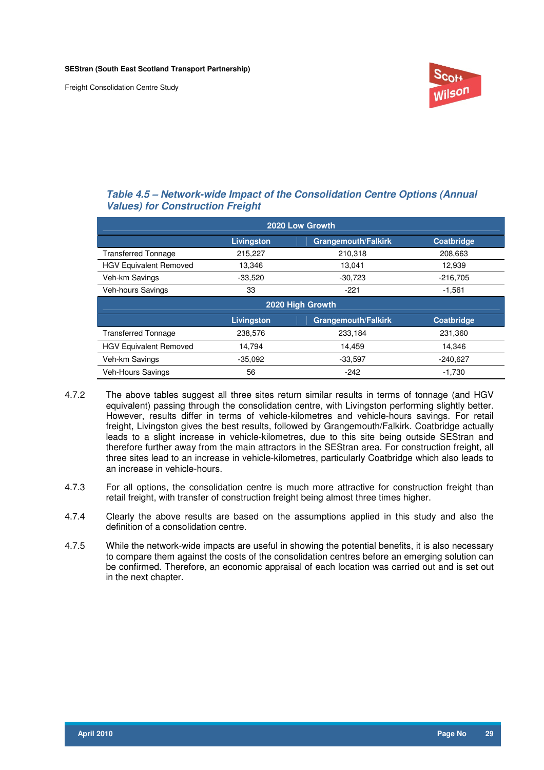***Table 4.5 – Network-wide Impact of the Consolidation Centre Options (Annual Values) for Construction Freight***

| 2020 Low Growth | | | |
|---|---|---|---|
| | **Livingston** | **Grangemouth/Falkirk** | **Coatbridge** |
| Transferred Tonnage | 215,227 | 210,318 | 208,663 |
| HGV Equivalent Removed | 13,346 | 13,041 | 12,939 |
| Veh-km Savings | -33,520 | -30,723 | -216,705 |
| Veh-hours Savings | 33 | -221 | -1,561 |
| **2020 High Growth** | | | |
| | **Livingston** | **Grangemouth/Falkirk** | **Coatbridge** |
| Transferred Tonnage | 238,576 | 233,184 | 231,360 |
| HGV Equivalent Removed | 14,794 | 14,459 | 14,346 |
| Veh-km Savings | -35,092 | -33,597 | -240,627 |
| Veh-Hours Savings | 56 | -242 | -1,730 |

4.7.2 The above tables suggest all three sites return similar results in terms of tonnage (and HGV equivalent) passing through the consolidation centre, with Livingston performing slightly better. However, results differ in terms of vehicle-kilometres and vehicle-hours savings. For retail freight, Livingston gives the best results, followed by Grangemouth/Falkirk. Coatbridge actually leads to a slight increase in vehicle-kilometres, due to this site being outside SEStran and therefore further away from the main attractors in the SEStran area. For construction freight, all three sites lead to an increase in vehicle-kilometres, particularly Coatbridge which also leads to an increase in vehicle-hours.

4.7.3 For all options, the consolidation centre is much more attractive for construction freight than retail freight, with transfer of construction freight being almost three times higher.

4.7.4 Clearly the above results are based on the assumptions applied in this study and also the definition of a consolidation centre.

4.7.5 While the network-wide impacts are useful in showing the potential benefits, it is also necessary to compare them against the costs of the consolidation centres before an emerging solution can be confirmed. Therefore, an economic appraisal of each location was carried out and is set out in the next chapter.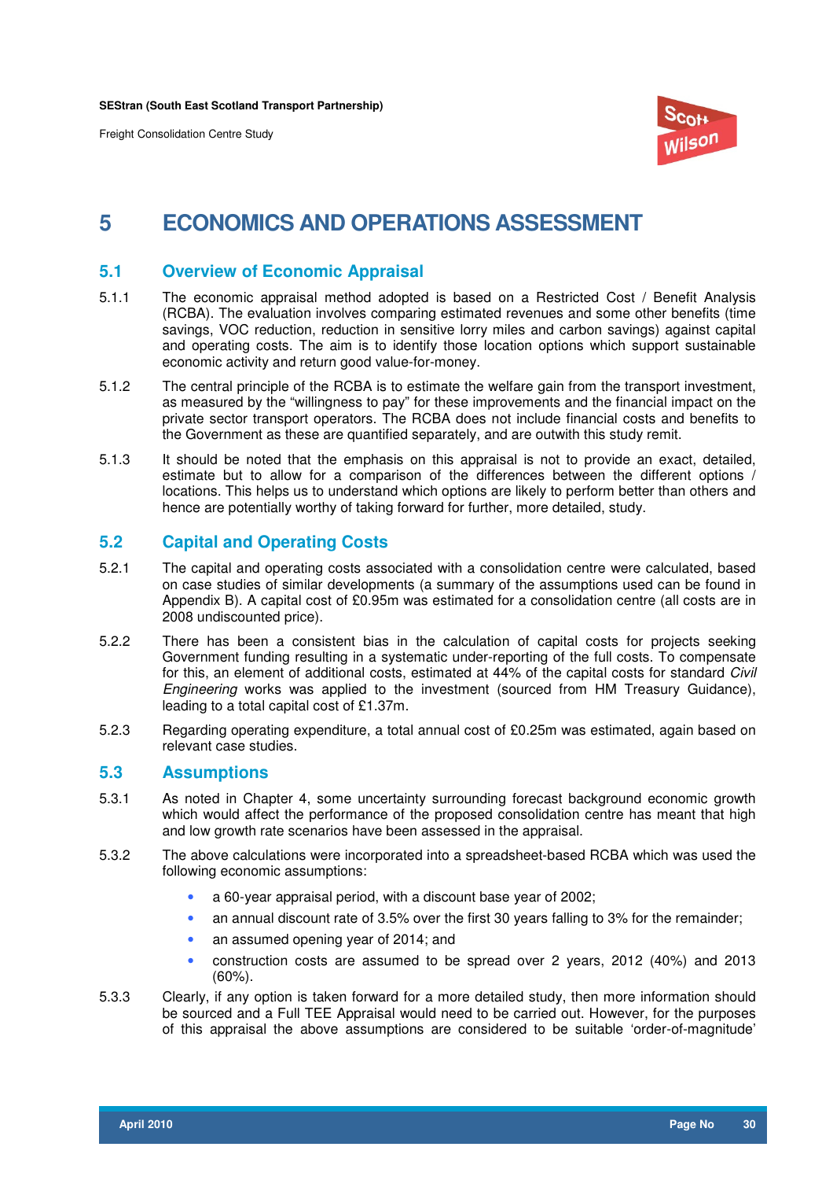# 5 ECONOMICS AND OPERATIONS ASSESSMENT

## 5.1 Overview of Economic Appraisal

5.1.1 The economic appraisal method adopted is based on a Restricted Cost / Benefit Analysis (RCBA). The evaluation involves comparing estimated revenues and some other benefits (time savings, VOC reduction, reduction in sensitive lorry miles and carbon savings) against capital and operating costs. The aim is to identify those location options which support sustainable economic activity and return good value-for-money.

5.1.2 The central principle of the RCBA is to estimate the welfare gain from the transport investment, as measured by the "willingness to pay" for these improvements and the financial impact on the private sector transport operators. The RCBA does not include financial costs and benefits to the Government as these are quantified separately, and are outwith this study remit.

5.1.3 It should be noted that the emphasis on this appraisal is not to provide an exact, detailed, estimate but to allow for a comparison of the differences between the different options / locations. This helps us to understand which options are likely to perform better than others and hence are potentially worthy of taking forward for further, more detailed, study.

## 5.2 Capital and Operating Costs

5.2.1 The capital and operating costs associated with a consolidation centre were calculated, based on case studies of similar developments (a summary of the assumptions used can be found in Appendix B). A capital cost of £0.95m was estimated for a consolidation centre (all costs are in 2008 undiscounted price).

5.2.2 There has been a consistent bias in the calculation of capital costs for projects seeking Government funding resulting in a systematic under-reporting of the full costs. To compensate for this, an element of additional costs, estimated at 44% of the capital costs for standard *Civil Engineering* works was applied to the investment (sourced from HM Treasury Guidance), leading to a total capital cost of £1.37m.

5.2.3 Regarding operating expenditure, a total annual cost of £0.25m was estimated, again based on relevant case studies.

## 5.3 Assumptions

5.3.1 As noted in Chapter 4, some uncertainty surrounding forecast background economic growth which would affect the performance of the proposed consolidation centre has meant that high and low growth rate scenarios have been assessed in the appraisal.

5.3.2 The above calculations were incorporated into a spreadsheet-based RCBA which was used the following economic assumptions:

- a 60-year appraisal period, with a discount base year of 2002;
- an annual discount rate of 3.5% over the first 30 years falling to 3% for the remainder;
- an assumed opening year of 2014; and
- construction costs are assumed to be spread over 2 years, 2012 (40%) and 2013 (60%).

5.3.3 Clearly, if any option is taken forward for a more detailed study, then more information should be sourced and a Full TEE Appraisal would need to be carried out. However, for the purposes of this appraisal the above assumptions are considered to be suitable 'order-of-magnitude'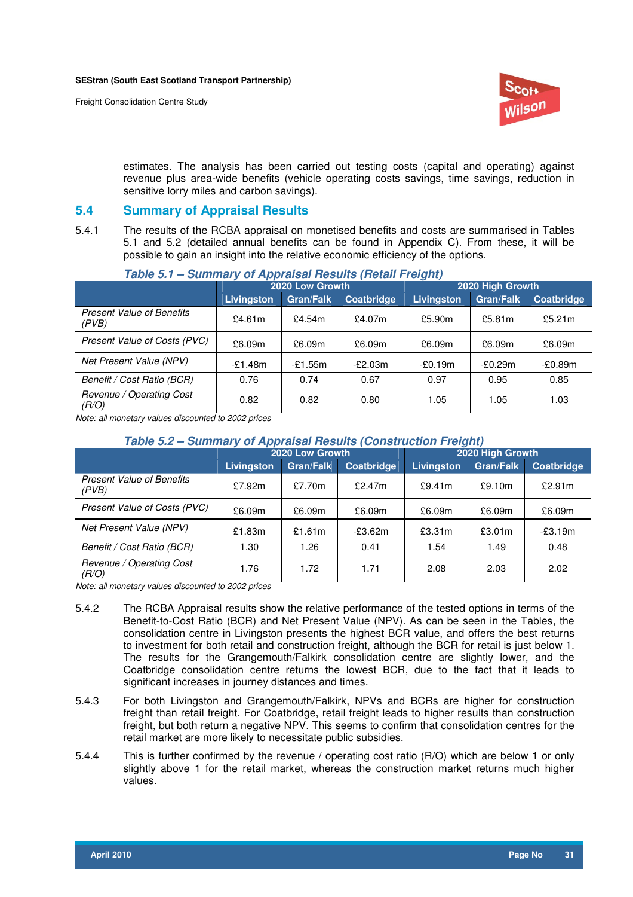estimates. The analysis has been carried out testing costs (capital and operating) against revenue plus area-wide benefits (vehicle operating costs savings, time savings, reduction in sensitive lorry miles and carbon savings).

## 5.4 Summary of Appraisal Results

5.4.1 The results of the RCBA appraisal on monetised benefits and costs are summarised in Tables 5.1 and 5.2 (detailed annual benefits can be found in Appendix C). From these, it will be possible to gain an insight into the relative economic efficiency of the options.

**Table 5.1 – Summary of Appraisal Results (Retail Freight)**

| | 2020 Low Growth | | | 2020 High Growth | | |
|---|---|---|---|---|---|---|
| | Livingston | Gran/Falk | Coatbridge | Livingston | Gran/Falk | Coatbridge |
| *Present Value of Benefits (PVB)* | £4.61m | £4.54m | £4.07m | £5.90m | £5.81m | £5.21m |
| *Present Value of Costs (PVC)* | £6.09m | £6.09m | £6.09m | £6.09m | £6.09m | £6.09m |
| *Net Present Value (NPV)* | -£1.48m | -£1.55m | -£2.03m | -£0.19m | -£0.29m | -£0.89m |
| *Benefit / Cost Ratio (BCR)* | 0.76 | 0.74 | 0.67 | 0.97 | 0.95 | 0.85 |
| *Revenue / Operating Cost (R/O)* | 0.82 | 0.82 | 0.80 | 1.05 | 1.05 | 1.03 |

*Note: all monetary values discounted to 2002 prices*

**Table 5.2 – Summary of Appraisal Results (Construction Freight)**

| | 2020 Low Growth | | | 2020 High Growth | | |
|---|---|---|---|---|---|---|
| | Livingston | Gran/Falk | Coatbridge | Livingston | Gran/Falk | Coatbridge |
| *Present Value of Benefits (PVB)* | £7.92m | £7.70m | £2.47m | £9.41m | £9.10m | £2.91m |
| *Present Value of Costs (PVC)* | £6.09m | £6.09m | £6.09m | £6.09m | £6.09m | £6.09m |
| *Net Present Value (NPV)* | £1.83m | £1.61m | -£3.62m | £3.31m | £3.01m | -£3.19m |
| *Benefit / Cost Ratio (BCR)* | 1.30 | 1.26 | 0.41 | 1.54 | 1.49 | 0.48 |
| *Revenue / Operating Cost (R/O)* | 1.76 | 1.72 | 1.71 | 2.08 | 2.03 | 2.02 |

*Note: all monetary values discounted to 2002 prices*

5.4.2 The RCBA Appraisal results show the relative performance of the tested options in terms of the Benefit-to-Cost Ratio (BCR) and Net Present Value (NPV). As can be seen in the Tables, the consolidation centre in Livingston presents the highest BCR value, and offers the best returns to investment for both retail and construction freight, although the BCR for retail is just below 1. The results for the Grangemouth/Falkirk consolidation centre are slightly lower, and the Coatbridge consolidation centre returns the lowest BCR, due to the fact that it leads to significant increases in journey distances and times.

5.4.3 For both Livingston and Grangemouth/Falkirk, NPVs and BCRs are higher for construction freight than retail freight. For Coatbridge, retail freight leads to higher results than construction freight, but both return a negative NPV. This seems to confirm that consolidation centres for the retail market are more likely to necessitate public subsidies.

5.4.4 This is further confirmed by the revenue / operating cost ratio (R/O) which are below 1 or only slightly above 1 for the retail market, whereas the construction market returns much higher values.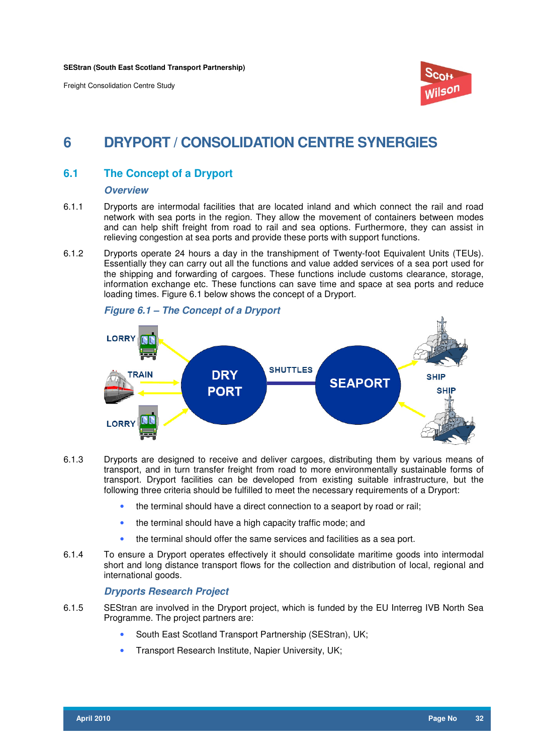# 6 DRYPORT / CONSOLIDATION CENTRE SYNERGIES

## 6.1 The Concept of a Dryport

### *Overview*

6.1.1 Dryports are intermodal facilities that are located inland and which connect the rail and road network with sea ports in the region. They allow the movement of containers between modes and can help shift freight from road to rail and sea options. Furthermore, they can assist in relieving congestion at sea ports and provide these ports with support functions.

6.1.2 Dryports operate 24 hours a day in the transhipment of Twenty-foot Equivalent Units (TEUs). Essentially they can carry out all the functions and value added services of a sea port used for the shipping and forwarding of cargoes. These functions include customs clearance, storage, information exchange etc. These functions can save time and space at sea ports and reduce loading times. Figure 6.1 below shows the concept of a Dryport.

***Figure 6.1 – The Concept of a Dryport***

6.1.3 Dryports are designed to receive and deliver cargoes, distributing them by various means of transport, and in turn transfer freight from road to more environmentally sustainable forms of transport. Dryport facilities can be developed from existing suitable infrastructure, but the following three criteria should be fulfilled to meet the necessary requirements of a Dryport:

- the terminal should have a direct connection to a seaport by road or rail;
- the terminal should have a high capacity traffic mode; and
- the terminal should offer the same services and facilities as a sea port.

6.1.4 To ensure a Dryport operates effectively it should consolidate maritime goods into intermodal short and long distance transport flows for the collection and distribution of local, regional and international goods.

### *Dryports Research Project*

6.1.5 SEStran are involved in the Dryport project, which is funded by the EU Interreg IVB North Sea Programme. The project partners are:

- South East Scotland Transport Partnership (SEStran), UK;
- Transport Research Institute, Napier University, UK;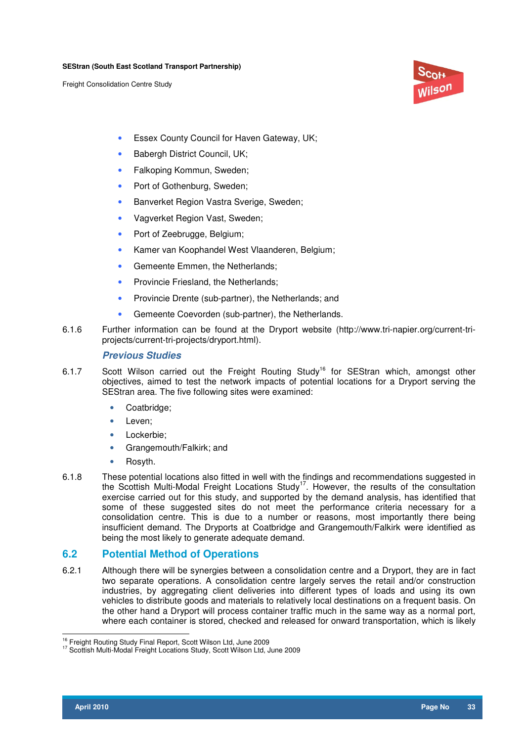- Essex County Council for Haven Gateway, UK;
- Babergh District Council, UK;
- Falkoping Kommun, Sweden;
- Port of Gothenburg, Sweden;
- Banverket Region Vastra Sverige, Sweden;
- Vagverket Region Vast, Sweden;
- Port of Zeebrugge, Belgium;
- Kamer van Koophandel West Vlaanderen, Belgium;
- Gemeente Emmen, the Netherlands;
- Provincie Friesland, the Netherlands;
- Provincie Drente (sub-partner), the Netherlands; and
- Gemeente Coevorden (sub-partner), the Netherlands.

6.1.6 Further information can be found at the Dryport website (http://www.tri-napier.org/current-tri-projects/current-tri-projects/dryport.html).

### *Previous Studies*

6.1.7 Scott Wilson carried out the Freight Routing Study[16] for SEStran which, amongst other objectives, aimed to test the network impacts of potential locations for a Dryport serving the SEStran area. The five following sites were examined:

- Coatbridge;
- Leven;
- Lockerbie;
- Grangemouth/Falkirk; and
- Rosyth.

6.1.8 These potential locations also fitted in well with the findings and recommendations suggested in the Scottish Multi-Modal Freight Locations Study[17]. However, the results of the consultation exercise carried out for this study, and supported by the demand analysis, has identified that some of these suggested sites do not meet the performance criteria necessary for a consolidation centre. This is due to a number or reasons, most importantly there being insufficient demand. The Dryports at Coatbridge and Grangemouth/Falkirk were identified as being the most likely to generate adequate demand.

## 6.2 Potential Method of Operations

6.2.1 Although there will be synergies between a consolidation centre and a Dryport, they are in fact two separate operations. A consolidation centre largely serves the retail and/or construction industries, by aggregating client deliveries into different types of loads and using its own vehicles to distribute goods and materials to relatively local destinations on a frequent basis. On the other hand a Dryport will process container traffic much in the same way as a normal port, where each container is stored, checked and released for onward transportation, which is likely

[16] Freight Routing Study Final Report, Scott Wilson Ltd, June 2009
[17] Scottish Multi-Modal Freight Locations Study, Scott Wilson Ltd, June 2009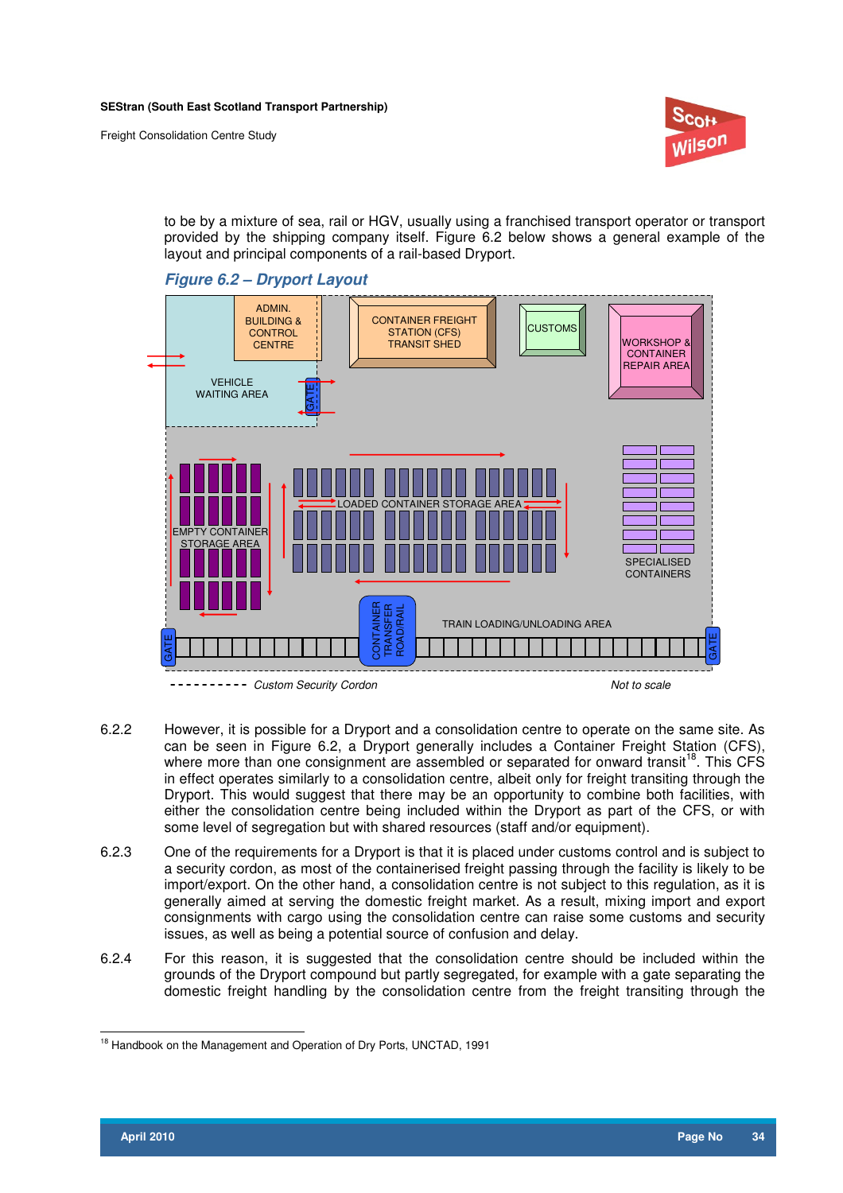to be by a mixture of sea, rail or HGV, usually using a franchised transport operator or transport provided by the shipping company itself. Figure 6.2 below shows a general example of the layout and principal components of a rail-based Dryport.

***Figure 6.2 – Dryport Layout***

ADMIN. BUILDING & CONTROL CENTRE

CONTAINER FREIGHT STATION (CFS) TRANSIT SHED

CUSTOMS

WORKSHOP & CONTAINER REPAIR AREA

VEHICLE WAITING AREA

GATE

LOADED CONTAINER STORAGE AREA

EMPTY CONTAINER STORAGE AREA

SPECIALISED CONTAINERS

CONTAINER TRANSFER ROAD/RAIL

TRAIN LOADING/UNLOADING AREA

GATE

GATE

*Custom Security Cordon*

*Not to scale*

6.2.2 However, it is possible for a Dryport and a consolidation centre to operate on the same site. As can be seen in Figure 6.2, a Dryport generally includes a Container Freight Station (CFS), where more than one consignment are assembled or separated for onward transit[18]. This CFS in effect operates similarly to a consolidation centre, albeit only for freight transiting through the Dryport. This would suggest that there may be an opportunity to combine both facilities, with either the consolidation centre being included within the Dryport as part of the CFS, or with some level of segregation but with shared resources (staff and/or equipment).

6.2.3 One of the requirements for a Dryport is that it is placed under customs control and is subject to a security cordon, as most of the containerised freight passing through the facility is likely to be import/export. On the other hand, a consolidation centre is not subject to this regulation, as it is generally aimed at serving the domestic freight market. As a result, mixing import and export consignments with cargo using the consolidation centre can raise some customs and security issues, as well as being a potential source of confusion and delay.

6.2.4 For this reason, it is suggested that the consolidation centre should be included within the grounds of the Dryport compound but partly segregated, for example with a gate separating the domestic freight handling by the consolidation centre from the freight transiting through the

[18] Handbook on the Management and Operation of Dry Ports, UNCTAD, 1991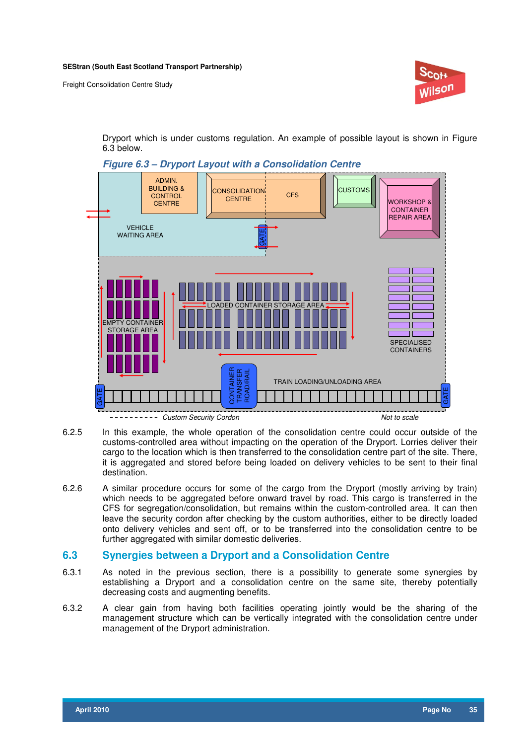Dryport which is under customs regulation. An example of possible layout is shown in Figure 6.3 below.

***Figure 6.3 – Dryport Layout with a Consolidation Centre***

6.2.5 In this example, the whole operation of the consolidation centre could occur outside of the customs-controlled area without impacting on the operation of the Dryport. Lorries deliver their cargo to the location which is then transferred to the consolidation centre part of the site. There, it is aggregated and stored before being loaded on delivery vehicles to be sent to their final destination.

6.2.6 A similar procedure occurs for some of the cargo from the Dryport (mostly arriving by train) which needs to be aggregated before onward travel by road. This cargo is transferred in the CFS for segregation/consolidation, but remains within the custom-controlled area. It can then leave the security cordon after checking by the custom authorities, either to be directly loaded onto delivery vehicles and sent off, or to be transferred into the consolidation centre to be further aggregated with similar domestic deliveries.

## 6.3 Synergies between a Dryport and a Consolidation Centre

6.3.1 As noted in the previous section, there is a possibility to generate some synergies by establishing a Dryport and a consolidation centre on the same site, thereby potentially decreasing costs and augmenting benefits.

6.3.2 A clear gain from having both facilities operating jointly would be the sharing of the management structure which can be vertically integrated with the consolidation centre under management of the Dryport administration.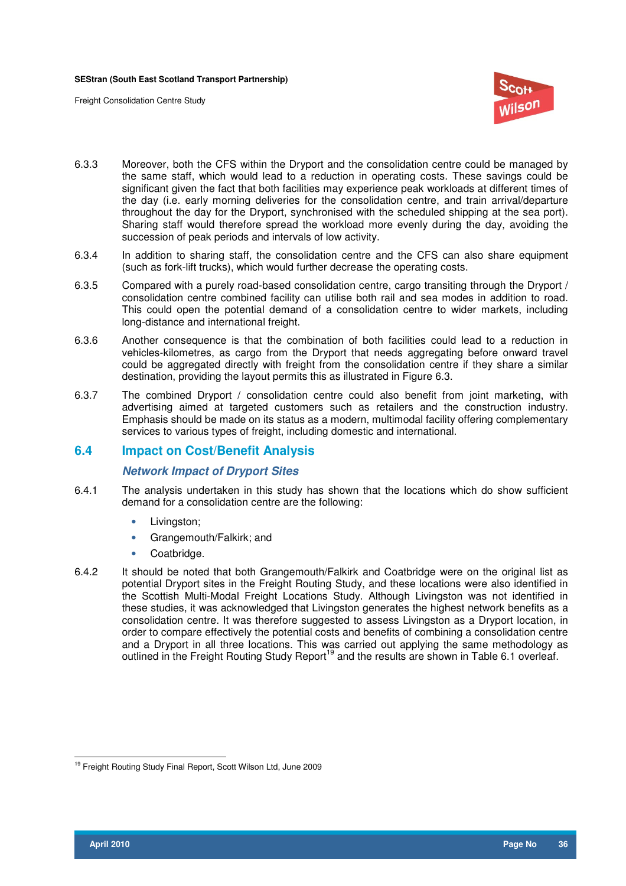6.3.3 Moreover, both the CFS within the Dryport and the consolidation centre could be managed by the same staff, which would lead to a reduction in operating costs. These savings could be significant given the fact that both facilities may experience peak workloads at different times of the day (i.e. early morning deliveries for the consolidation centre, and train arrival/departure throughout the day for the Dryport, synchronised with the scheduled shipping at the sea port). Sharing staff would therefore spread the workload more evenly during the day, avoiding the succession of peak periods and intervals of low activity.

6.3.4 In addition to sharing staff, the consolidation centre and the CFS can also share equipment (such as fork-lift trucks), which would further decrease the operating costs.

6.3.5 Compared with a purely road-based consolidation centre, cargo transiting through the Dryport / consolidation centre combined facility can utilise both rail and sea modes in addition to road. This could open the potential demand of a consolidation centre to wider markets, including long-distance and international freight.

6.3.6 Another consequence is that the combination of both facilities could lead to a reduction in vehicles-kilometres, as cargo from the Dryport that needs aggregating before onward travel could be aggregated directly with freight from the consolidation centre if they share a similar destination, providing the layout permits this as illustrated in Figure 6.3.

6.3.7 The combined Dryport / consolidation centre could also benefit from joint marketing, with advertising aimed at targeted customers such as retailers and the construction industry. Emphasis should be made on its status as a modern, multimodal facility offering complementary services to various types of freight, including domestic and international.

## 6.4 Impact on Cost/Benefit Analysis

### *Network Impact of Dryport Sites*

6.4.1 The analysis undertaken in this study has shown that the locations which do show sufficient demand for a consolidation centre are the following:

- Livingston;
- Grangemouth/Falkirk; and
- Coatbridge.

6.4.2 It should be noted that both Grangemouth/Falkirk and Coatbridge were on the original list as potential Dryport sites in the Freight Routing Study, and these locations were also identified in the Scottish Multi-Modal Freight Locations Study. Although Livingston was not identified in these studies, it was acknowledged that Livingston generates the highest network benefits as a consolidation centre. It was therefore suggested to assess Livingston as a Dryport location, in order to compare effectively the potential costs and benefits of combining a consolidation centre and a Dryport in all three locations. This was carried out applying the same methodology as outlined in the Freight Routing Study Report[19] and the results are shown in Table 6.1 overleaf.

[19] Freight Routing Study Final Report, Scott Wilson Ltd, June 2009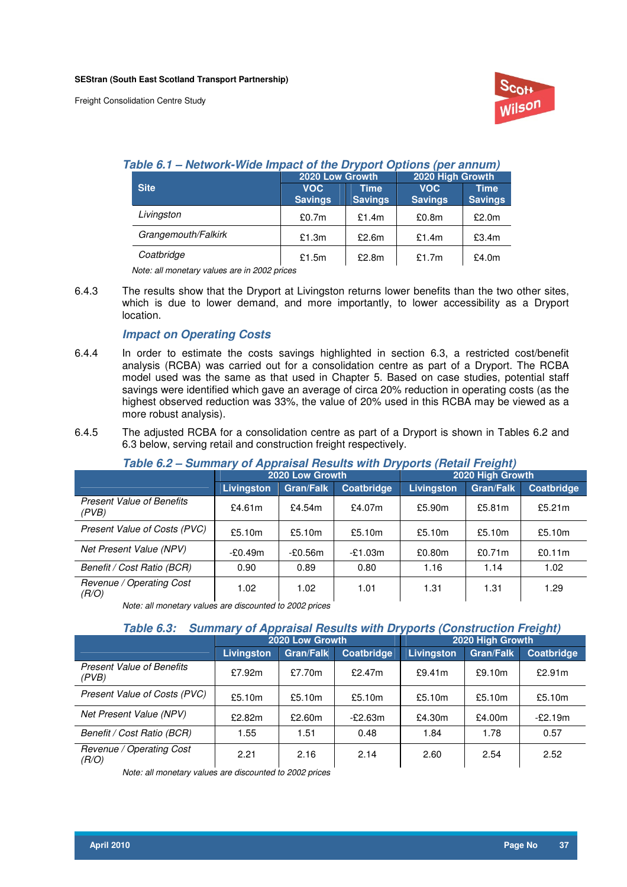**Table 6.1 – Network-Wide Impact of the Dryport Options (per annum)**

| Site | 2020 Low Growth | | 2020 High Growth | |
|---|---|---|---|---|
| | VOC Savings | Time Savings | VOC Savings | Time Savings |
| *Livingston* | £0.7m | £1.4m | £0.8m | £2.0m |
| *Grangemouth/Falkirk* | £1.3m | £2.6m | £1.4m | £3.4m |
| *Coatbridge* | £1.5m | £2.8m | £1.7m | £4.0m |

*Note: all monetary values are in 2002 prices*

6.4.3 The results show that the Dryport at Livingston returns lower benefits than the two other sites, which is due to lower demand, and more importantly, to lower accessibility as a Dryport location.

### *Impact on Operating Costs*

6.4.4 In order to estimate the costs savings highlighted in section 6.3, a restricted cost/benefit analysis (RCBA) was carried out for a consolidation centre as part of a Dryport. The RCBA model used was the same as that used in Chapter 5. Based on case studies, potential staff savings were identified which gave an average of circa 20% reduction in operating costs (as the highest observed reduction was 33%, the value of 20% used in this RCBA may be viewed as a more robust analysis).

6.4.5 The adjusted RCBA for a consolidation centre as part of a Dryport is shown in Tables 6.2 and 6.3 below, serving retail and construction freight respectively.

**Table 6.2 – Summary of Appraisal Results with Dryports (Retail Freight)**

| | 2020 Low Growth | | | 2020 High Growth | | |
|---|---|---|---|---|---|---|
| | Livingston | Gran/Falk | Coatbridge | Livingston | Gran/Falk | Coatbridge |
| *Present Value of Benefits (PVB)* | £4.61m | £4.54m | £4.07m | £5.90m | £5.81m | £5.21m |
| *Present Value of Costs (PVC)* | £5.10m | £5.10m | £5.10m | £5.10m | £5.10m | £5.10m |
| *Net Present Value (NPV)* | -£0.49m | -£0.56m | -£1.03m | £0.80m | £0.71m | £0.11m |
| *Benefit / Cost Ratio (BCR)* | 0.90 | 0.89 | 0.80 | 1.16 | 1.14 | 1.02 |
| *Revenue / Operating Cost (R/O)* | 1.02 | 1.02 | 1.01 | 1.31 | 1.31 | 1.29 |

*Note: all monetary values are discounted to 2002 prices*

**Table 6.3: Summary of Appraisal Results with Dryports (Construction Freight)**

| | 2020 Low Growth | | | 2020 High Growth | | |
|---|---|---|---|---|---|---|
| | Livingston | Gran/Falk | Coatbridge | Livingston | Gran/Falk | Coatbridge |
| *Present Value of Benefits (PVB)* | £7.92m | £7.70m | £2.47m | £9.41m | £9.10m | £2.91m |
| *Present Value of Costs (PVC)* | £5.10m | £5.10m | £5.10m | £5.10m | £5.10m | £5.10m |
| *Net Present Value (NPV)* | £2.82m | £2.60m | -£2.63m | £4.30m | £4.00m | -£2.19m |
| *Benefit / Cost Ratio (BCR)* | 1.55 | 1.51 | 0.48 | 1.84 | 1.78 | 0.57 |
| *Revenue / Operating Cost (R/O)* | 2.21 | 2.16 | 2.14 | 2.60 | 2.54 | 2.52 |

*Note: all monetary values are discounted to 2002 prices*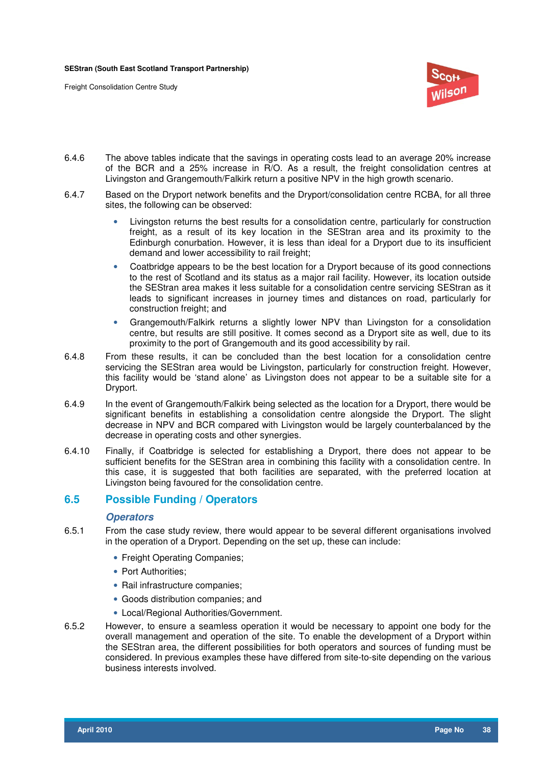6.4.6 The above tables indicate that the savings in operating costs lead to an average 20% increase of the BCR and a 25% increase in R/O. As a result, the freight consolidation centres at Livingston and Grangemouth/Falkirk return a positive NPV in the high growth scenario.

6.4.7 Based on the Dryport network benefits and the Dryport/consolidation centre RCBA, for all three sites, the following can be observed:

- Livingston returns the best results for a consolidation centre, particularly for construction freight, as a result of its key location in the SEStran area and its proximity to the Edinburgh conurbation. However, it is less than ideal for a Dryport due to its insufficient demand and lower accessibility to rail freight;
- Coatbridge appears to be the best location for a Dryport because of its good connections to the rest of Scotland and its status as a major rail facility. However, its location outside the SEStran area makes it less suitable for a consolidation centre servicing SEStran as it leads to significant increases in journey times and distances on road, particularly for construction freight; and
- Grangemouth/Falkirk returns a slightly lower NPV than Livingston for a consolidation centre, but results are still positive. It comes second as a Dryport site as well, due to its proximity to the port of Grangemouth and its good accessibility by rail.

6.4.8 From these results, it can be concluded than the best location for a consolidation centre servicing the SEStran area would be Livingston, particularly for construction freight. However, this facility would be 'stand alone' as Livingston does not appear to be a suitable site for a Dryport.

6.4.9 In the event of Grangemouth/Falkirk being selected as the location for a Dryport, there would be significant benefits in establishing a consolidation centre alongside the Dryport. The slight decrease in NPV and BCR compared with Livingston would be largely counterbalanced by the decrease in operating costs and other synergies.

6.4.10 Finally, if Coatbridge is selected for establishing a Dryport, there does not appear to be sufficient benefits for the SEStran area in combining this facility with a consolidation centre. In this case, it is suggested that both facilities are separated, with the preferred location at Livingston being favoured for the consolidation centre.

## 6.5 Possible Funding / Operators

### *Operators*

6.5.1 From the case study review, there would appear to be several different organisations involved in the operation of a Dryport. Depending on the set up, these can include:

- Freight Operating Companies;
- Port Authorities;
- Rail infrastructure companies;
- Goods distribution companies; and
- Local/Regional Authorities/Government.

6.5.2 However, to ensure a seamless operation it would be necessary to appoint one body for the overall management and operation of the site. To enable the development of a Dryport within the SEStran area, the different possibilities for both operators and sources of funding must be considered. In previous examples these have differed from site-to-site depending on the various business interests involved.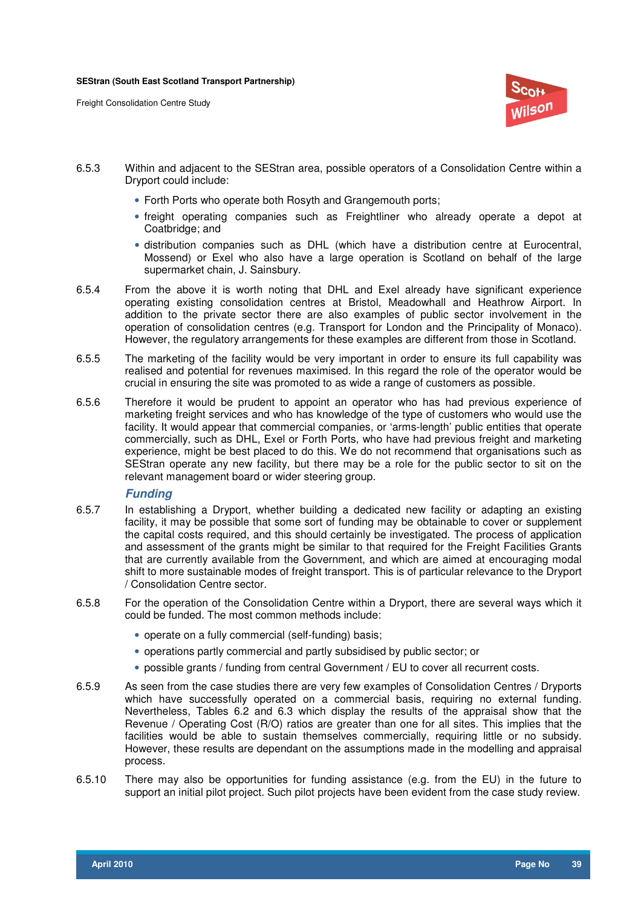6.5.3 Within and adjacent to the SEStran area, possible operators of a Consolidation Centre within a Dryport could include:

- Forth Ports who operate both Rosyth and Grangemouth ports;
- freight operating companies such as Freightliner who already operate a depot at Coatbridge; and
- distribution companies such as DHL (which have a distribution centre at Eurocentral, Mossend) or Exel who also have a large operation is Scotland on behalf of the large supermarket chain, J. Sainsbury.

6.5.4 From the above it is worth noting that DHL and Exel already have significant experience operating existing consolidation centres at Bristol, Meadowhall and Heathrow Airport. In addition to the private sector there are also examples of public sector involvement in the operation of consolidation centres (e.g. Transport for London and the Principality of Monaco). However, the regulatory arrangements for these examples are different from those in Scotland.

6.5.5 The marketing of the facility would be very important in order to ensure its full capability was realised and potential for revenues maximised. In this regard the role of the operator would be crucial in ensuring the site was promoted to as wide a range of customers as possible.

6.5.6 Therefore it would be prudent to appoint an operator who has had previous experience of marketing freight services and who has knowledge of the type of customers who would use the facility. It would appear that commercial companies, or 'arms-length' public entities that operate commercially, such as DHL, Exel or Forth Ports, who have had previous freight and marketing experience, might be best placed to do this. We do not recommend that organisations such as SEStran operate any new facility, but there may be a role for the public sector to sit on the relevant management board or wider steering group.

### *Funding*

6.5.7 In establishing a Dryport, whether building a dedicated new facility or adapting an existing facility, it may be possible that some sort of funding may be obtainable to cover or supplement the capital costs required, and this should certainly be investigated. The process of application and assessment of the grants might be similar to that required for the Freight Facilities Grants that are currently available from the Government, and which are aimed at encouraging modal shift to more sustainable modes of freight transport. This is of particular relevance to the Dryport / Consolidation Centre sector.

6.5.8 For the operation of the Consolidation Centre within a Dryport, there are several ways which it could be funded. The most common methods include:

- operate on a fully commercial (self-funding) basis;
- operations partly commercial and partly subsidised by public sector; or
- possible grants / funding from central Government / EU to cover all recurrent costs.

6.5.9 As seen from the case studies there are very few examples of Consolidation Centres / Dryports which have successfully operated on a commercial basis, requiring no external funding. Nevertheless, Tables 6.2 and 6.3 which display the results of the appraisal show that the Revenue / Operating Cost (R/O) ratios are greater than one for all sites. This implies that the facilities would be able to sustain themselves commercially, requiring little or no subsidy. However, these results are dependant on the assumptions made in the modelling and appraisal process.

6.5.10 There may also be opportunities for funding assistance (e.g. from the EU) in the future to support an initial pilot project. Such pilot projects have been evident from the case study review.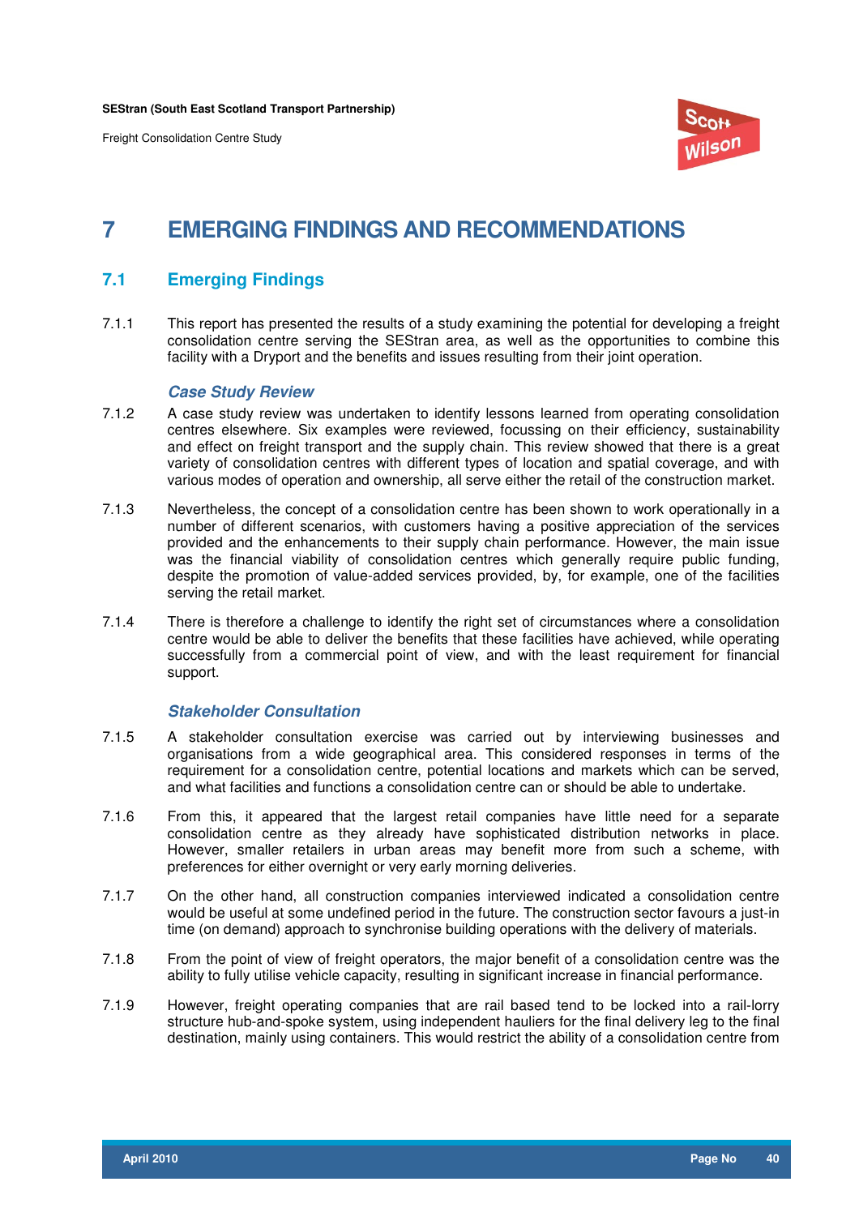# 7 EMERGING FINDINGS AND RECOMMENDATIONS

## 7.1 Emerging Findings

7.1.1 This report has presented the results of a study examining the potential for developing a freight consolidation centre serving the SEStran area, as well as the opportunities to combine this facility with a Dryport and the benefits and issues resulting from their joint operation.

### *Case Study Review*

7.1.2 A case study review was undertaken to identify lessons learned from operating consolidation centres elsewhere. Six examples were reviewed, focussing on their efficiency, sustainability and effect on freight transport and the supply chain. This review showed that there is a great variety of consolidation centres with different types of location and spatial coverage, and with various modes of operation and ownership, all serve either the retail of the construction market.

7.1.3 Nevertheless, the concept of a consolidation centre has been shown to work operationally in a number of different scenarios, with customers having a positive appreciation of the services provided and the enhancements to their supply chain performance. However, the main issue was the financial viability of consolidation centres which generally require public funding, despite the promotion of value-added services provided, by, for example, one of the facilities serving the retail market.

7.1.4 There is therefore a challenge to identify the right set of circumstances where a consolidation centre would be able to deliver the benefits that these facilities have achieved, while operating successfully from a commercial point of view, and with the least requirement for financial support.

### *Stakeholder Consultation*

7.1.5 A stakeholder consultation exercise was carried out by interviewing businesses and organisations from a wide geographical area. This considered responses in terms of the requirement for a consolidation centre, potential locations and markets which can be served, and what facilities and functions a consolidation centre can or should be able to undertake.

7.1.6 From this, it appeared that the largest retail companies have little need for a separate consolidation centre as they already have sophisticated distribution networks in place. However, smaller retailers in urban areas may benefit more from such a scheme, with preferences for either overnight or very early morning deliveries.

7.1.7 On the other hand, all construction companies interviewed indicated a consolidation centre would be useful at some undefined period in the future. The construction sector favours a just-in time (on demand) approach to synchronise building operations with the delivery of materials.

7.1.8 From the point of view of freight operators, the major benefit of a consolidation centre was the ability to fully utilise vehicle capacity, resulting in significant increase in financial performance.

7.1.9 However, freight operating companies that are rail based tend to be locked into a rail-lorry structure hub-and-spoke system, using independent hauliers for the final delivery leg to the final destination, mainly using containers. This would restrict the ability of a consolidation centre from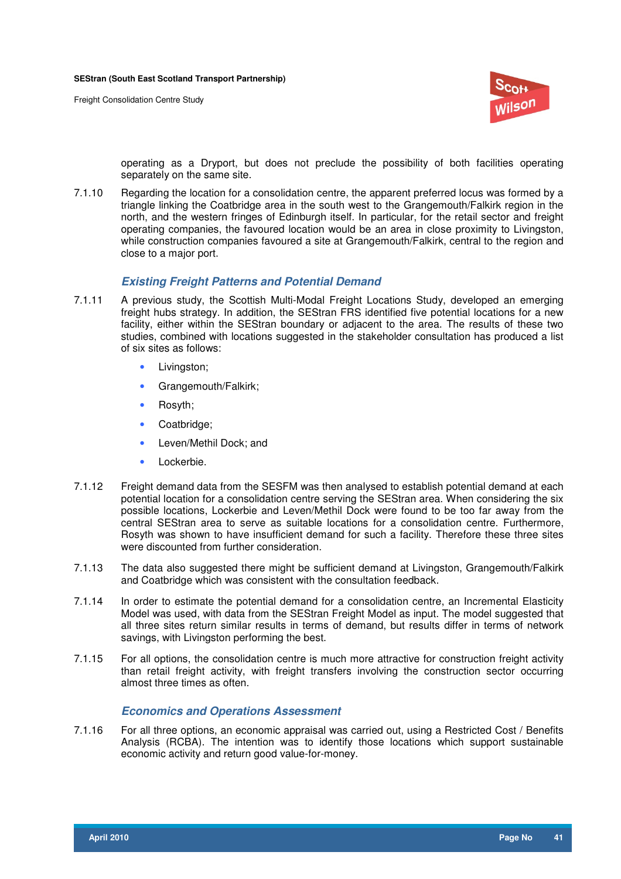operating as a Dryport, but does not preclude the possibility of both facilities operating separately on the same site.

7.1.10 Regarding the location for a consolidation centre, the apparent preferred locus was formed by a triangle linking the Coatbridge area in the south west to the Grangemouth/Falkirk region in the north, and the western fringes of Edinburgh itself. In particular, for the retail sector and freight operating companies, the favoured location would be an area in close proximity to Livingston, while construction companies favoured a site at Grangemouth/Falkirk, central to the region and close to a major port.

### *Existing Freight Patterns and Potential Demand*

7.1.11 A previous study, the Scottish Multi-Modal Freight Locations Study, developed an emerging freight hubs strategy. In addition, the SEStran FRS identified five potential locations for a new facility, either within the SEStran boundary or adjacent to the area. The results of these two studies, combined with locations suggested in the stakeholder consultation has produced a list of six sites as follows:

- Livingston;
- Grangemouth/Falkirk;
- Rosyth;
- Coatbridge;
- Leven/Methil Dock; and
- Lockerbie.

7.1.12 Freight demand data from the SESFM was then analysed to establish potential demand at each potential location for a consolidation centre serving the SEStran area. When considering the six possible locations, Lockerbie and Leven/Methil Dock were found to be too far away from the central SEStran area to serve as suitable locations for a consolidation centre. Furthermore, Rosyth was shown to have insufficient demand for such a facility. Therefore these three sites were discounted from further consideration.

7.1.13 The data also suggested there might be sufficient demand at Livingston, Grangemouth/Falkirk and Coatbridge which was consistent with the consultation feedback.

7.1.14 In order to estimate the potential demand for a consolidation centre, an Incremental Elasticity Model was used, with data from the SEStran Freight Model as input. The model suggested that all three sites return similar results in terms of demand, but results differ in terms of network savings, with Livingston performing the best.

7.1.15 For all options, the consolidation centre is much more attractive for construction freight activity than retail freight activity, with freight transfers involving the construction sector occurring almost three times as often.

### *Economics and Operations Assessment*

7.1.16 For all three options, an economic appraisal was carried out, using a Restricted Cost / Benefits Analysis (RCBA). The intention was to identify those locations which support sustainable economic activity and return good value-for-money.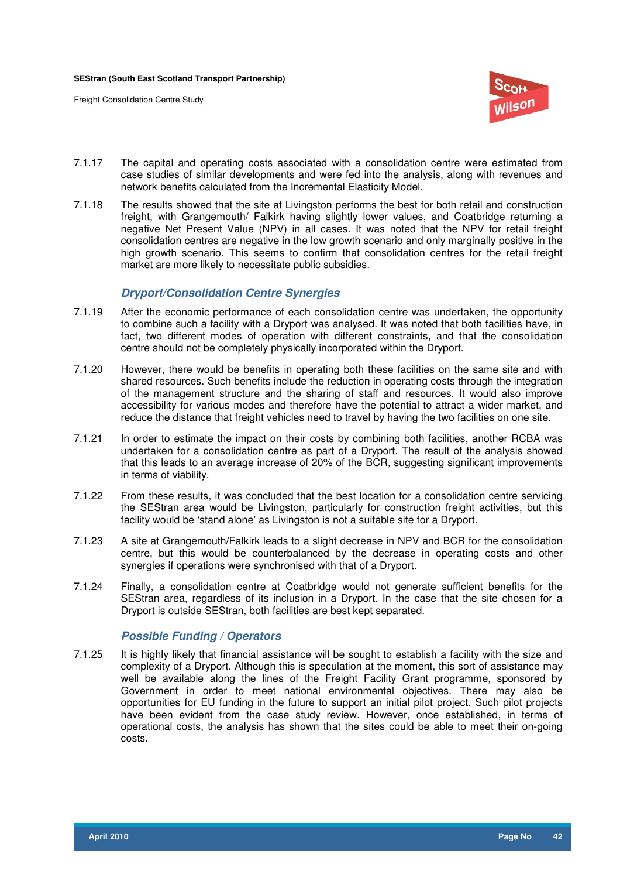7.1.17 The capital and operating costs associated with a consolidation centre were estimated from case studies of similar developments and were fed into the analysis, along with revenues and network benefits calculated from the Incremental Elasticity Model.

7.1.18 The results showed that the site at Livingston performs the best for both retail and construction freight, with Grangemouth/ Falkirk having slightly lower values, and Coatbridge returning a negative Net Present Value (NPV) in all cases. It was noted that the NPV for retail freight consolidation centres are negative in the low growth scenario and only marginally positive in the high growth scenario. This seems to confirm that consolidation centres for the retail freight market are more likely to necessitate public subsidies.

### *Dryport/Consolidation Centre Synergies*

7.1.19 After the economic performance of each consolidation centre was undertaken, the opportunity to combine such a facility with a Dryport was analysed. It was noted that both facilities have, in fact, two different modes of operation with different constraints, and that the consolidation centre should not be completely physically incorporated within the Dryport.

7.1.20 However, there would be benefits in operating both these facilities on the same site and with shared resources. Such benefits include the reduction in operating costs through the integration of the management structure and the sharing of staff and resources. It would also improve accessibility for various modes and therefore have the potential to attract a wider market, and reduce the distance that freight vehicles need to travel by having the two facilities on one site.

7.1.21 In order to estimate the impact on their costs by combining both facilities, another RCBA was undertaken for a consolidation centre as part of a Dryport. The result of the analysis showed that this leads to an average increase of 20% of the BCR, suggesting significant improvements in terms of viability.

7.1.22 From these results, it was concluded that the best location for a consolidation centre servicing the SEStran area would be Livingston, particularly for construction freight activities, but this facility would be 'stand alone' as Livingston is not a suitable site for a Dryport.

7.1.23 A site at Grangemouth/Falkirk leads to a slight decrease in NPV and BCR for the consolidation centre, but this would be counterbalanced by the decrease in operating costs and other synergies if operations were synchronised with that of a Dryport.

7.1.24 Finally, a consolidation centre at Coatbridge would not generate sufficient benefits for the SEStran area, regardless of its inclusion in a Dryport. In the case that the site chosen for a Dryport is outside SEStran, both facilities are best kept separated.

### *Possible Funding / Operators*

7.1.25 It is highly likely that financial assistance will be sought to establish a facility with the size and complexity of a Dryport. Although this is speculation at the moment, this sort of assistance may well be available along the lines of the Freight Facility Grant programme, sponsored by Government in order to meet national environmental objectives. There may also be opportunities for EU funding in the future to support an initial pilot project. Such pilot projects have been evident from the case study review. However, once established, in terms of operational costs, the analysis has shown that the sites could be able to meet their on-going costs.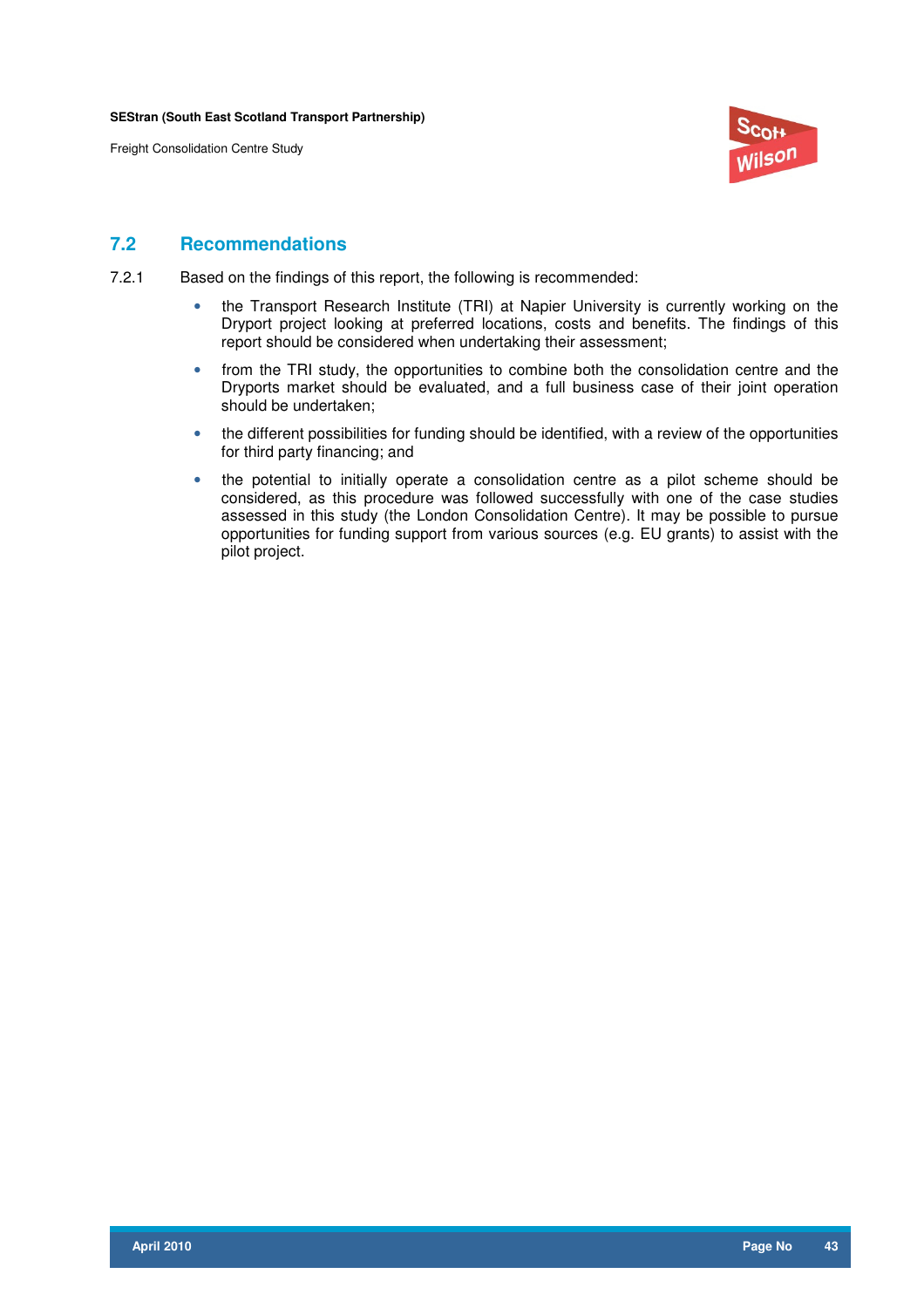## 7.2 Recommendations

7.2.1 Based on the findings of this report, the following is recommended:

- the Transport Research Institute (TRI) at Napier University is currently working on the Dryport project looking at preferred locations, costs and benefits. The findings of this report should be considered when undertaking their assessment;
- from the TRI study, the opportunities to combine both the consolidation centre and the Dryports market should be evaluated, and a full business case of their joint operation should be undertaken;
- the different possibilities for funding should be identified, with a review of the opportunities for third party financing; and
- the potential to initially operate a consolidation centre as a pilot scheme should be considered, as this procedure was followed successfully with one of the case studies assessed in this study (the London Consolidation Centre). It may be possible to pursue opportunities for funding support from various sources (e.g. EU grants) to assist with the pilot project.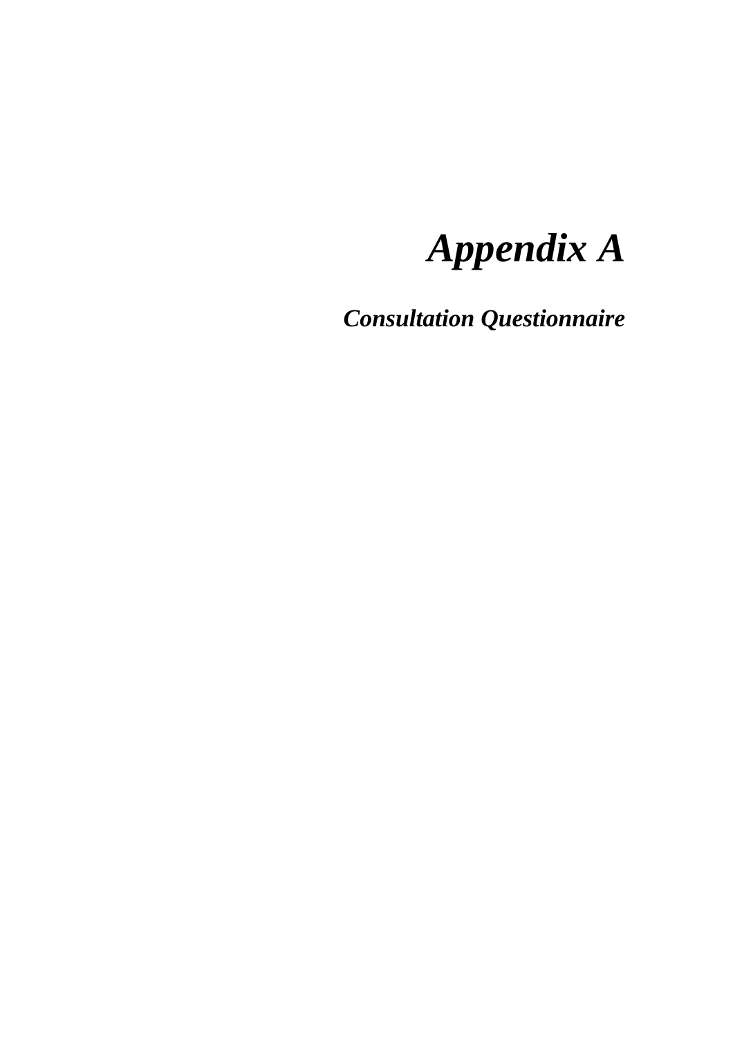# *Appendix A*

## *Consultation Questionnaire*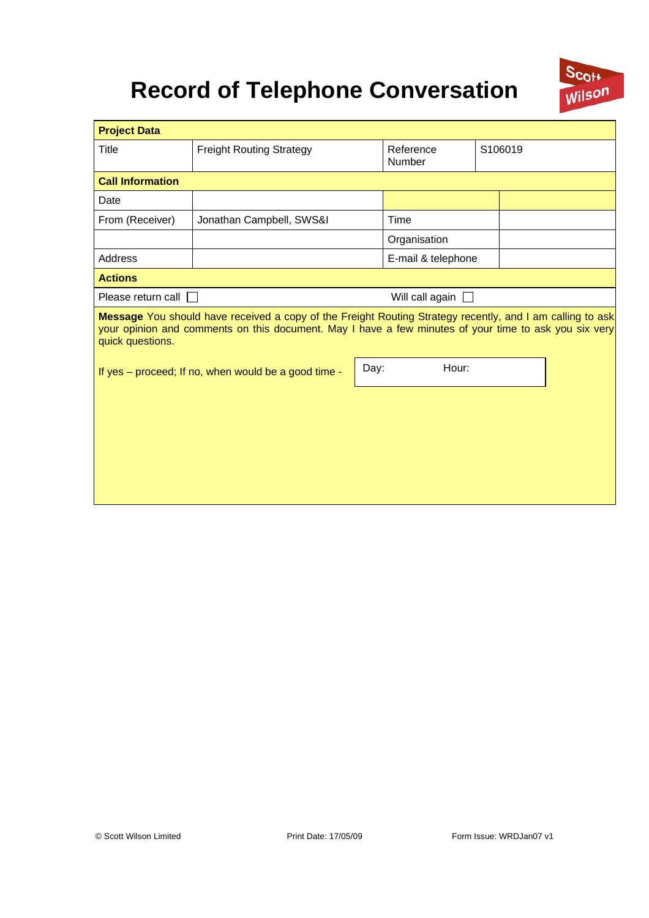# Record of Telephone Conversation

Scott Wilson

| **Project Data** | | | |
|---|---|---|---|
| Title | Freight Routing Strategy | Reference Number | S106019 |
| **Call Information** | | | |
| Date | | | |
| From (Receiver) | Jonathan Campbell, SWS&I | Time | |
| | | Organisation | |
| Address | | E-mail & telephone | |
| **Actions** | | | |
| Please return call ☐ | | Will call again ☐ | |

**Message** You should have received a copy of the Freight Routing Strategy recently, and I am calling to ask your opinion and comments on this document. May I have a few minutes of your time to ask you six very quick questions.

If yes – proceed; If no, when would be a good time -

| Day: | Hour: |
|---|---|
| | |

© Scott Wilson Limited | Print Date: 17/05/09 | Form Issue: WRDJan07 v1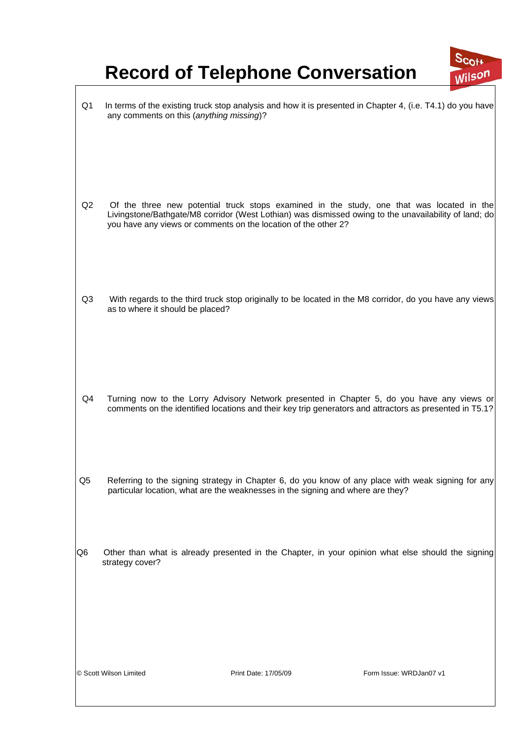# Record of Telephone Conversation

Q1 In terms of the existing truck stop analysis and how it is presented in Chapter 4, (i.e. T4.1) do you have any comments on this (*anything missing*)?

Q2 Of the three new potential truck stops examined in the study, one that was located in the Livingstone/Bathgate/M8 corridor (West Lothian) was dismissed owing to the unavailability of land; do you have any views or comments on the location of the other 2?

Q3 With regards to the third truck stop originally to be located in the M8 corridor, do you have any views as to where it should be placed?

Q4 Turning now to the Lorry Advisory Network presented in Chapter 5, do you have any views or comments on the identified locations and their key trip generators and attractors as presented in T5.1?

Q5 Referring to the signing strategy in Chapter 6, do you know of any place with weak signing for any particular location, what are the weaknesses in the signing and where are they?

Q6 Other than what is already presented in the Chapter, in your opinion what else should the signing strategy cover?

© Scott Wilson Limited Print Date: 17/05/09 Form Issue: WRDJan07 v1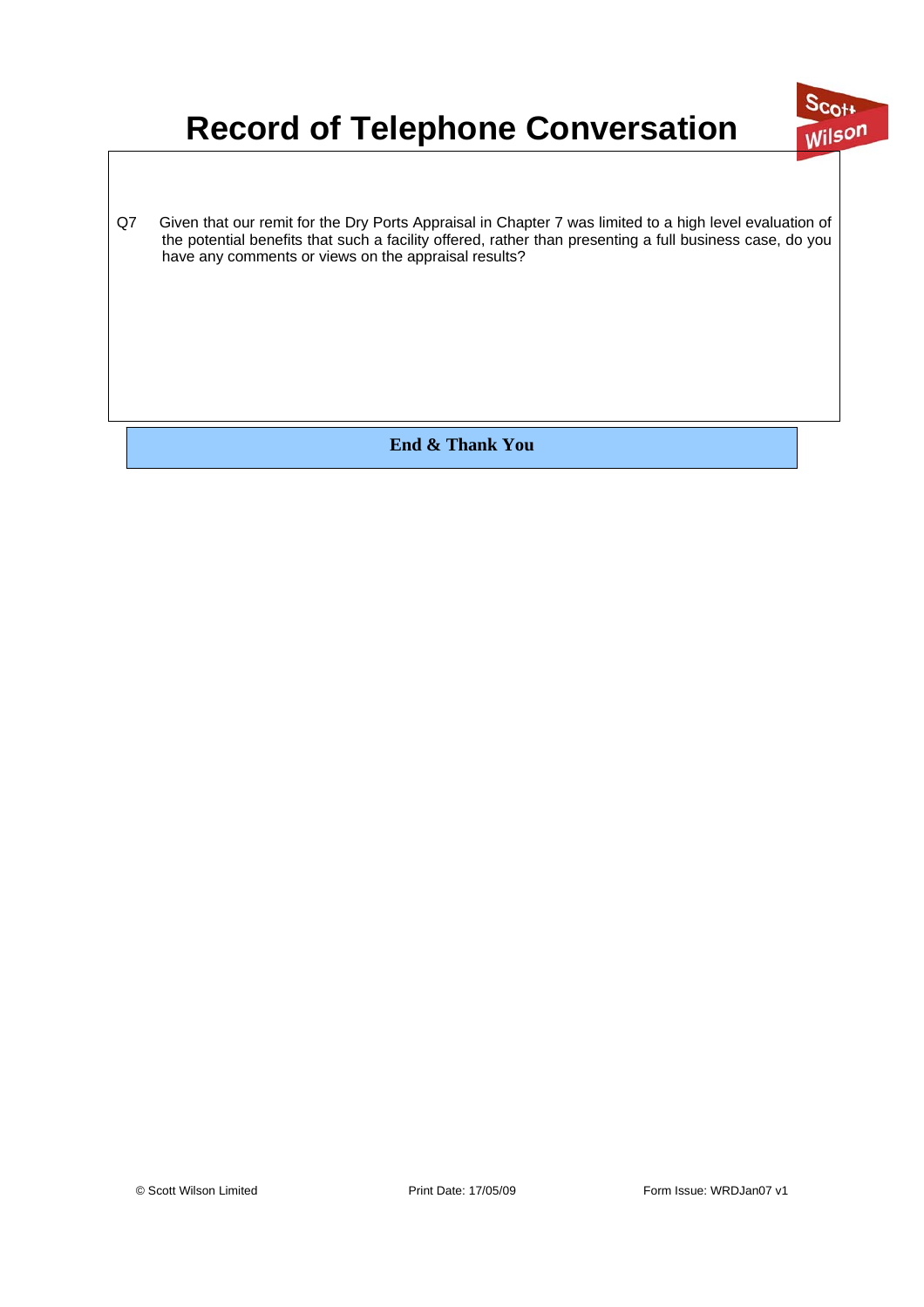# Record of Telephone Conversation

Q7 Given that our remit for the Dry Ports Appraisal in Chapter 7 was limited to a high level evaluation of the potential benefits that such a facility offered, rather than presenting a full business case, do you have any comments or views on the appraisal results?

**End & Thank You**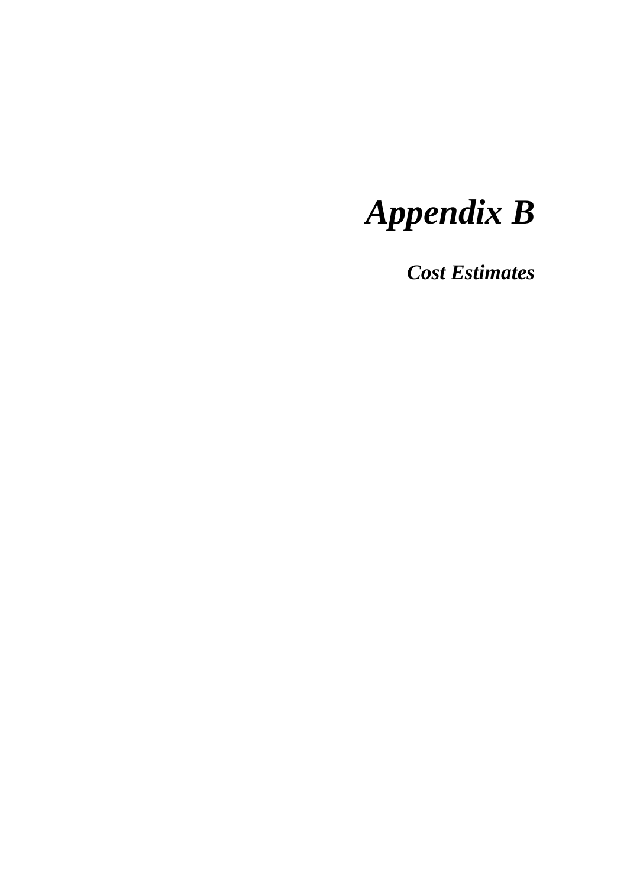# *Appendix B*

### *Cost Estimates*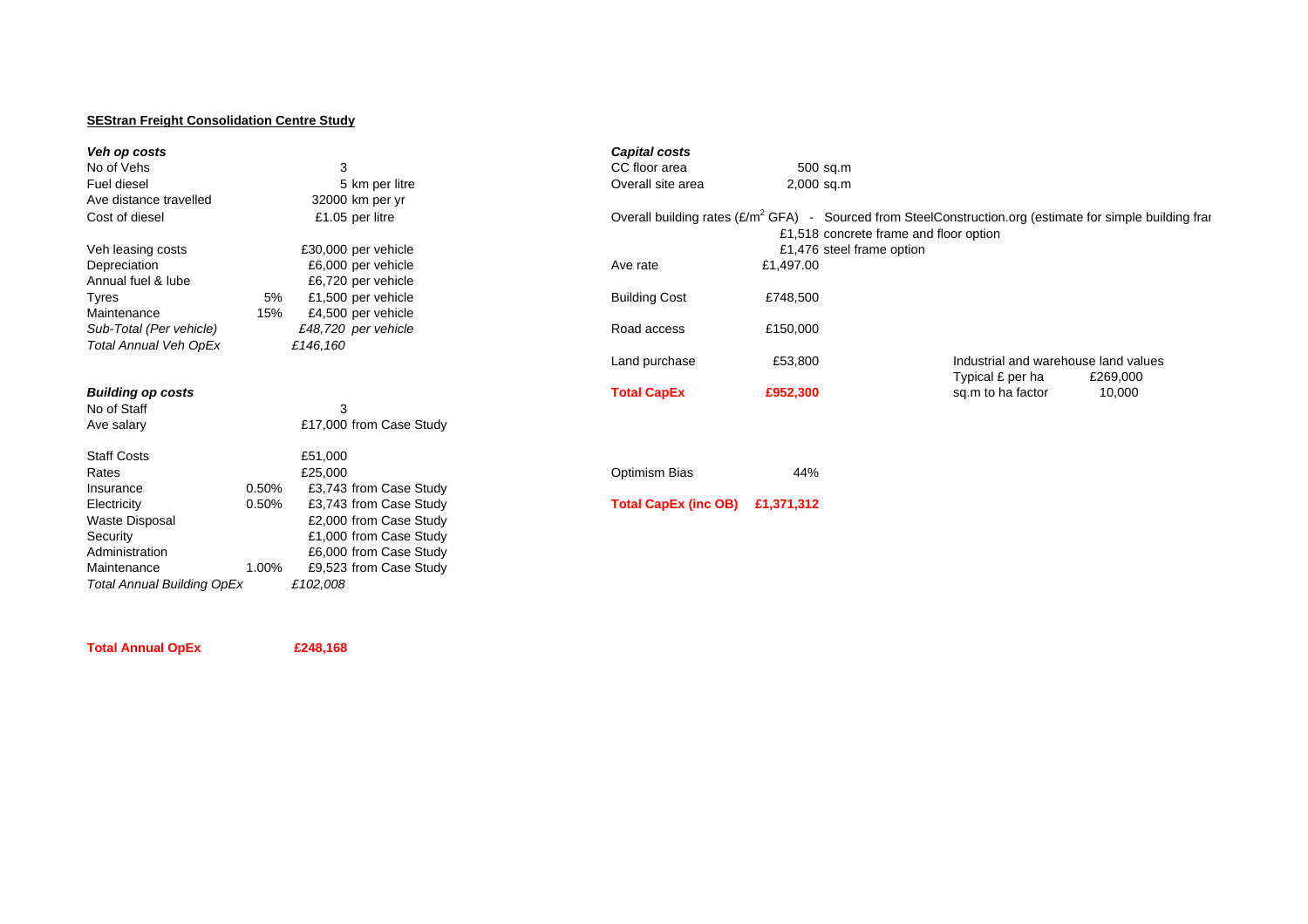**SEStran Freight Consolidation Centre Study**

| ***Veh op costs*** | | | |
|---|---|---|---|
| No of Vehs | | 3 | |
| Fuel diesel | | 5 | km per litre |
| Ave distance travelled | | 32000 | km per yr |
| Cost of diesel | | £1.05 | per litre |
| | | | |
| Veh leasing costs | | £30,000 | per vehicle |
| Depreciation | | £6,000 | per vehicle |
| Annual fuel & lube | | £6,720 | per vehicle |
| Tyres | 5% | £1,500 | per vehicle |
| Maintenance | 15% | £4,500 | per vehicle |
| *Sub-Total (Per vehicle)* | | *£48,720* | *per vehicle* |
| *Total Annual Veh OpEx* | | *£146,160* | |

| ***Building op costs*** | | | |
|---|---|---|---|
| No of Staff | | 3 | |
| Ave salary | | £17,000 | from Case Study |
| | | | |
| Staff Costs | | £51,000 | |
| Rates | | £25,000 | |
| Insurance | 0.50% | £3,743 | from Case Study |
| Electricity | 0.50% | £3,743 | from Case Study |
| Waste Disposal | | £2,000 | from Case Study |
| Security | | £1,000 | from Case Study |
| Administration | | £6,000 | from Case Study |
| Maintenance | 1.00% | £9,523 | from Case Study |
| *Total Annual Building OpEx* | | *£102,008* | |

**Total Annual OpEx** **£248,168**

***Capital costs***

| | | |
|---|---|---|
| CC floor area | 500 | sq.m |
| Overall site area | 2,000 | sq.m |

Overall building rates (£/m$^2$ GFA) - Sourced from SteelConstruction.org (estimate for simple building fra

| | | |
|---|---|---|
| | £1,518 | concrete frame and floor option |
| | £1,476 | steel frame option |
| Ave rate | £1,497.00 | |
| Building Cost | £748,500 | |
| Road access | £150,000 | |
| Land purchase | £53,800 | |
| **Total CapEx** | **£952,300** | |
| | | |
| Optimism Bias | 44% | |
| **Total CapEx (inc OB)** | **£1,371,312** | |

| Industrial and warehouse land values | |
|---|---|
| Typical £ per ha | £269,000 |
| sq.m to ha factor | 10,000 |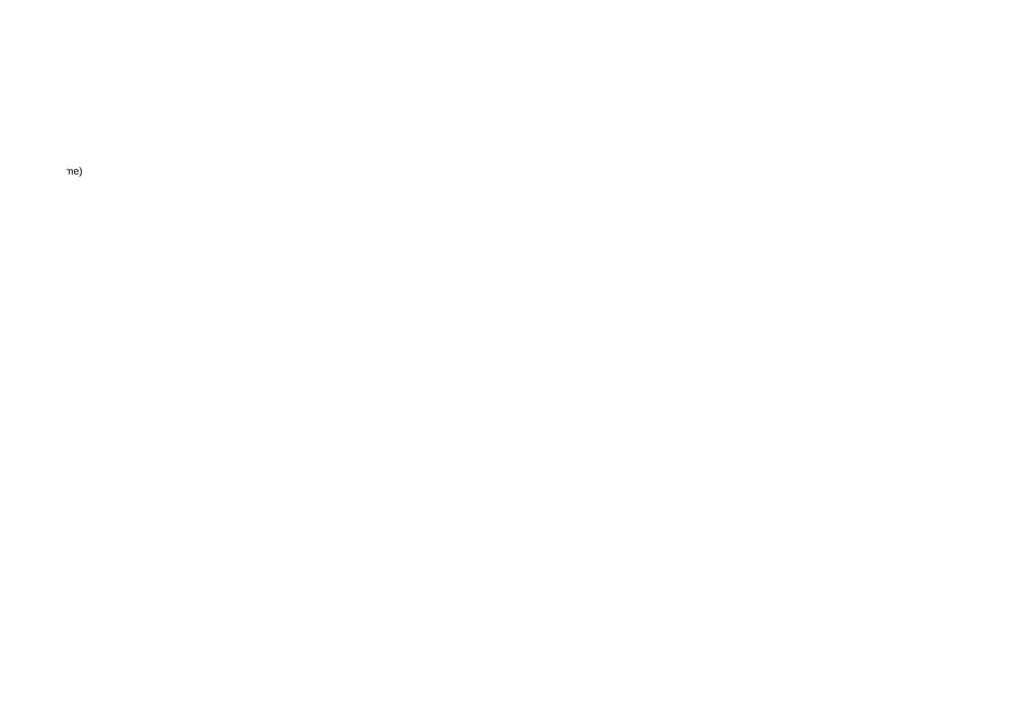me)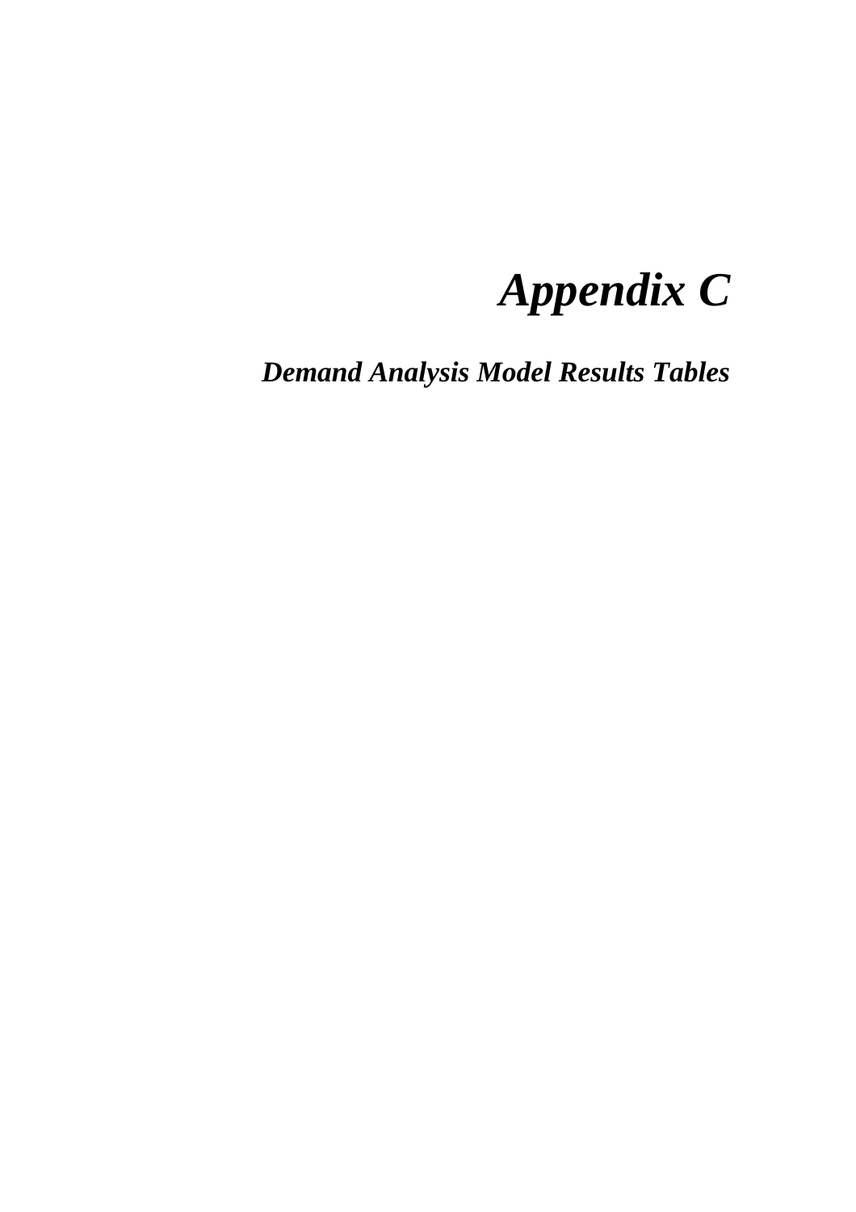# *Appendix C*

## *Demand Analysis Model Results Tables*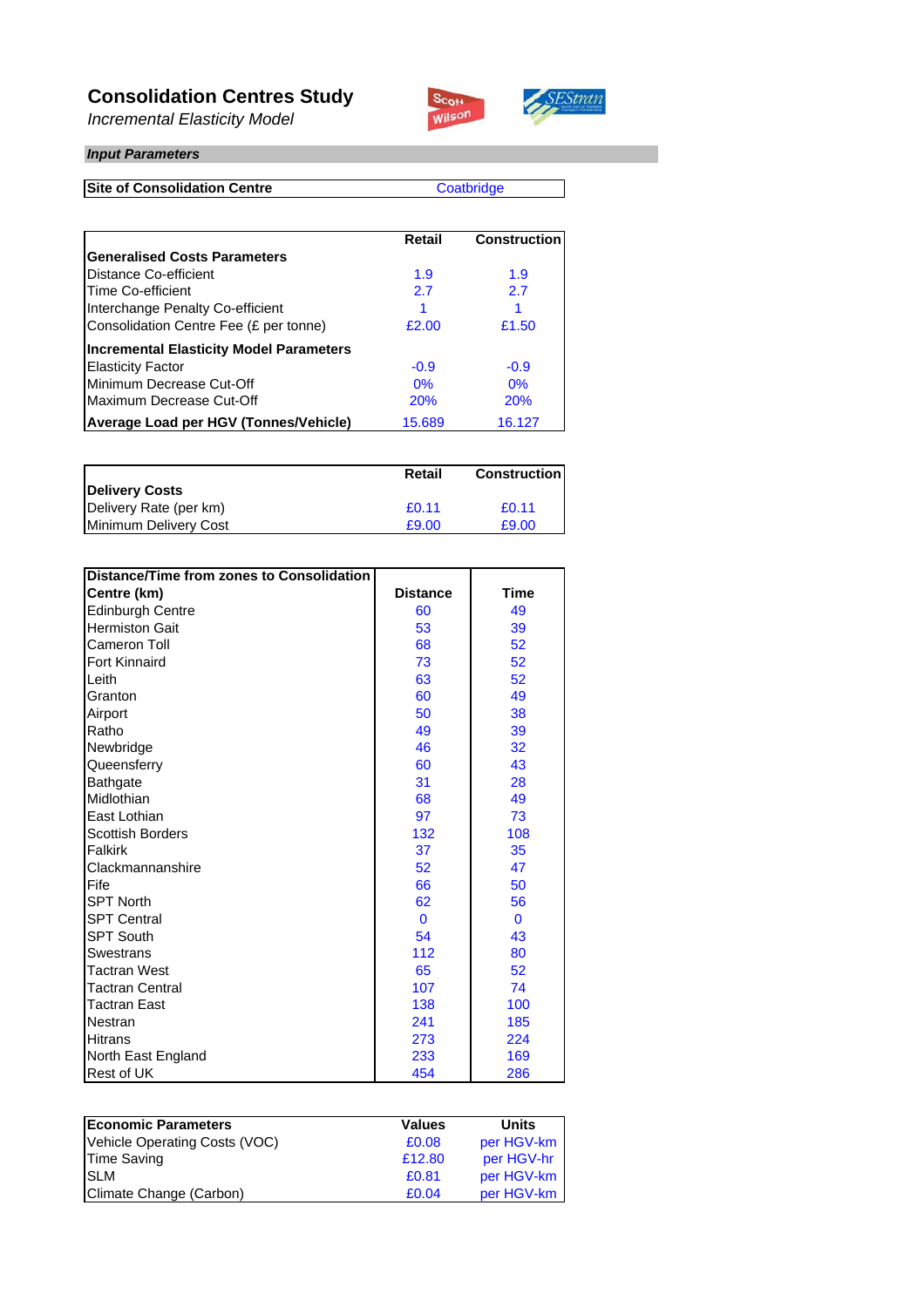# Consolidation Centres Study

*Incremental Elasticity Model*

***Input Parameters***

| Site of Consolidation Centre | Coatbridge |
|---|---|

| | Retail | Construction |
|---|---|---|
| **Generalised Costs Parameters** | | |
| Distance Co-efficient | 1.9 | 1.9 |
| Time Co-efficient | 2.7 | 2.7 |
| Interchange Penalty Co-efficient | 1 | 1 |
| Consolidation Centre Fee (£ per tonne) | £2.00 | £1.50 |
| **Incremental Elasticity Model Parameters** | | |
| Elasticity Factor | -0.9 | -0.9 |
| Minimum Decrease Cut-Off | 0% | 0% |
| Maximum Decrease Cut-Off | 20% | 20% |
| **Average Load per HGV (Tonnes/Vehicle)** | 15.689 | 16.127 |

| | Retail | Construction |
|---|---|---|
| **Delivery Costs** | | |
| Delivery Rate (per km) | £0.11 | £0.11 |
| Minimum Delivery Cost | £9.00 | £9.00 |

| Distance/Time from zones to Consolidation Centre (km) | Distance | Time |
|---|---|---|
| Edinburgh Centre | 60 | 49 |
| Hermiston Gait | 53 | 39 |
| Cameron Toll | 68 | 52 |
| Fort Kinnaird | 73 | 52 |
| Leith | 63 | 52 |
| Granton | 60 | 49 |
| Airport | 50 | 38 |
| Ratho | 49 | 39 |
| Newbridge | 46 | 32 |
| Queensferry | 60 | 43 |
| Bathgate | 31 | 28 |
| Midlothian | 68 | 49 |
| East Lothian | 97 | 73 |
| Scottish Borders | 132 | 108 |
| Falkirk | 37 | 35 |
| Clackmannanshire | 52 | 47 |
| Fife | 66 | 50 |
| SPT North | 62 | 56 |
| SPT Central | 0 | 0 |
| SPT South | 54 | 43 |
| Swestrans | 112 | 80 |
| Tactran West | 65 | 52 |
| Tactran Central | 107 | 74 |
| Tactran East | 138 | 100 |
| Nestran | 241 | 185 |
| Hitrans | 273 | 224 |
| North East England | 233 | 169 |
| Rest of UK | 454 | 286 |

| Economic Parameters | Values | Units |
|---|---|---|
| Vehicle Operating Costs (VOC) | £0.08 | per HGV-km |
| Time Saving | £12.80 | per HGV-hr |
| SLM | £0.81 | per HGV-km |
| Climate Change (Carbon) | £0.04 | per HGV-km |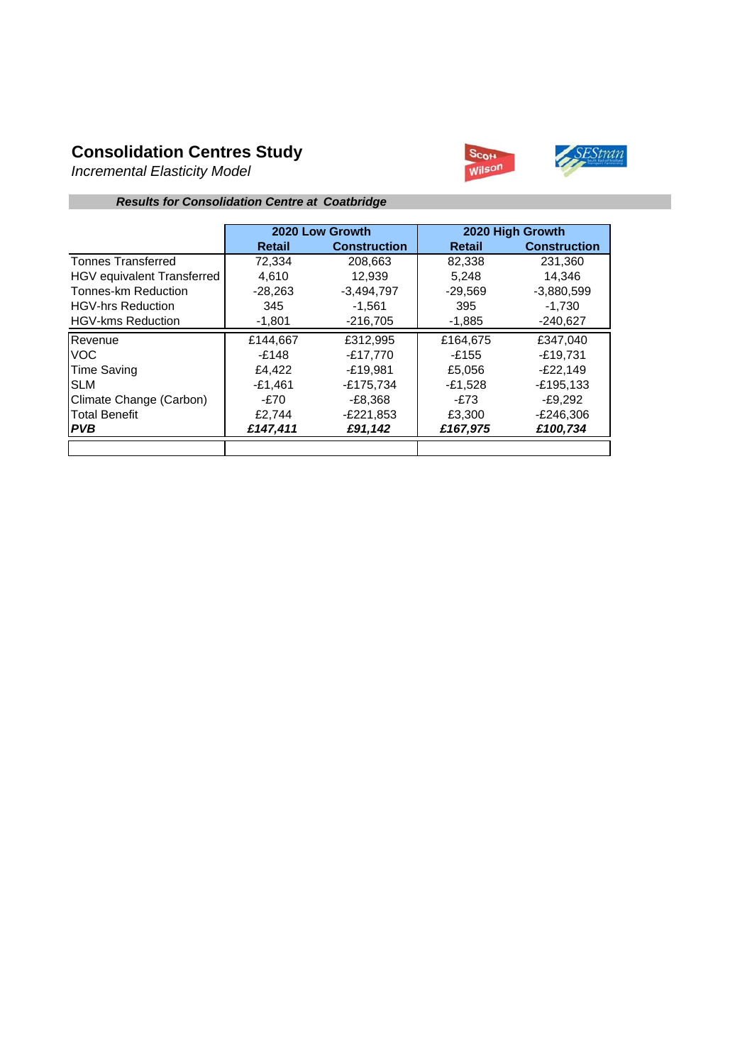## Consolidation Centres Study

*Incremental Elasticity Model*

***Results for Consolidation Centre at Coatbridge***

| | 2020 Low Growth | | 2020 High Growth | |
|---|---|---|---|---|
| | **Retail** | **Construction** | **Retail** | **Construction** |
| Tonnes Transferred | 72,334 | 208,663 | 82,338 | 231,360 |
| HGV equivalent Transferred | 4,610 | 12,939 | 5,248 | 14,346 |
| Tonnes-km Reduction | -28,263 | -3,494,797 | -29,569 | -3,880,599 |
| HGV-hrs Reduction | 345 | -1,561 | 395 | -1,730 |
| HGV-kms Reduction | -1,801 | -216,705 | -1,885 | -240,627 |
| Revenue | £144,667 | £312,995 | £164,675 | £347,040 |
| VOC | -£148 | -£17,770 | -£155 | -£19,731 |
| Time Saving | £4,422 | -£19,981 | £5,056 | -£22,149 |
| SLM | -£1,461 | -£175,734 | -£1,528 | -£195,133 |
| Climate Change (Carbon) | -£70 | -£8,368 | -£73 | -£9,292 |
| Total Benefit | £2,744 | -£221,853 | £3,300 | -£246,306 |
| ***PVB*** | ***£147,411*** | ***£91,142*** | ***£167,975*** | ***£100,734*** |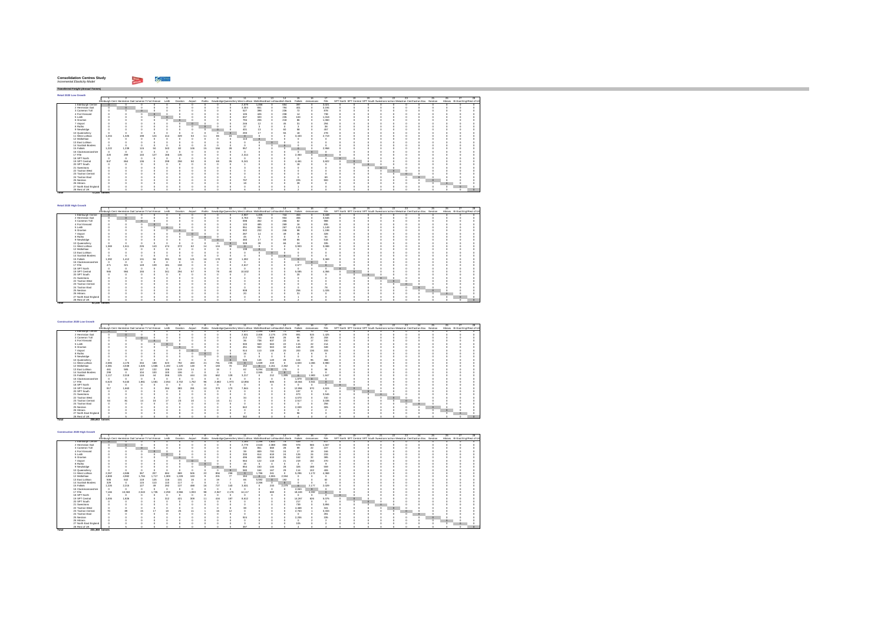# Consolidation Centres Study

*Incremental Elasticity Model*

**Transferred Freight (Annual Tonnes)**

## Retail 2020 Low Growth

Total: 72,228 tonnes

## Retail 2020 High Growth

Total: 82,228 tonnes

## Construction 2020 Low Growth

Total: 258,663 tonnes

## Construction 2020 High Growth

Total: 231,393 tonnes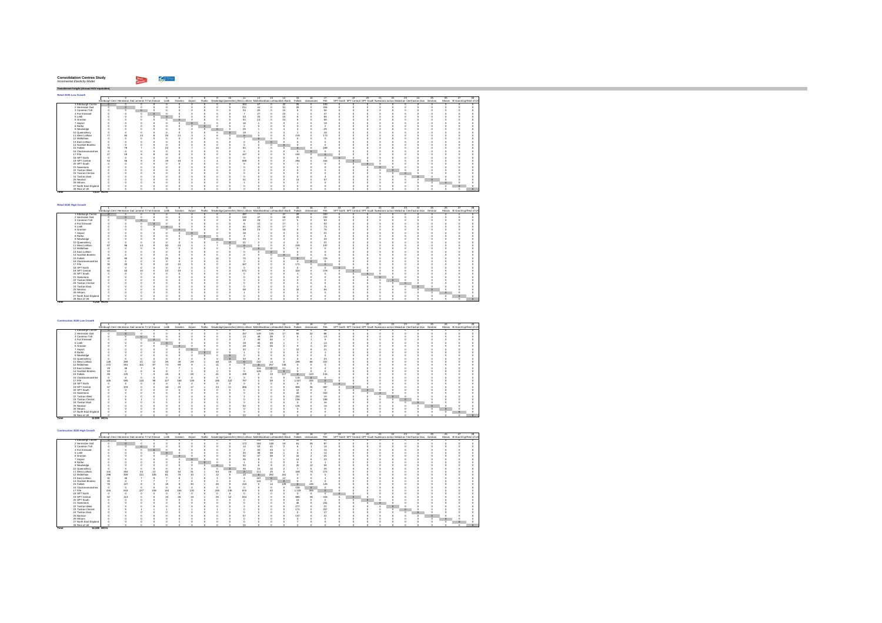**Consolidation Centres Study**

*Incremental Elasticity Model*

**Transformed Freight (Annual HGV equivalents)**

**Retail 2020 Low Growth**

**Retail 2020 High Growth**

**Construction 2020 Low Growth**

**Construction 2020 High Growth**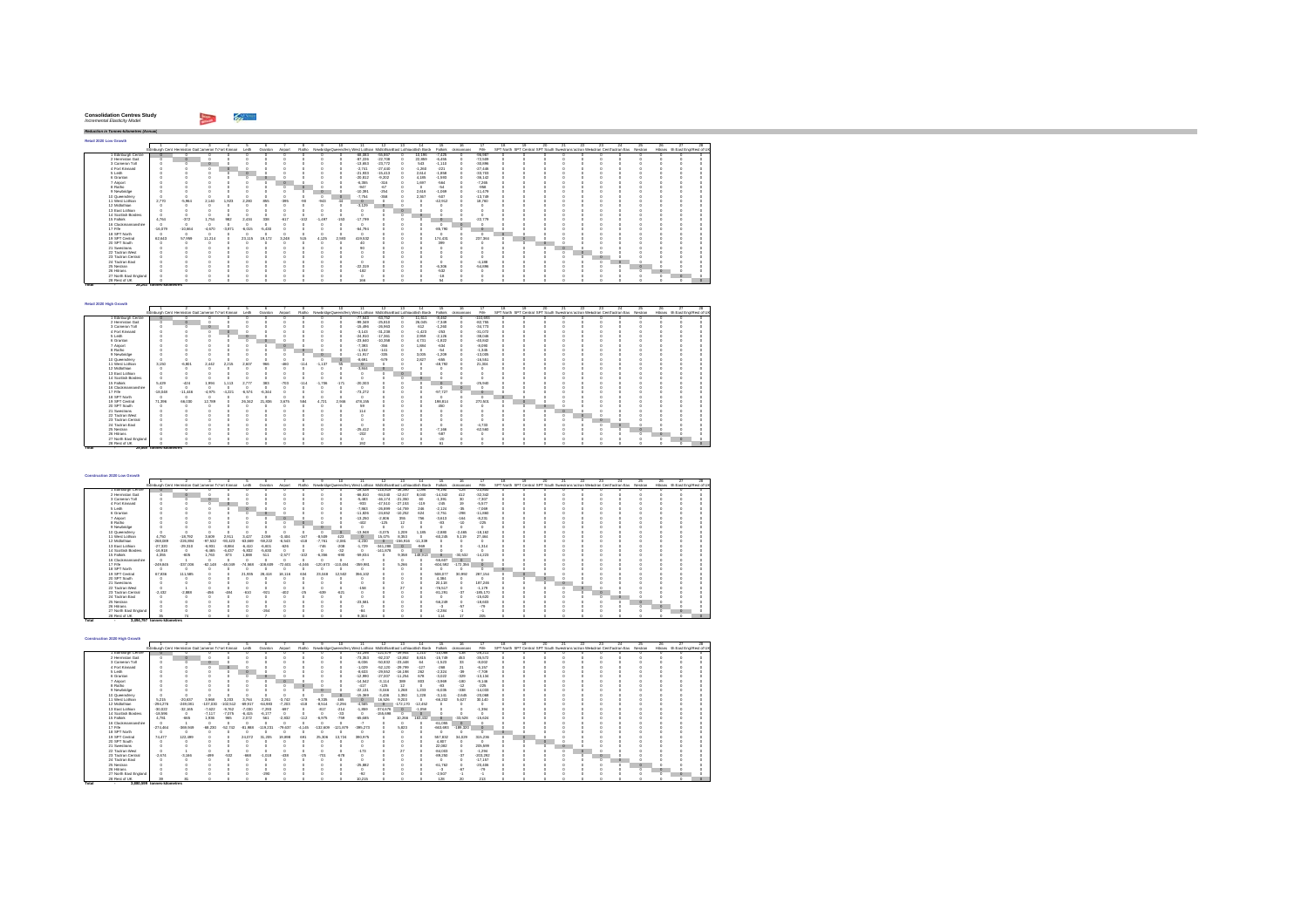**Consolidation Centres Study**

*Incremental Electricity Model*

***Reduction in Tonnes-kilometres (Annual)***

**Retail 2020 Low Growth**

**Total** 20,252 Tonnes-kilometres

**Retail 2020 High Growth**

**Total** 20,860 Tonnes-kilometres

**Construction 2020 Low Growth**

**Total** 3,494,797 Tonnes-kilometres

**Construction 2020 High Growth**

**Total** 3,680,899 Tonnes-kilometres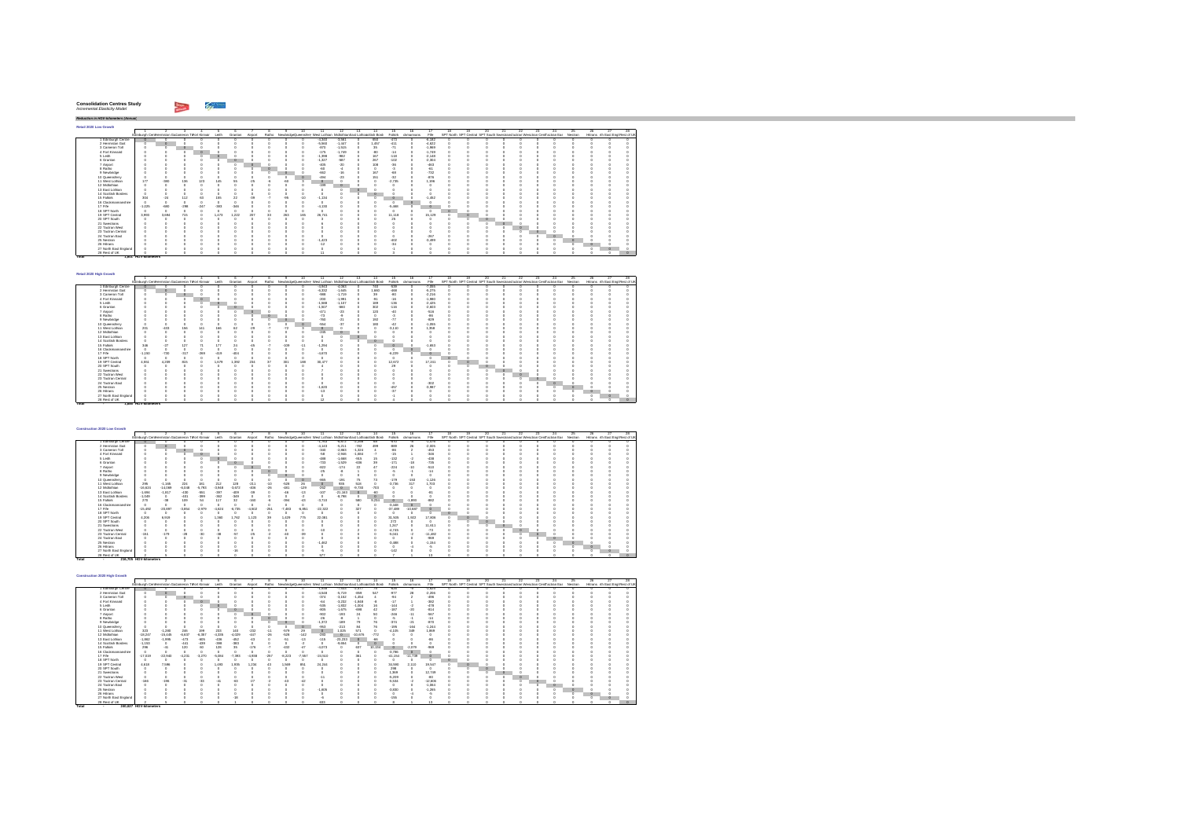**Consolidation Centres Study**
*Incremental Elasticity Model*

***Reduction in HGV-kilometres (Annual)***

**Retail 2020 Low Growth**

Total 1,804 HGV kilometres

**Retail 2020 High Growth**

Total 1,600 HGV kilometres

**Construction 2020 Low Growth**

Total 236,706 HGV kilometres

**Construction 2020 High Growth**

Total 240,027 HGV kilometres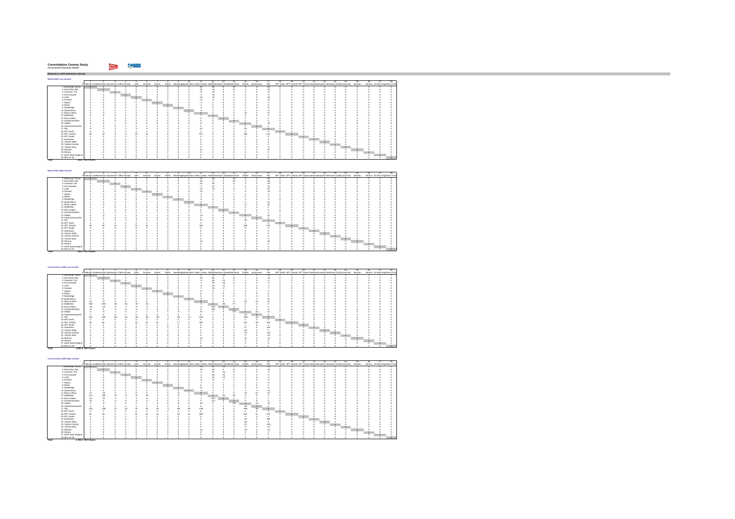**Consolidation Centres Study**

*Incremental Elasticity Model*

***Reduction in HGV-kilometers (Annual)***

**Retail 2020 Low Growth**

**Retail 2020 High Growth**

**Construction 2020 Low Growth**

**Construction 2020 High Growth**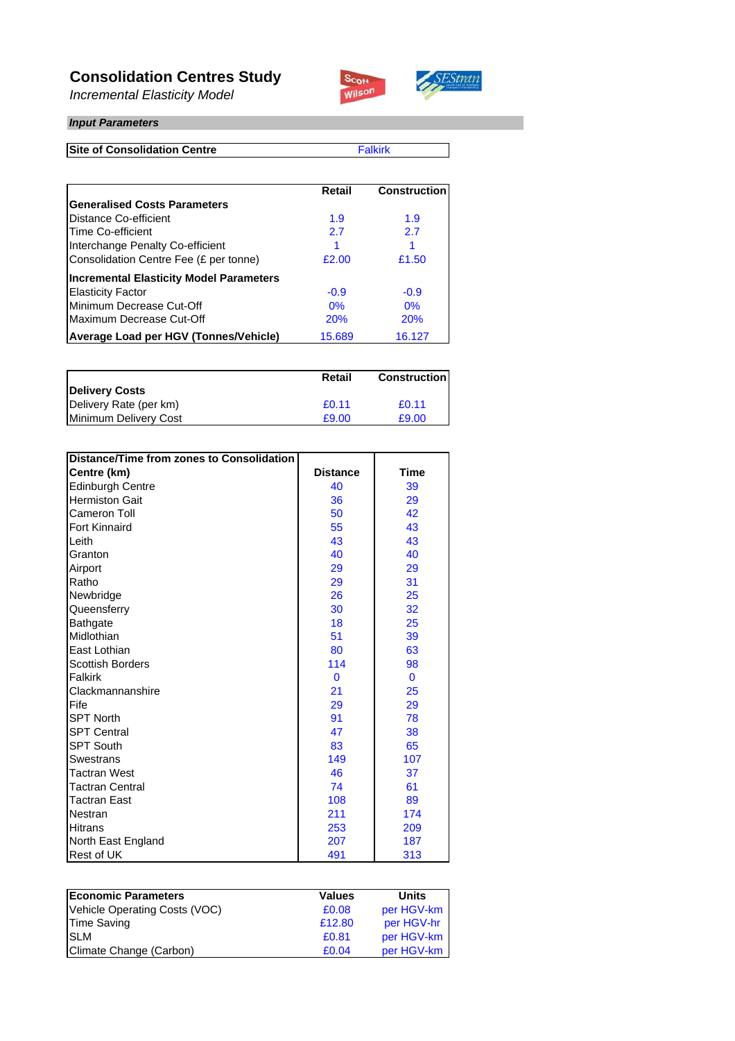# Consolidation Centres Study

*Incremental Elasticity Model*

***Input Parameters***

| Site of Consolidation Centre | Falkirk |
|---|---|

| | Retail | Construction |
|---|---|---|
| **Generalised Costs Parameters** | | |
| Distance Co-efficient | 1.9 | 1.9 |
| Time Co-efficient | 2.7 | 2.7 |
| Interchange Penalty Co-efficient | 1 | 1 |
| Consolidation Centre Fee (£ per tonne) | £2.00 | £1.50 |
| **Incremental Elasticity Model Parameters** | | |
| Elasticity Factor | -0.9 | -0.9 |
| Minimum Decrease Cut-Off | 0% | 0% |
| Maximum Decrease Cut-Off | 20% | 20% |
| **Average Load per HGV (Tonnes/Vehicle)** | 15.689 | 16.127 |

| | Retail | Construction |
|---|---|---|
| **Delivery Costs** | | |
| Delivery Rate (per km) | £0.11 | £0.11 |
| Minimum Delivery Cost | £9.00 | £9.00 |

| Distance/Time from zones to Consolidation Centre (km) | Distance | Time |
|---|---|---|
| Edinburgh Centre | 40 | 39 |
| Hermiston Gait | 36 | 29 |
| Cameron Toll | 50 | 42 |
| Fort Kinnaird | 55 | 43 |
| Leith | 43 | 43 |
| Granton | 40 | 40 |
| Airport | 29 | 29 |
| Ratho | 29 | 31 |
| Newbridge | 26 | 25 |
| Queensferry | 30 | 32 |
| Bathgate | 18 | 25 |
| Midlothian | 51 | 39 |
| East Lothian | 80 | 63 |
| Scottish Borders | 114 | 98 |
| Falkirk | 0 | 0 |
| Clackmannanshire | 21 | 25 |
| Fife | 29 | 29 |
| SPT North | 91 | 78 |
| SPT Central | 47 | 38 |
| SPT South | 83 | 65 |
| Swestrans | 149 | 107 |
| Tactran West | 46 | 37 |
| Tactran Central | 74 | 61 |
| Tactran East | 108 | 89 |
| Nestran | 211 | 174 |
| Hitrans | 253 | 209 |
| North East England | 207 | 187 |
| Rest of UK | 491 | 313 |

| Economic Parameters | Values | Units |
|---|---|---|
| Vehicle Operating Costs (VOC) | £0.08 | per HGV-km |
| Time Saving | £12.80 | per HGV-hr |
| SLM | £0.81 | per HGV-km |
| Climate Change (Carbon) | £0.04 | per HGV-km |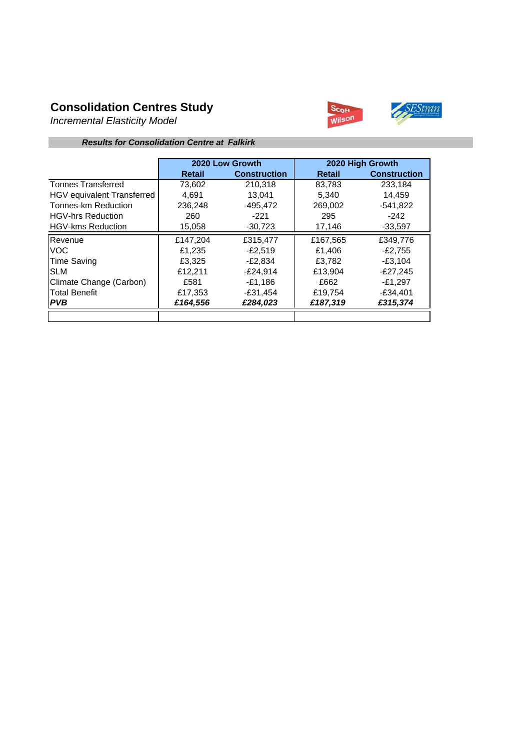## Consolidation Centres Study

*Incremental Elasticity Model*

***Results for Consolidation Centre at Falkirk***

| | 2020 Low Growth | | 2020 High Growth | |
|---|---|---|---|---|
| | **Retail** | **Construction** | **Retail** | **Construction** |
| Tonnes Transferred | 73,602 | 210,318 | 83,783 | 233,184 |
| HGV equivalent Transferred | 4,691 | 13,041 | 5,340 | 14,459 |
| Tonnes-km Reduction | 236,248 | -495,472 | 269,002 | -541,822 |
| HGV-hrs Reduction | 260 | -221 | 295 | -242 |
| HGV-kms Reduction | 15,058 | -30,723 | 17,146 | -33,597 |
| Revenue | £147,204 | £315,477 | £167,565 | £349,776 |
| VOC | £1,235 | -£2,519 | £1,406 | -£2,755 |
| Time Saving | £3,325 | -£2,834 | £3,782 | -£3,104 |
| SLM | £12,211 | -£24,914 | £13,904 | -£27,245 |
| Climate Change (Carbon) | £581 | -£1,186 | £662 | -£1,297 |
| Total Benefit | £17,353 | -£31,454 | £19,754 | -£34,401 |
| ***PVB*** | ***£164,556*** | ***£284,023*** | ***£187,319*** | ***£315,374*** |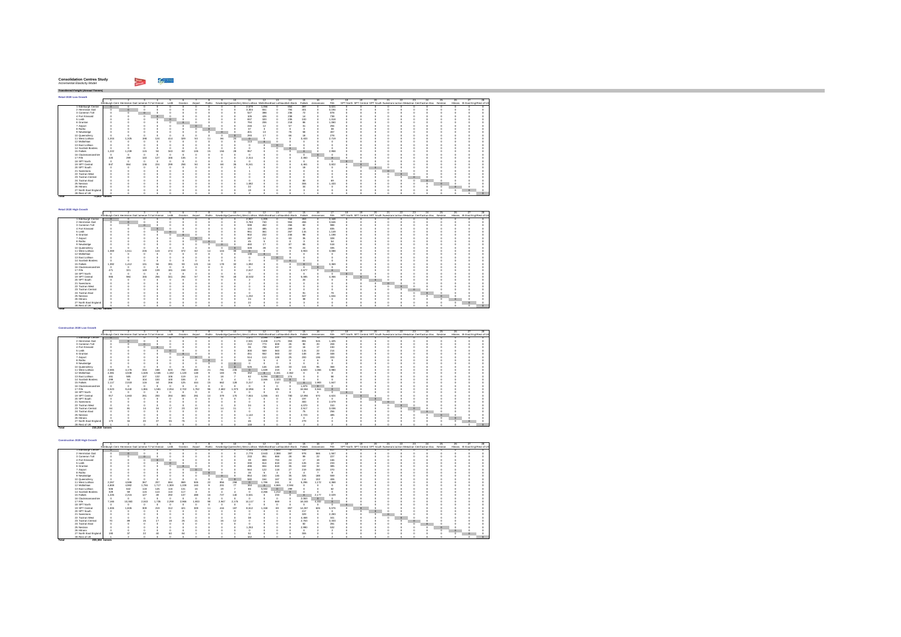# Consolidation Centres Study

*Incremental Elasticity Model*

**Transferred Freight (Annual Tonnes)**

## Retail 2020 Low Growth

## Retail 2020 High Growth

## Construction 2020 Low Growth

## Construction 2020 High Growth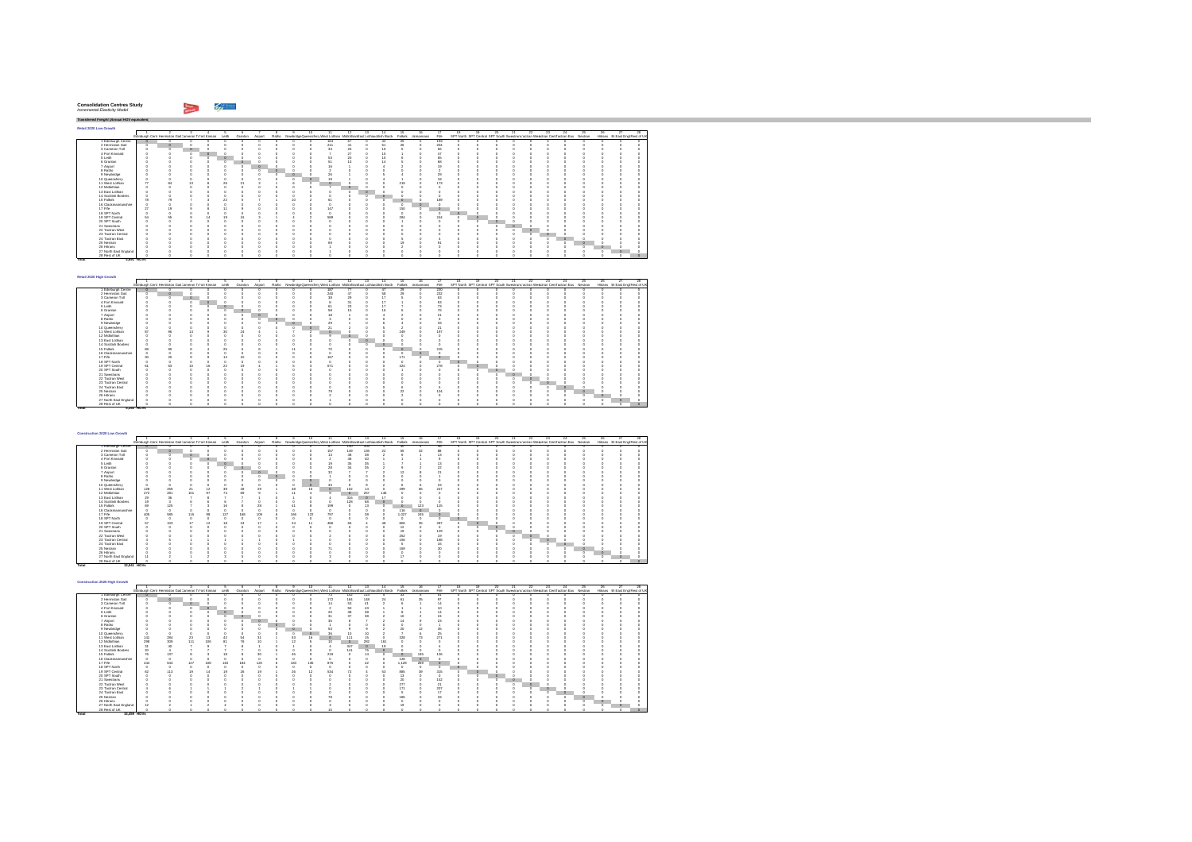**Consolidation Centres Study**
*Incremental Elasticity Model*

**Transferred Freight (Annual HGV equivalents)**

**Retail 2020 Low Growth**

**Retail 2020 High Growth**

**Construction 2020 Low Growth**

**Construction 2020 High Growth**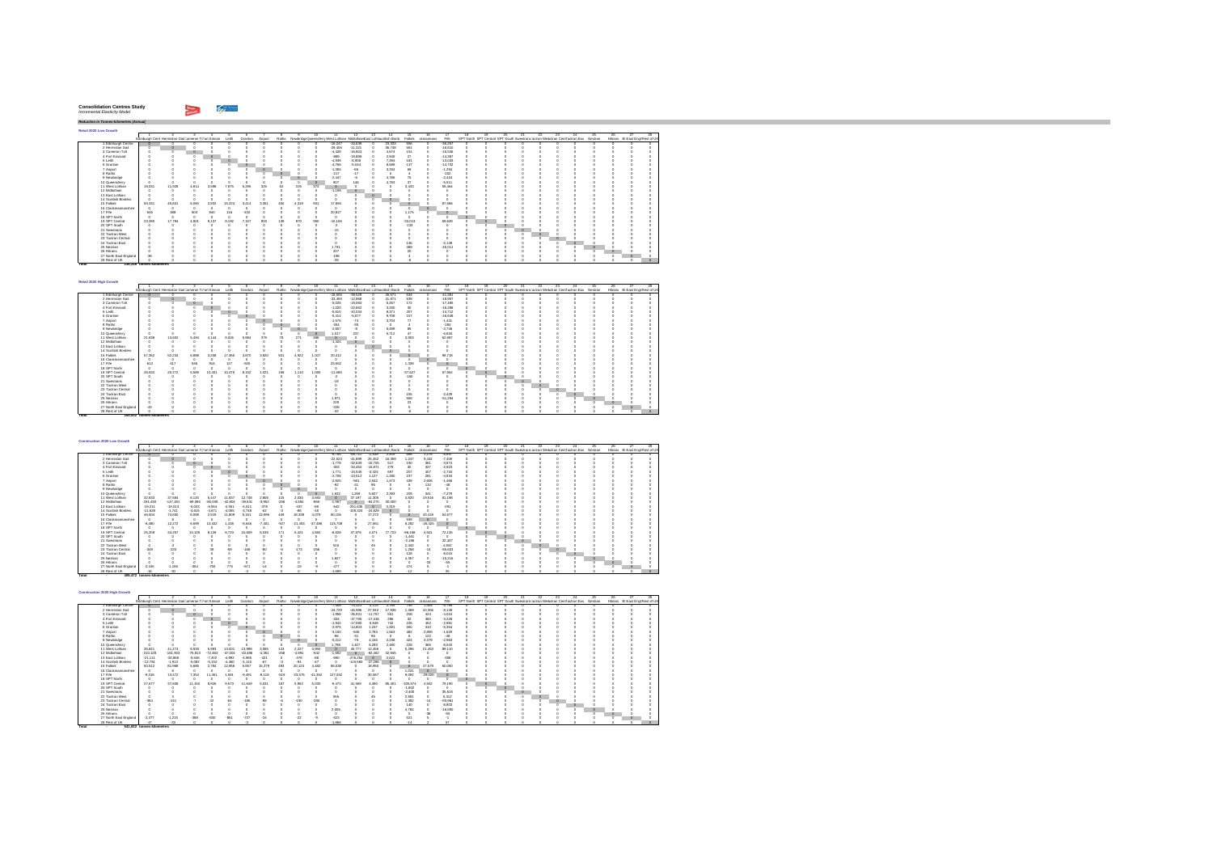# Consolidation Centres Study

*Incremental Elasticity Model*

***Reduction in Tonne-kilometres (Annual)***

## Retail 2020 Low Growth

**Total** 226,266 tonne-kilometres

## Retail 2020 High Growth

**Total** 288,552 tonne-kilometres

## Construction 2020 Low Growth

**Total** 386,472 tonne-kilometres

## Construction 2020 High Growth

**Total** 541,822 tonne-kilometres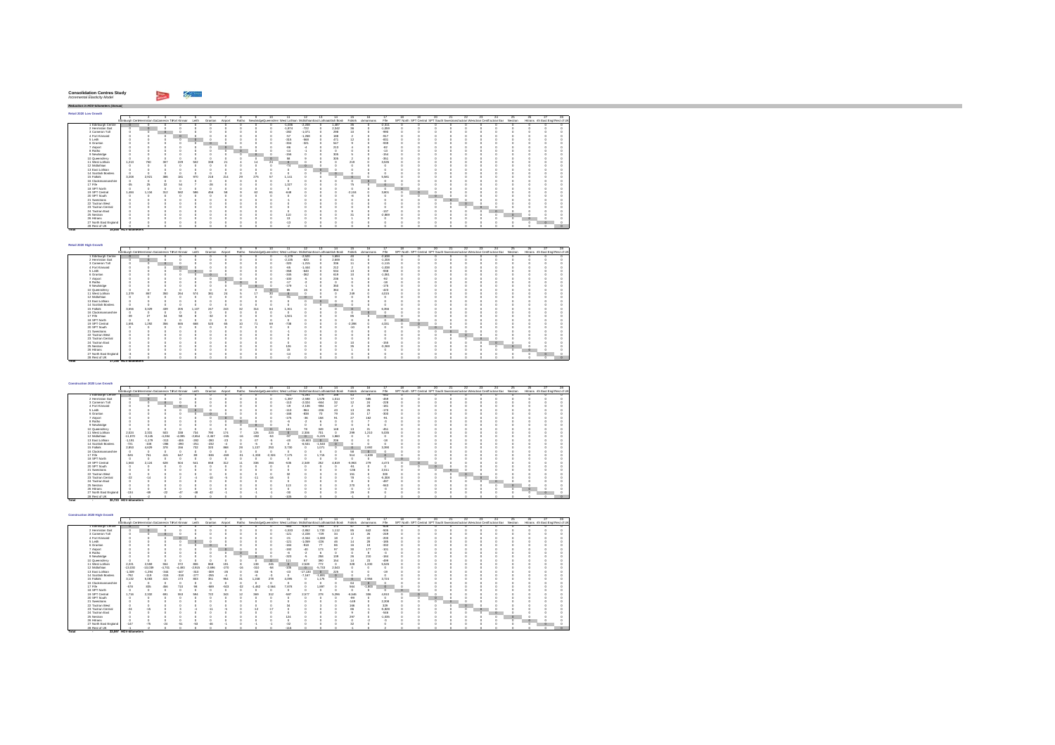**Consolidation Centres Study**

*Incremental Elasticity Model*

***Reduction in HGV-kilometres (Annual)***

**Retail 2020 Low Growth**

**Total** 16,866 HGV-kilometres

**Retail 2020 High Growth**

**Total** 17,290 HGV-kilometres

**Construction 2020 Low Growth**

**Total** 30,733 HGV-kilometres

**Construction 2020 High Growth**

**Total** 23,897 HGV-kilometres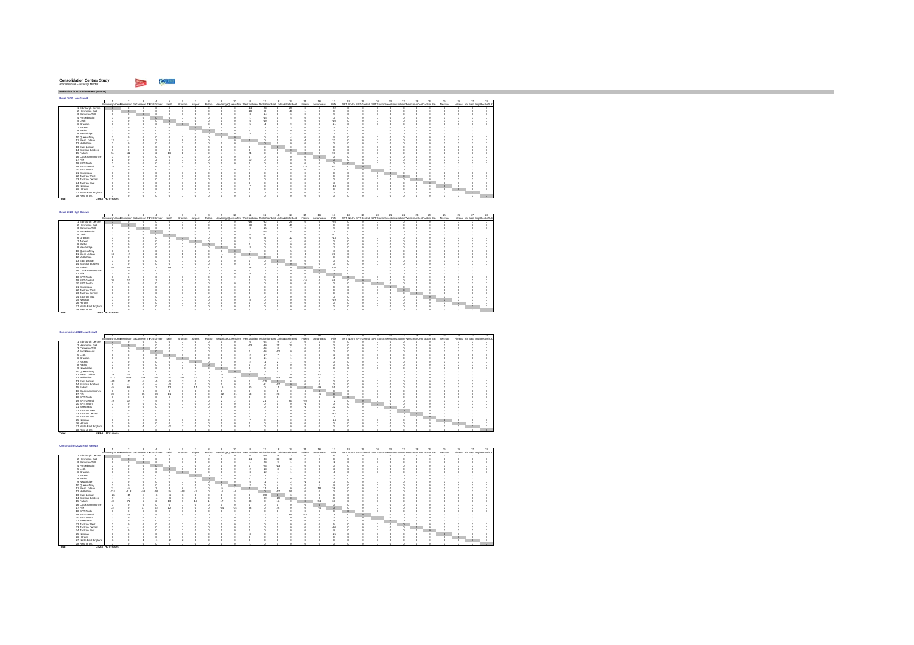**Consolidation Centres Study**
*Incremental Elasticity Model*

*Reduction in HGV-kilometres (Annual)*

### Retail 2020 Low Growth

Total 199.8 HGV-kms/s

### Retail 2020 High Growth

Total 196.5 HGV-kms/s

### Construction 2020 Low Growth

Total 221.0 HGV-kms/s

### Construction 2020 High Growth

Total 242.5 HGV-kms/s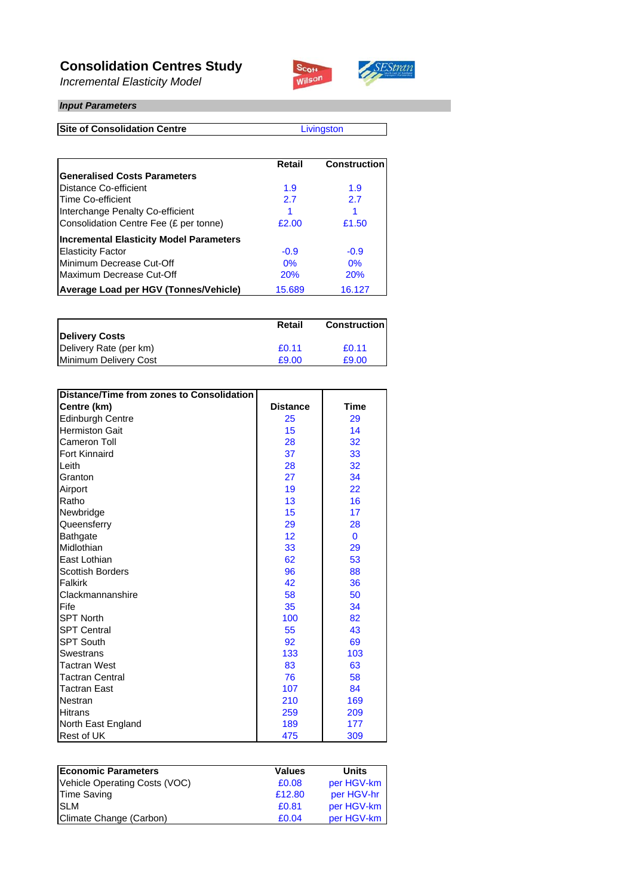# Consolidation Centres Study

*Incremental Elasticity Model*

***Input Parameters***

| Site of Consolidation Centre | Livingston |
|---|---|

| | Retail | Construction |
|---|---|---|
| **Generalised Costs Parameters** | | |
| Distance Co-efficient | 1.9 | 1.9 |
| Time Co-efficient | 2.7 | 2.7 |
| Interchange Penalty Co-efficient | 1 | 1 |
| Consolidation Centre Fee (£ per tonne) | £2.00 | £1.50 |
| **Incremental Elasticity Model Parameters** | | |
| Elasticity Factor | -0.9 | -0.9 |
| Minimum Decrease Cut-Off | 0% | 0% |
| Maximum Decrease Cut-Off | 20% | 20% |
| **Average Load per HGV (Tonnes/Vehicle)** | 15.689 | 16.127 |

| | Retail | Construction |
|---|---|---|
| **Delivery Costs** | | |
| Delivery Rate (per km) | £0.11 | £0.11 |
| Minimum Delivery Cost | £9.00 | £9.00 |

| Distance/Time from zones to Consolidation Centre (km) | Distance | Time |
|---|---|---|
| Edinburgh Centre | 25 | 29 |
| Hermiston Gait | 15 | 14 |
| Cameron Toll | 28 | 32 |
| Fort Kinnaird | 37 | 33 |
| Leith | 28 | 32 |
| Granton | 27 | 34 |
| Airport | 19 | 22 |
| Ratho | 13 | 16 |
| Newbridge | 15 | 17 |
| Queensferry | 29 | 28 |
| Bathgate | 12 | 0 |
| Midlothian | 33 | 29 |
| East Lothian | 62 | 53 |
| Scottish Borders | 96 | 88 |
| Falkirk | 42 | 36 |
| Clackmannanshire | 58 | 50 |
| Fife | 35 | 34 |
| SPT North | 100 | 82 |
| SPT Central | 55 | 43 |
| SPT South | 92 | 69 |
| Swestrans | 133 | 103 |
| Tactran West | 83 | 63 |
| Tactran Central | 76 | 58 |
| Tactran East | 107 | 84 |
| Nestran | 210 | 169 |
| Hitrans | 259 | 209 |
| North East England | 189 | 177 |
| Rest of UK | 475 | 309 |

| Economic Parameters | Values | Units |
|---|---|---|
| Vehicle Operating Costs (VOC) | £0.08 | per HGV-km |
| Time Saving | £12.80 | per HGV-hr |
| SLM | £0.81 | per HGV-km |
| Climate Change (Carbon) | £0.04 | per HGV-km |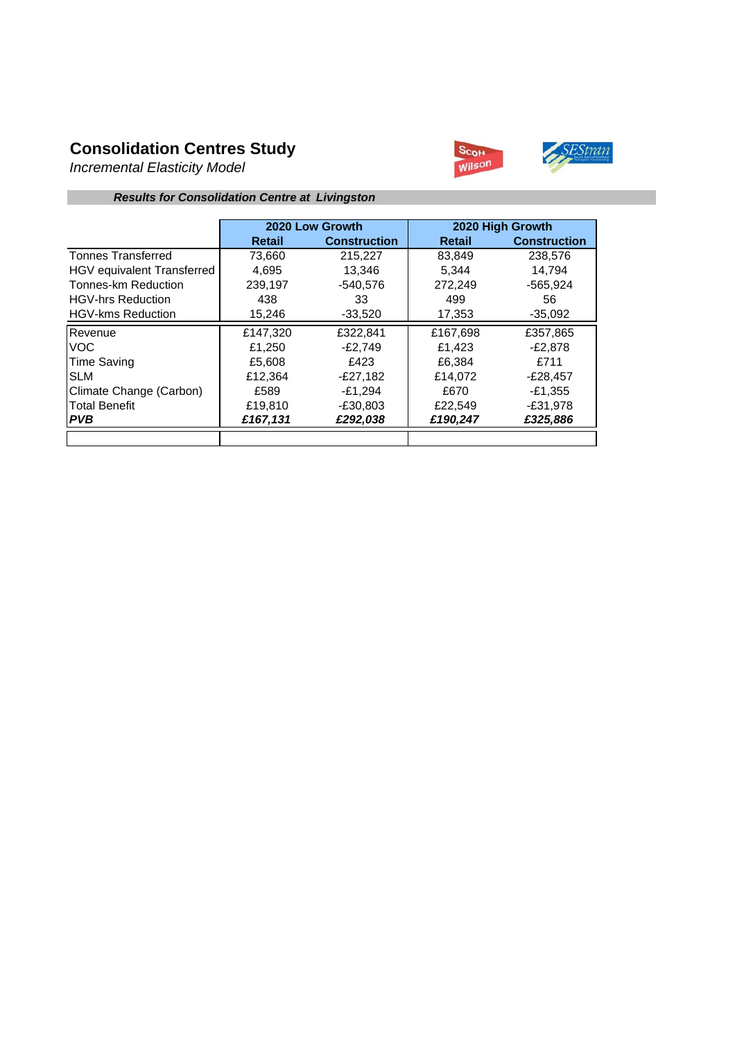## Consolidation Centres Study

*Incremental Elasticity Model*

***Results for Consolidation Centre at Livingston***

| | 2020 Low Growth | | 2020 High Growth | |
|---|---|---|---|---|
| | **Retail** | **Construction** | **Retail** | **Construction** |
| Tonnes Transferred | 73,660 | 215,227 | 83,849 | 238,576 |
| HGV equivalent Transferred | 4,695 | 13,346 | 5,344 | 14,794 |
| Tonnes-km Reduction | 239,197 | -540,576 | 272,249 | -565,924 |
| HGV-hrs Reduction | 438 | 33 | 499 | 56 |
| HGV-kms Reduction | 15,246 | -33,520 | 17,353 | -35,092 |
| Revenue | £147,320 | £322,841 | £167,698 | £357,865 |
| VOC | £1,250 | -£2,749 | £1,423 | -£2,878 |
| Time Saving | £5,608 | £423 | £6,384 | £711 |
| SLM | £12,364 | -£27,182 | £14,072 | -£28,457 |
| Climate Change (Carbon) | £589 | -£1,294 | £670 | -£1,355 |
| Total Benefit | £19,810 | -£30,803 | £22,549 | -£31,978 |
| ***PVB*** | ***£167,131*** | ***£292,038*** | ***£190,247*** | ***£325,886*** |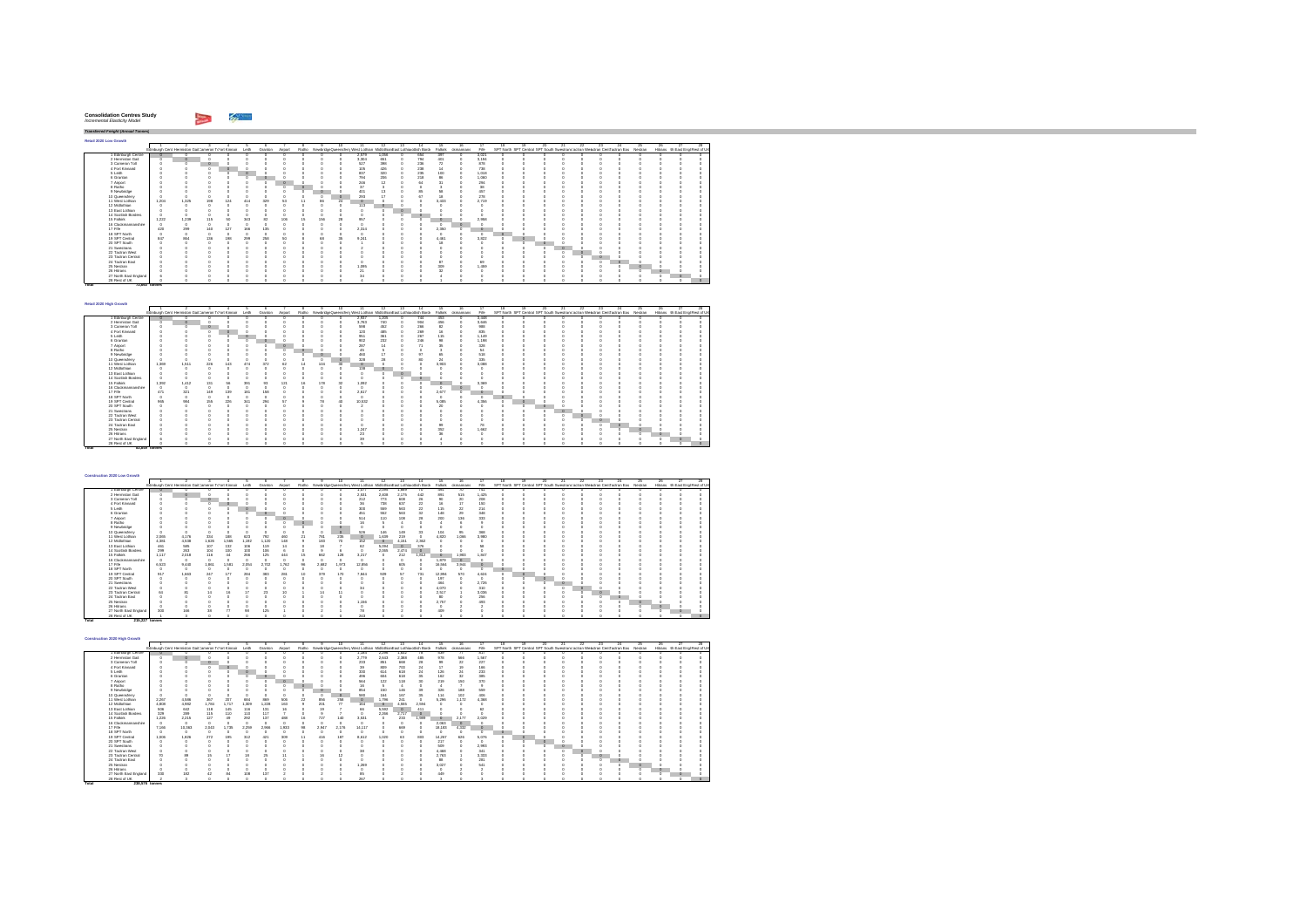# Consolidation Centres Study

*Incremental Elasticity Model*

**Transferred Freight (Annual Tonnes)**

## Retail 2020 Low Growth

## Retail 2020 High Growth

## Construction 2020 Low Growth

## Construction 2020 High Growth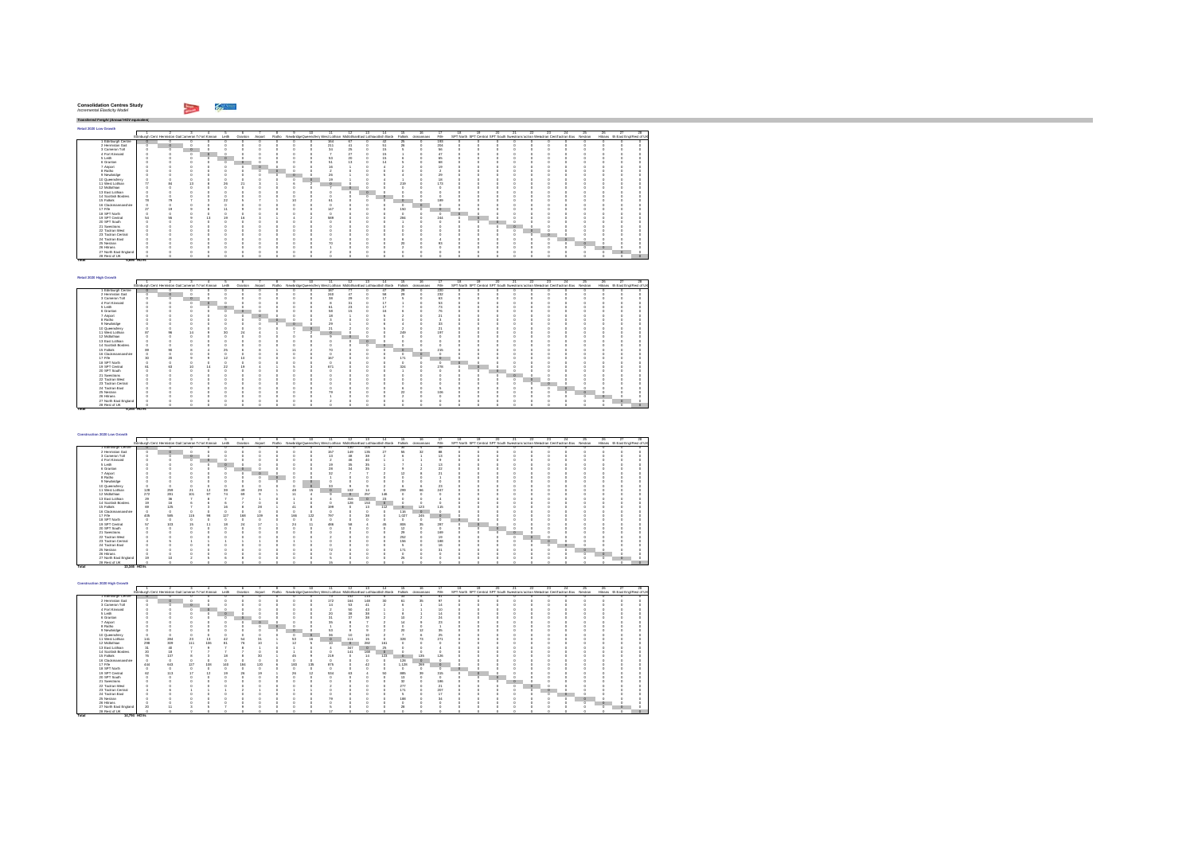**Consolidation Centres Study**
*Incremental Elasticity Model*

**Transferred Freight (Annual HGV equivalents)**

**Retail 2020 Low Growth**

Total 5,898 HGVs

**Retail 2020 High Growth**

Total 9,660 HGVs

**Construction 2020 Low Growth**

Total 13,346 HGVs

**Construction 2020 High Growth**

Total 16,756 HGVs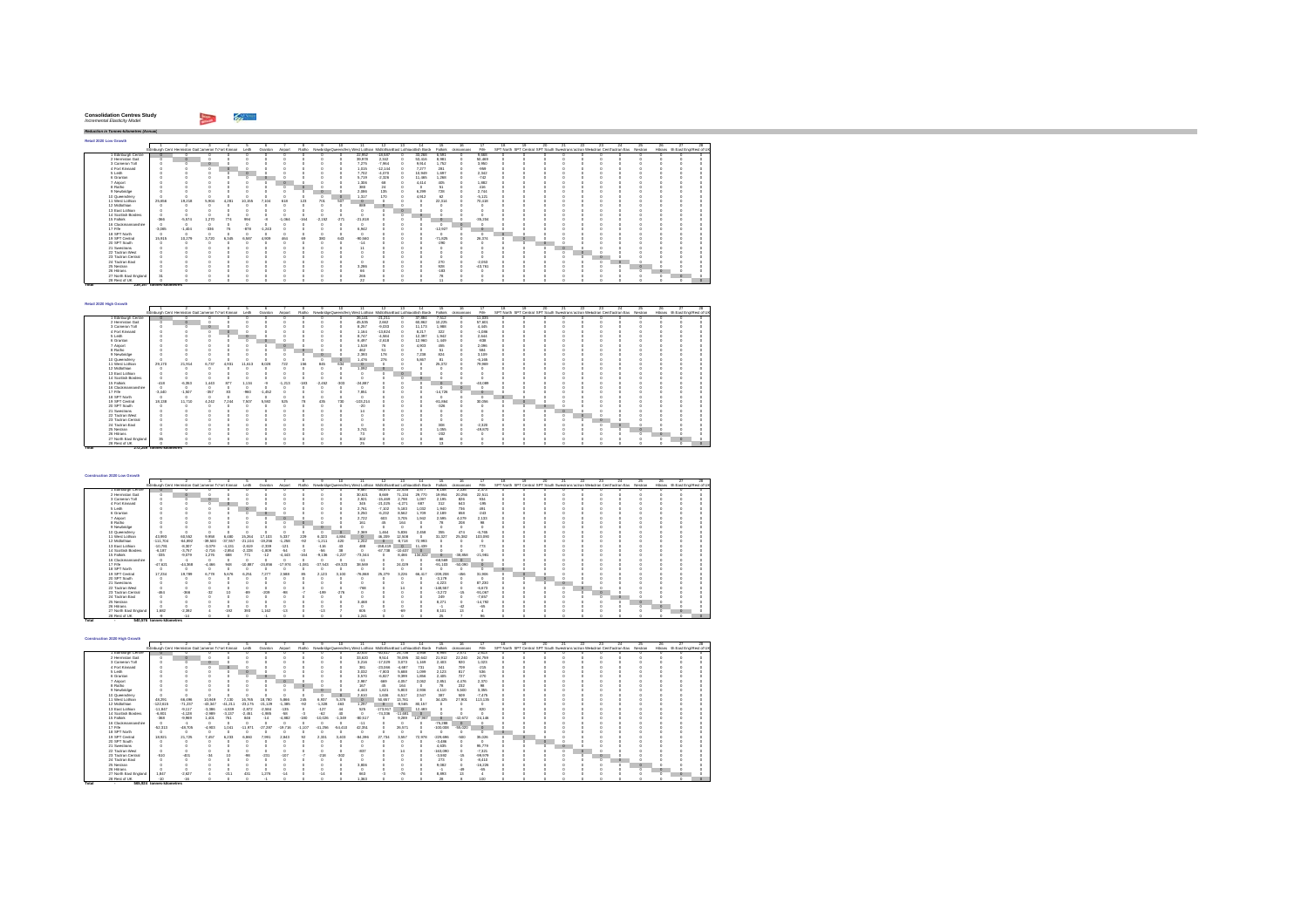**Consolidation Centres Study**

*Incremental Elasticity Model*

***Reduction in Tonnes-kilometres (Annual)***

**Retail 2020 Low Growth**

**Retail 2020 High Growth**

**Construction 2020 Low Growth**

**Construction 2020 High Growth**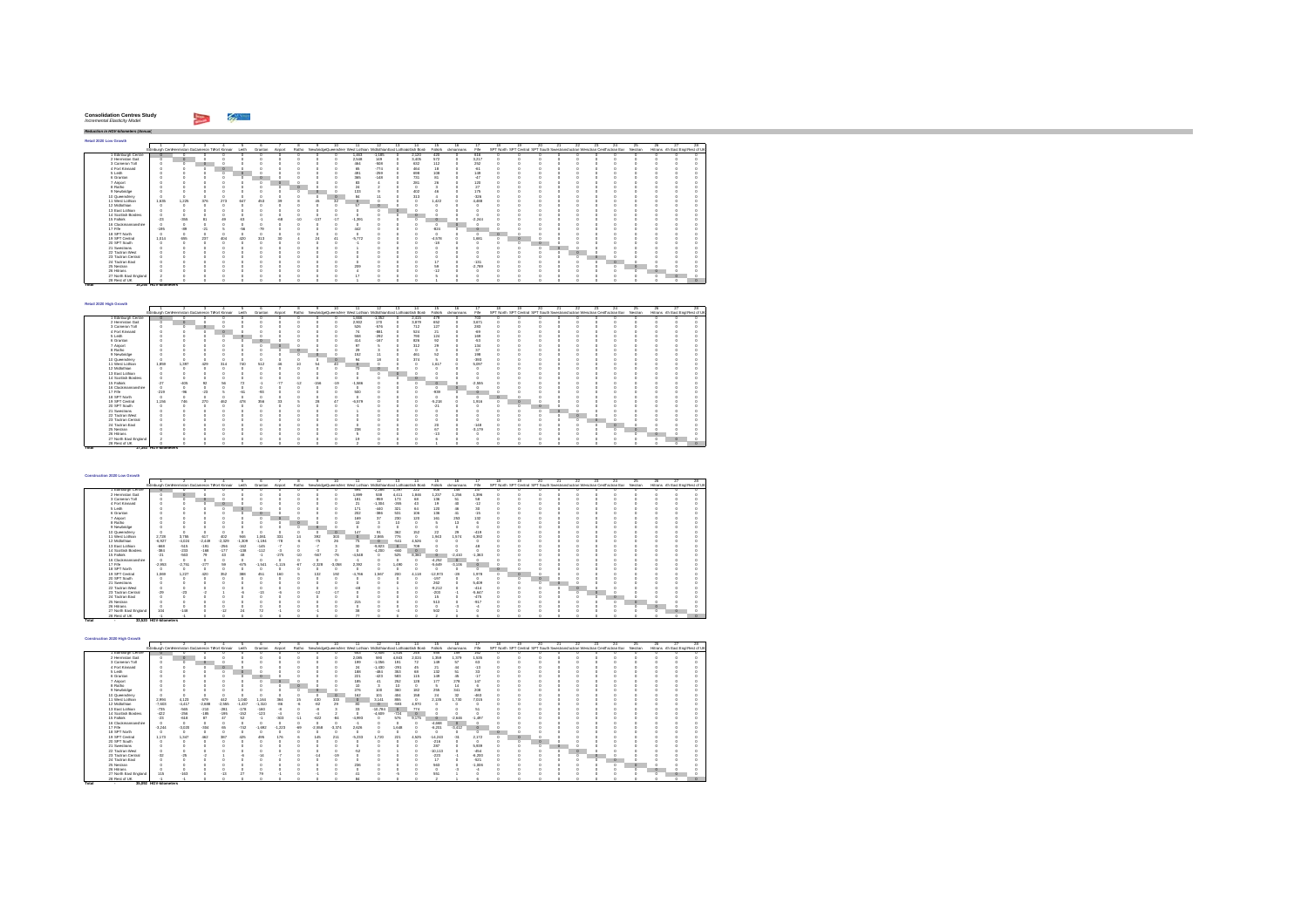# Consolidation Centres Study

*Incremental Elasticity Model*

***Reduction in HGV-kilometers (Annual)***

## Retail 2020 Low Growth

Total: 24,206 HGV kilometers

## Retail 2020 High Growth

Total: 27,369 HGV kilometers

## Construction 2020 Low Growth

Total: 23,826 HGV kilometers

## Construction 2020 High Growth

Total: 29,092 HGV kilometers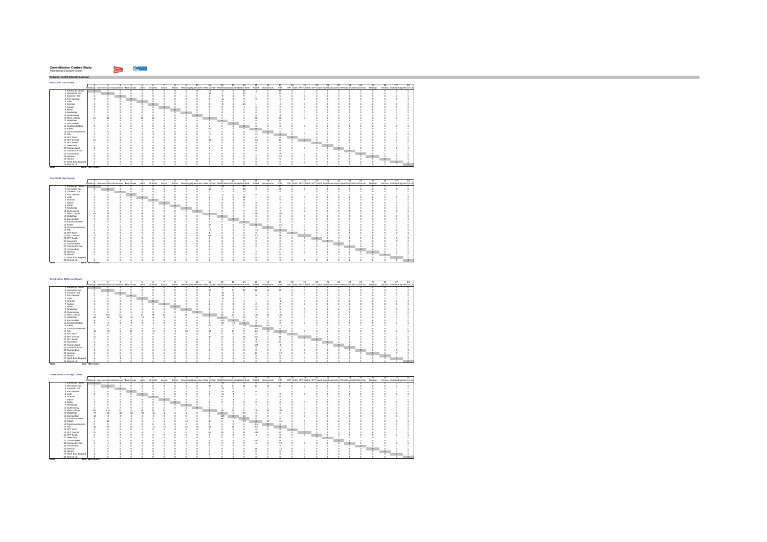**Consolidation Centres Study**

*Incremental Elasticity Model*

***Reduction in HGV-kilometres (Annual)***

## Retail 2020 Low Growth

Origin–destination matrix (zones 1–28):

1 Edinburgh Centre, 2 Hermiston Gait, 3 Cameron Toll, 4 Fort Kinnaird, 5 Leith, 6 Granton, 7 Airport, 8 Ratho, 9 Newbridge, 10 Queensferry, 11 West Lothian, 12 Midlothian, 13 East Lothian, 14 Scottish Borders, 15 Falkirk, 16 Clackmannanshire, 17 Fife, 18 SPT North, 19 SPT Central, 20 SPT South, 21 Swestrans, 22 Tactran West, 23 Tactran Central, 24 Tactran East, 25 Nestran, 26 Hitrans, 27 North East England, 28 Rest of UK

**Total: 118.1 HGV-hours**

## Retail 2020 High Growth

Origin–destination matrix (zones 1–28, as above).

**Total: 156.3 HGV-hours**

## Construction 2020 Low Growth

Origin–destination matrix (zones 1–28, as above).

**Total: 33.0 HGV-hours**

## Construction 2020 High Growth

Origin–destination matrix (zones 1–28, as above).

**Total: 55.0 HGV-hours**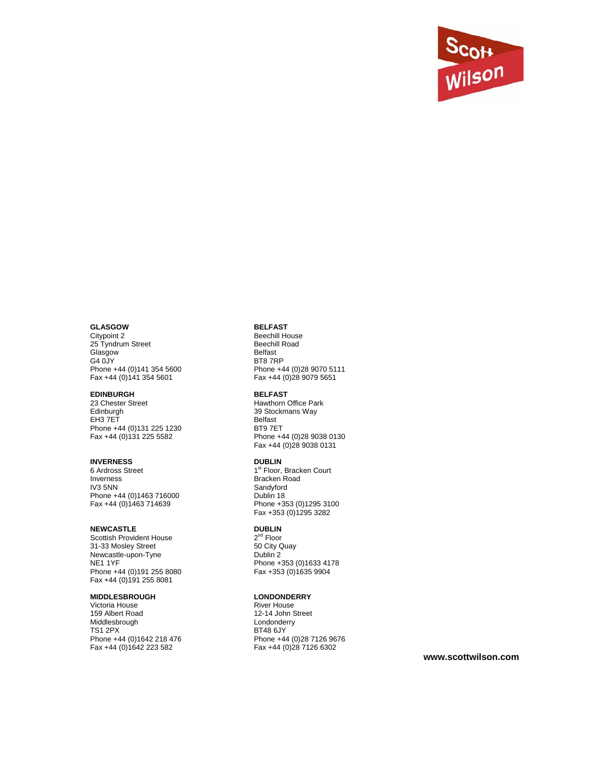Scott Wilson

**GLASGOW**
Citypoint 2
25 Tyndrum Street
Glasgow
G4 0JY
Phone +44 (0)141 354 5600
Fax +44 (0)141 354 5601

**EDINBURGH**
23 Chester Street
Edinburgh
EH3 7ET
Phone +44 (0)131 225 1230
Fax +44 (0)131 225 5582

**INVERNESS**
6 Ardross Street
Inverness
IV3 5NN
Phone +44 (0)1463 716000
Fax +44 (0)1463 714639

**NEWCASTLE**
Scottish Provident House
31-33 Mosley Street
Newcastle-upon-Tyne
NE1 1YF
Phone +44 (0)191 255 8080
Fax +44 (0)191 255 8081

**MIDDLESBROUGH**
Victoria House
159 Albert Road
Middlesbrough
TS1 2PX
Phone +44 (0)1642 218 476
Fax +44 (0)1642 223 582

**BELFAST**
Beechill House
Beechill Road
Belfast
BT8 7RP
Phone +44 (0)28 9070 5111
Fax +44 (0)28 9079 5651

**BELFAST**
Hawthorn Office Park
39 Stockmans Way
Belfast
BT9 7ET
Phone +44 (0)28 9038 0130
Fax +44 (0)28 9038 0131

**DUBLIN**
1st Floor, Bracken Court
Bracken Road
Sandyford
Dublin 18
Phone +353 (0)1295 3100
Fax +353 (0)1295 3282

**DUBLIN**
2nd Floor
50 City Quay
Dublin 2
Phone +353 (0)1633 4178
Fax +353 (0)1635 9904

**LONDONDERRY**
River House
12-14 John Street
Londonderry
BT48 6JY
Phone +44 (0)28 7126 9676
Fax +44 (0)28 7126 6302

**www.scottwilson.com**